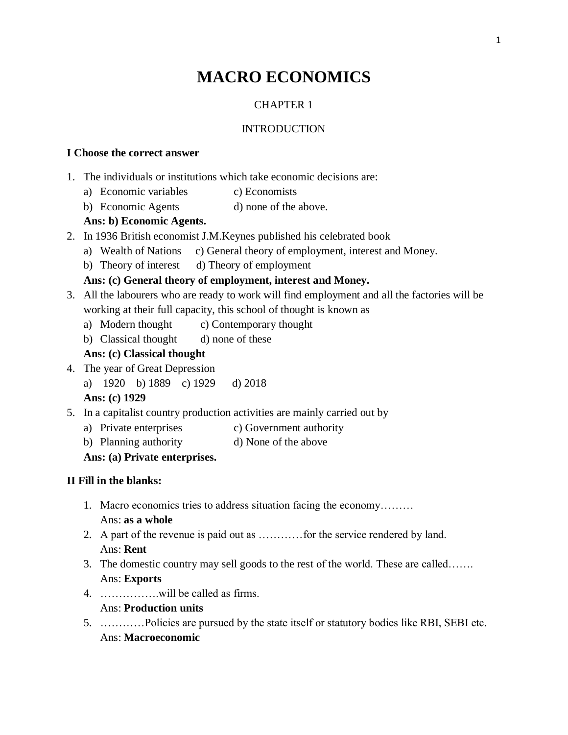# MACRO ECONOMICS

CHAPTER 1

INTRODUCTION

**I Choose the correct answer**

1. The individuals or institutions which take economic decisions are:
   a) Economic variables c) Economists
   b) Economic Agents d) none of the above.
   **Ans: b) Economic Agents.**
2. In 1936 British economist J.M.Keynes published his celebrated book
   a) Wealth of Nations c) General theory of employment, interest and Money.
   b) Theory of interest d) Theory of employment
   **Ans: (c) General theory of employment, interest and Money.**
3. All the labourers who are ready to work will find employment and all the factories will be working at their full capacity, this school of thought is known as
   a) Modern thought c) Contemporary thought
   b) Classical thought d) none of these
   **Ans: (c) Classical thought**
4. The year of Great Depression
   a) 1920 b) 1889 c) 1929 d) 2018
   **Ans: (c) 1929**
5. In a capitalist country production activities are mainly carried out by
   a) Private enterprises c) Government authority
   b) Planning authority d) None of the above
   **Ans: (a) Private enterprises.**

**II Fill in the blanks:**

1. Macro economics tries to address situation facing the economy………
   Ans: **as a whole**
2. A part of the revenue is paid out as …………for the service rendered by land.
   Ans: **Rent**
3. The domestic country may sell goods to the rest of the world. These are called…….
   Ans: **Exports**
4. …………….will be called as firms.
   Ans: **Production units**
5. …………Policies are pursued by the state itself or statutory bodies like RBI, SEBI etc.
   Ans: **Macroeconomic**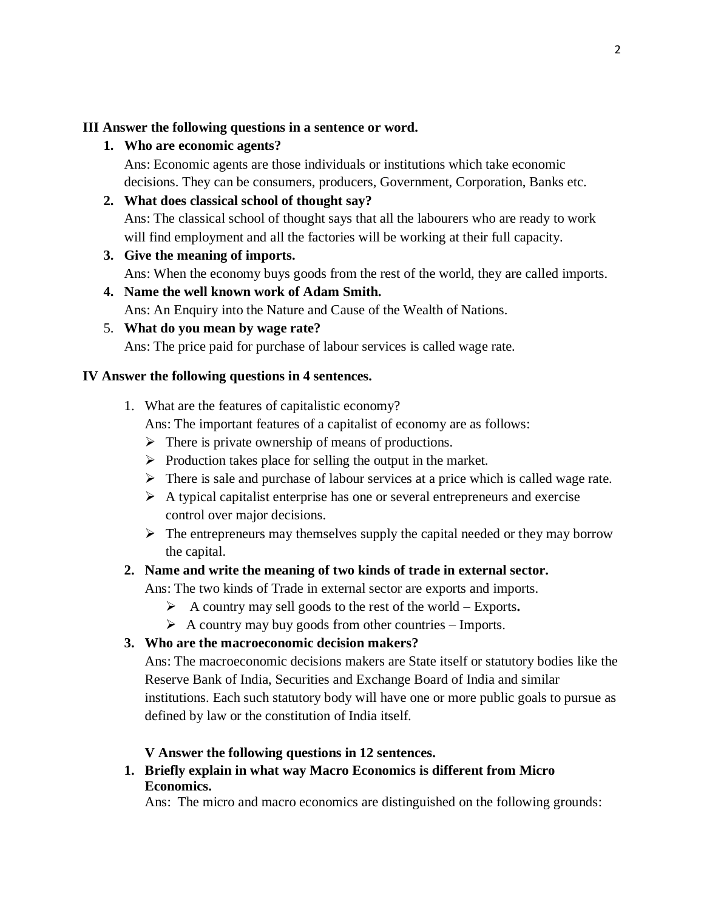**III Answer the following questions in a sentence or word.**

1. **Who are economic agents?**
   Ans: Economic agents are those individuals or institutions which take economic decisions. They can be consumers, producers, Government, Corporation, Banks etc.
2. **What does classical school of thought say?**
   Ans: The classical school of thought says that all the labourers who are ready to work will find employment and all the factories will be working at their full capacity.
3. **Give the meaning of imports.**
   Ans: When the economy buys goods from the rest of the world, they are called imports.
4. **Name the well known work of Adam Smith.**
   Ans: An Enquiry into the Nature and Cause of the Wealth of Nations.
5. **What do you mean by wage rate?**
   Ans: The price paid for purchase of labour services is called wage rate.

**IV Answer the following questions in 4 sentences.**

1. What are the features of capitalistic economy?
   Ans: The important features of a capitalist of economy are as follows:
   - There is private ownership of means of productions.
   - Production takes place for selling the output in the market.
   - There is sale and purchase of labour services at a price which is called wage rate.
   - A typical capitalist enterprise has one or several entrepreneurs and exercise control over major decisions.
   - The entrepreneurs may themselves supply the capital needed or they may borrow the capital.
2. **Name and write the meaning of two kinds of trade in external sector.**
   Ans: The two kinds of Trade in external sector are exports and imports.
   - A country may sell goods to the rest of the world – Exports**.**
   - A country may buy goods from other countries – Imports.
3. **Who are the macroeconomic decision makers?**
   Ans: The macroeconomic decisions makers are State itself or statutory bodies like the Reserve Bank of India, Securities and Exchange Board of India and similar institutions. Each such statutory body will have one or more public goals to pursue as defined by law or the constitution of India itself.

**V Answer the following questions in 12 sentences.**

1. **Briefly explain in what way Macro Economics is different from Micro Economics.**
   Ans: The micro and macro economics are distinguished on the following grounds: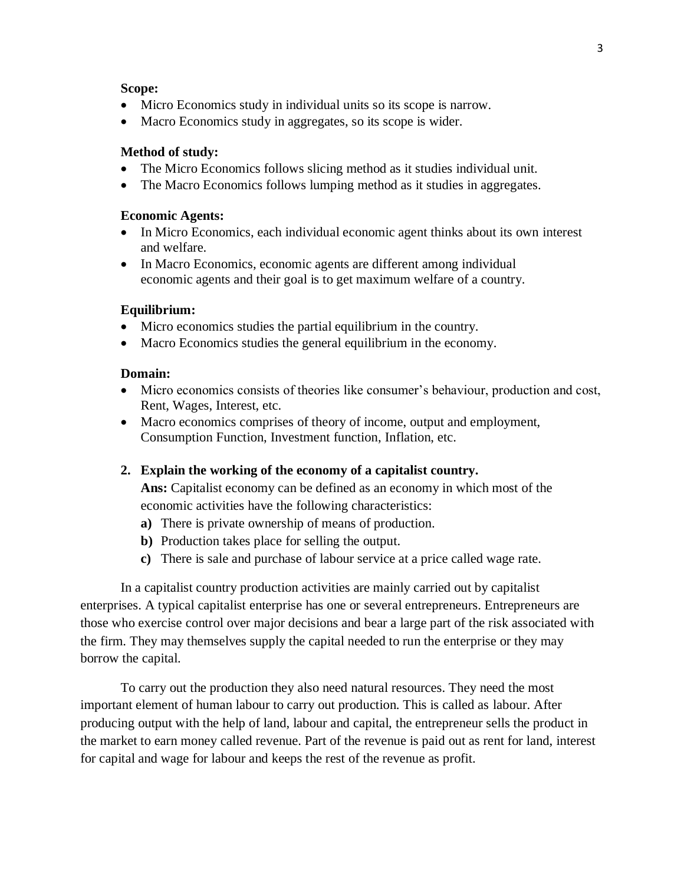**Scope:**

- Micro Economics study in individual units so its scope is narrow.
- Macro Economics study in aggregates, so its scope is wider.

**Method of study:**

- The Micro Economics follows slicing method as it studies individual unit.
- The Macro Economics follows lumping method as it studies in aggregates.

**Economic Agents:**

- In Micro Economics, each individual economic agent thinks about its own interest and welfare.
- In Macro Economics, economic agents are different among individual economic agents and their goal is to get maximum welfare of a country.

**Equilibrium:**

- Micro economics studies the partial equilibrium in the country.
- Macro Economics studies the general equilibrium in the economy.

**Domain:**

- Micro economics consists of theories like consumer's behaviour, production and cost, Rent, Wages, Interest, etc.
- Macro economics comprises of theory of income, output and employment, Consumption Function, Investment function, Inflation, etc.

**2. Explain the working of the economy of a capitalist country.**

**Ans:** Capitalist economy can be defined as an economy in which most of the economic activities have the following characteristics:

**a)** There is private ownership of means of production.

**b)** Production takes place for selling the output.

**c)** There is sale and purchase of labour service at a price called wage rate.

In a capitalist country production activities are mainly carried out by capitalist enterprises. A typical capitalist enterprise has one or several entrepreneurs. Entrepreneurs are those who exercise control over major decisions and bear a large part of the risk associated with the firm. They may themselves supply the capital needed to run the enterprise or they may borrow the capital.

To carry out the production they also need natural resources. They need the most important element of human labour to carry out production. This is called as labour. After producing output with the help of land, labour and capital, the entrepreneur sells the product in the market to earn money called revenue. Part of the revenue is paid out as rent for land, interest for capital and wage for labour and keeps the rest of the revenue as profit.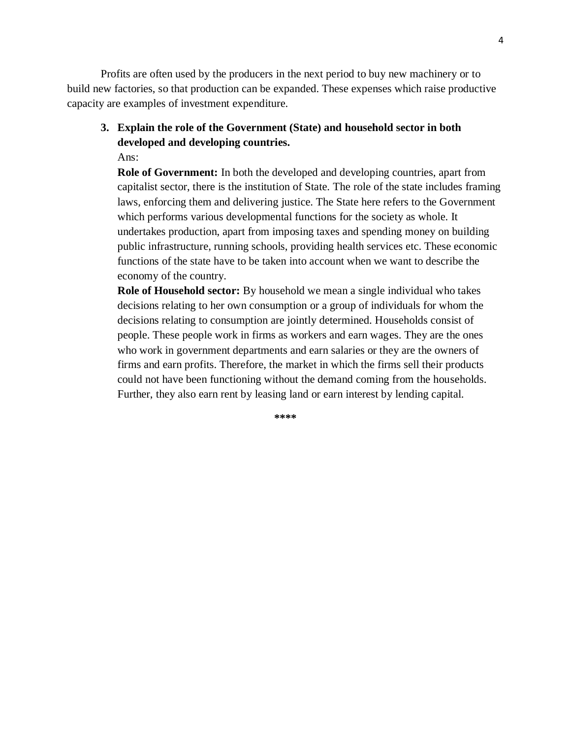Profits are often used by the producers in the next period to buy new machinery or to build new factories, so that production can be expanded. These expenses which raise productive capacity are examples of investment expenditure.

3. **Explain the role of the Government (State) and household sector in both developed and developing countries.**

   Ans:

   **Role of Government:** In both the developed and developing countries, apart from capitalist sector, there is the institution of State. The role of the state includes framing laws, enforcing them and delivering justice. The State here refers to the Government which performs various developmental functions for the society as whole. It undertakes production, apart from imposing taxes and spending money on building public infrastructure, running schools, providing health services etc. These economic functions of the state have to be taken into account when we want to describe the economy of the country.

   **Role of Household sector:** By household we mean a single individual who takes decisions relating to her own consumption or a group of individuals for whom the decisions relating to consumption are jointly determined. Households consist of people. These people work in firms as workers and earn wages. They are the ones who work in government departments and earn salaries or they are the owners of firms and earn profits. Therefore, the market in which the firms sell their products could not have been functioning without the demand coming from the households. Further, they also earn rent by leasing land or earn interest by lending capital.

****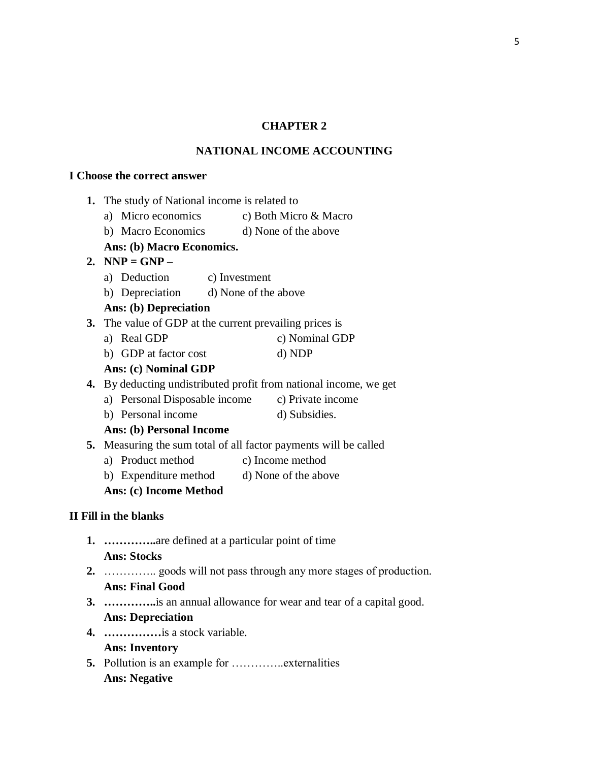# CHAPTER 2

## NATIONAL INCOME ACCOUNTING

### I Choose the correct answer

1. The study of National income is related to
   a) Micro economics  c) Both Micro & Macro
   b) Macro Economics  d) None of the above
   **Ans: (b) Macro Economics.**
2. **NNP = GNP –**
   a) Deduction  c) Investment
   b) Depreciation  d) None of the above
   **Ans: (b) Depreciation**
3. The value of GDP at the current prevailing prices is
   a) Real GDP  c) Nominal GDP
   b) GDP at factor cost  d) NDP
   **Ans: (c) Nominal GDP**
4. By deducting undistributed profit from national income, we get
   a) Personal Disposable income  c) Private income
   b) Personal income  d) Subsidies.
   **Ans: (b) Personal Income**
5. Measuring the sum total of all factor payments will be called
   a) Product method  c) Income method
   b) Expenditure method  d) None of the above
   **Ans: (c) Income Method**

### II Fill in the blanks

1. **…………..**are defined at a particular point of time
   **Ans: Stocks**
2. ………….. goods will not pass through any more stages of production.
   **Ans: Final Good**
3. **…………..**is an annual allowance for wear and tear of a capital good.
   **Ans: Depreciation**
4. **……………**is a stock variable.
   **Ans: Inventory**
5. Pollution is an example for …………..externalities
   **Ans: Negative**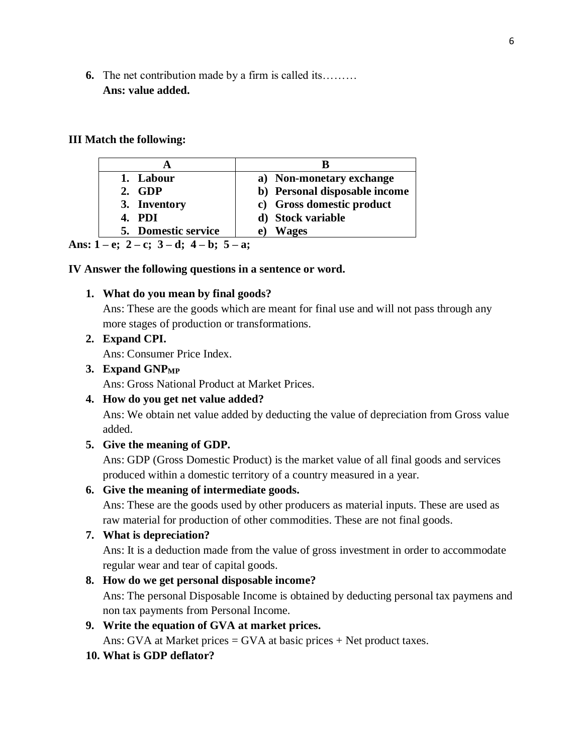**6.** The net contribution made by a firm is called its………
**Ans: value added.**

**III Match the following:**

| A | B |
|---|---|
| 1. Labour | a) Non-monetary exchange |
| 2. GDP | b) Personal disposable income |
| 3. Inventory | c) Gross domestic product |
| 4. PDI | d) Stock variable |
| 5. Domestic service | e) Wages |

**Ans: 1 – e; 2 – c; 3 – d; 4 – b; 5 – a;**

**IV Answer the following questions in a sentence or word.**

1. **What do you mean by final goods?**
   Ans: These are the goods which are meant for final use and will not pass through any more stages of production or transformations.
2. **Expand CPI.**
   Ans: Consumer Price Index.
3. **Expand $GNP_{MP}$**
   Ans: Gross National Product at Market Prices.
4. **How do you get net value added?**
   Ans: We obtain net value added by deducting the value of depreciation from Gross value added.
5. **Give the meaning of GDP.**
   Ans: GDP (Gross Domestic Product) is the market value of all final goods and services produced within a domestic territory of a country measured in a year.
6. **Give the meaning of intermediate goods.**
   Ans: These are the goods used by other producers as material inputs. These are used as raw material for production of other commodities. These are not final goods.
7. **What is depreciation?**
   Ans: It is a deduction made from the value of gross investment in order to accommodate regular wear and tear of capital goods.
8. **How do we get personal disposable income?**
   Ans: The personal Disposable Income is obtained by deducting personal tax paymens and non tax payments from Personal Income.
9. **Write the equation of GVA at market prices.**
   Ans: GVA at Market prices = GVA at basic prices + Net product taxes.
10. **What is GDP deflator?**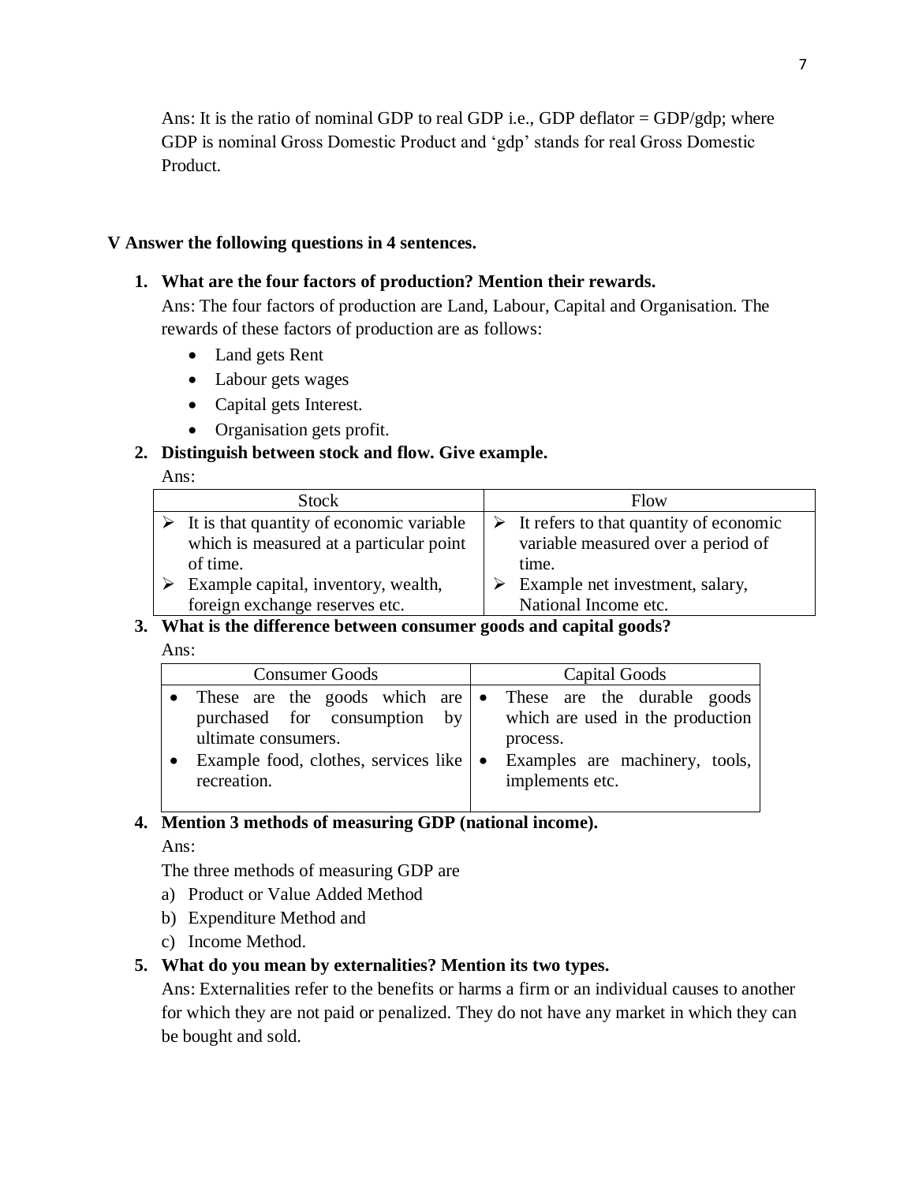Ans: It is the ratio of nominal GDP to real GDP i.e., GDP deflator = GDP/gdp; where GDP is nominal Gross Domestic Product and 'gdp' stands for real Gross Domestic Product.

**V Answer the following questions in 4 sentences.**

1. **What are the four factors of production? Mention their rewards.**

   Ans: The four factors of production are Land, Labour, Capital and Organisation. The rewards of these factors of production are as follows:

   - Land gets Rent
   - Labour gets wages
   - Capital gets Interest.
   - Organisation gets profit.

2. **Distinguish between stock and flow. Give example.**

   Ans:

| Stock | Flow |
|---|---|
| ➢ It is that quantity of economic variable which is measured at a particular point of time. | ➢ It refers to that quantity of economic variable measured over a period of time. |
| ➢ Example capital, inventory, wealth, foreign exchange reserves etc. | ➢ Example net investment, salary, National Income etc. |

3. **What is the difference between consumer goods and capital goods?**

   Ans:

| Consumer Goods | Capital Goods |
|---|---|
| • These are the goods which are purchased for consumption by ultimate consumers. | • These are the durable goods which are used in the production process. |
| • Example food, clothes, services like recreation. | • Examples are machinery, tools, implements etc. |

4. **Mention 3 methods of measuring GDP (national income).**

   Ans:

   The three methods of measuring GDP are

   a) Product or Value Added Method
   b) Expenditure Method and
   c) Income Method.

5. **What do you mean by externalities? Mention its two types.**

   Ans: Externalities refer to the benefits or harms a firm or an individual causes to another for which they are not paid or penalized. They do not have any market in which they can be bought and sold.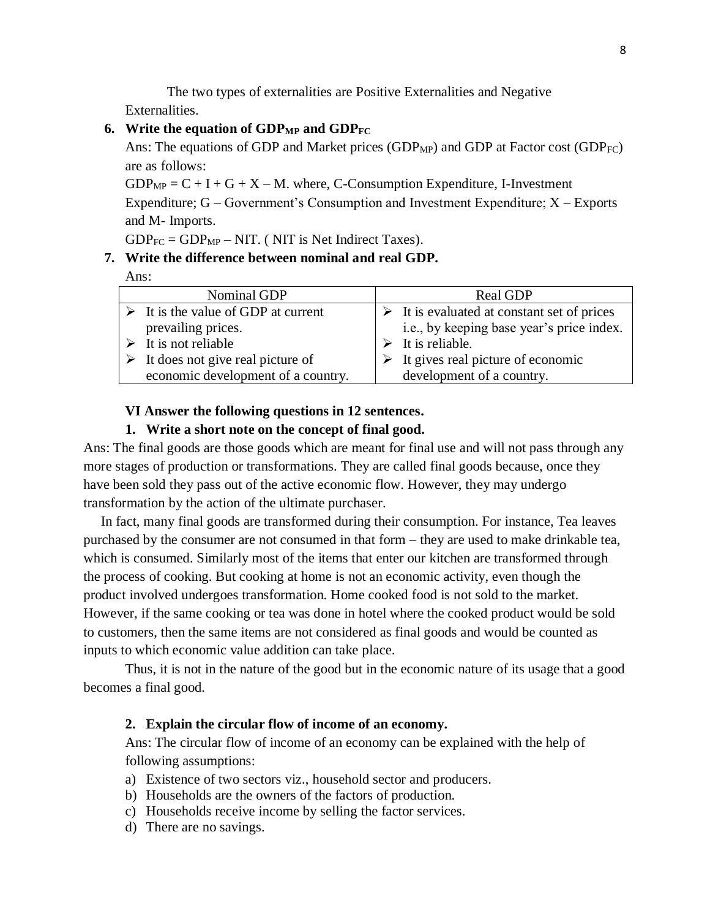The two types of externalities are Positive Externalities and Negative Externalities.

**6. Write the equation of $GDP_{MP}$ and $GDP_{FC}$**

Ans: The equations of GDP and Market prices ($GDP_{MP}$) and GDP at Factor cost ($GDP_{FC}$) are as follows:

$GDP_{MP} = C + I + G + X – M$. where, C-Consumption Expenditure, I-Investment Expenditure; G – Government's Consumption and Investment Expenditure; X – Exports and M- Imports.

$GDP_{FC} = GDP_{MP} – NIT$. ( NIT is Net Indirect Taxes).

**7. Write the difference between nominal and real GDP.**

Ans:

| Nominal GDP | Real GDP |
|---|---|
| ➢ It is the value of GDP at current prevailing prices.<br>➢ It is not reliable<br>➢ It does not give real picture of economic development of a country. | ➢ It is evaluated at constant set of prices i.e., by keeping base year's price index.<br>➢ It is reliable.<br>➢ It gives real picture of economic development of a country. |

**VI Answer the following questions in 12 sentences.**

**1. Write a short note on the concept of final good.**

Ans: The final goods are those goods which are meant for final use and will not pass through any more stages of production or transformations. They are called final goods because, once they have been sold they pass out of the active economic flow. However, they may undergo transformation by the action of the ultimate purchaser.

In fact, many final goods are transformed during their consumption. For instance, Tea leaves purchased by the consumer are not consumed in that form – they are used to make drinkable tea, which is consumed. Similarly most of the items that enter our kitchen are transformed through the process of cooking. But cooking at home is not an economic activity, even though the product involved undergoes transformation. Home cooked food is not sold to the market. However, if the same cooking or tea was done in hotel where the cooked product would be sold to customers, then the same items are not considered as final goods and would be counted as inputs to which economic value addition can take place.

Thus, it is not in the nature of the good but in the economic nature of its usage that a good becomes a final good.

**2. Explain the circular flow of income of an economy.**

Ans: The circular flow of income of an economy can be explained with the help of following assumptions:

a) Existence of two sectors viz., household sector and producers.
b) Households are the owners of the factors of production.
c) Households receive income by selling the factor services.
d) There are no savings.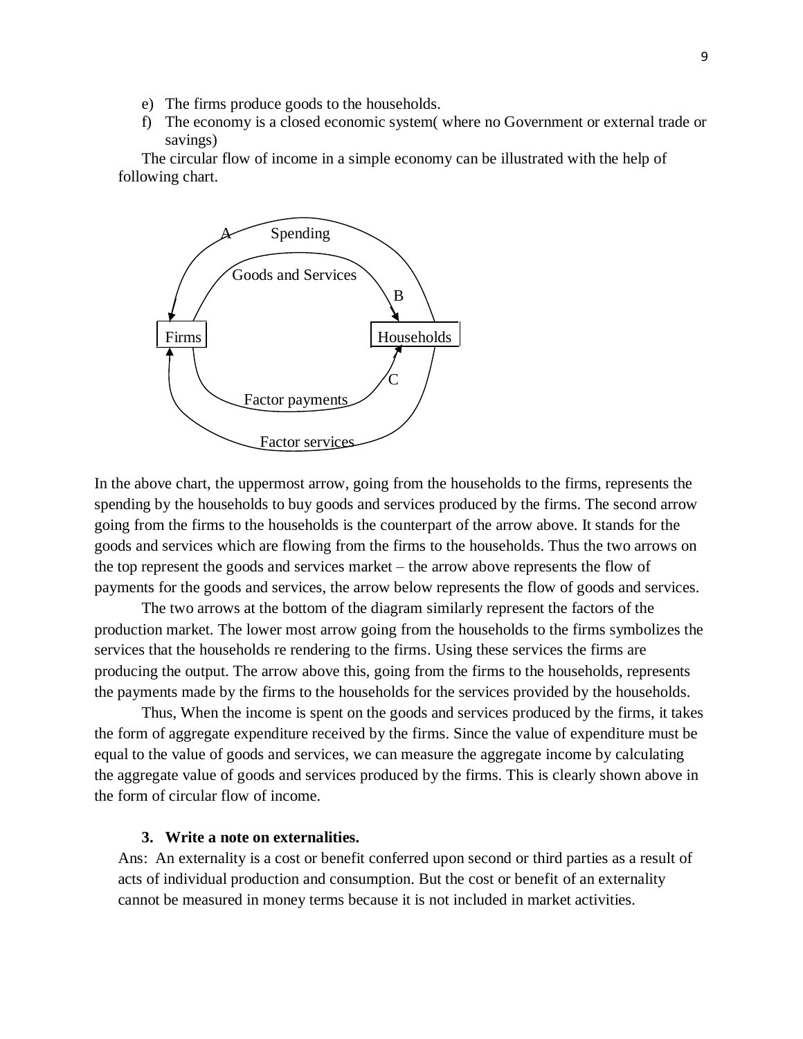e) The firms produce goods to the households.
f) The economy is a closed economic system( where no Government or external trade or savings)

The circular flow of income in a simple economy can be illustrated with the help of following chart.

In the above chart, the uppermost arrow, going from the households to the firms, represents the spending by the households to buy goods and services produced by the firms. The second arrow going from the firms to the households is the counterpart of the arrow above. It stands for the goods and services which are flowing from the firms to the households. Thus the two arrows on the top represent the goods and services market – the arrow above represents the flow of payments for the goods and services, the arrow below represents the flow of goods and services.

The two arrows at the bottom of the diagram similarly represent the factors of the production market. The lower most arrow going from the households to the firms symbolizes the services that the households re rendering to the firms. Using these services the firms are producing the output. The arrow above this, going from the firms to the households, represents the payments made by the firms to the households for the services provided by the households.

Thus, When the income is spent on the goods and services produced by the firms, it takes the form of aggregate expenditure received by the firms. Since the value of expenditure must be equal to the value of goods and services, we can measure the aggregate income by calculating the aggregate value of goods and services produced by the firms. This is clearly shown above in the form of circular flow of income.

**3. Write a note on externalities.**

Ans: An externality is a cost or benefit conferred upon second or third parties as a result of acts of individual production and consumption. But the cost or benefit of an externality cannot be measured in money terms because it is not included in market activities.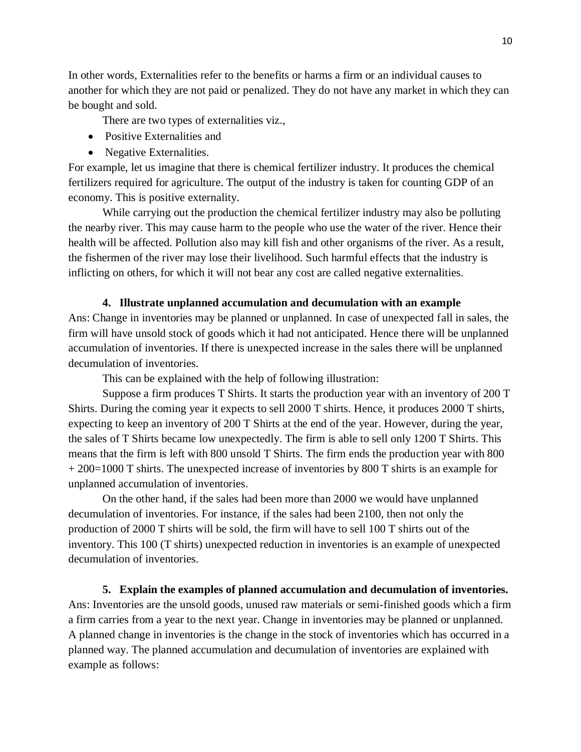In other words, Externalities refer to the benefits or harms a firm or an individual causes to another for which they are not paid or penalized. They do not have any market in which they can be bought and sold.

There are two types of externalities viz.,

- Positive Externalities and
- Negative Externalities.

For example, let us imagine that there is chemical fertilizer industry. It produces the chemical fertilizers required for agriculture. The output of the industry is taken for counting GDP of an economy. This is positive externality.

While carrying out the production the chemical fertilizer industry may also be polluting the nearby river. This may cause harm to the people who use the water of the river. Hence their health will be affected. Pollution also may kill fish and other organisms of the river. As a result, the fishermen of the river may lose their livelihood. Such harmful effects that the industry is inflicting on others, for which it will not bear any cost are called negative externalities.

**4. Illustrate unplanned accumulation and decumulation with an example**

Ans: Change in inventories may be planned or unplanned. In case of unexpected fall in sales, the firm will have unsold stock of goods which it had not anticipated. Hence there will be unplanned accumulation of inventories. If there is unexpected increase in the sales there will be unplanned decumulation of inventories.

This can be explained with the help of following illustration:

Suppose a firm produces T Shirts. It starts the production year with an inventory of 200 T Shirts. During the coming year it expects to sell 2000 T shirts. Hence, it produces 2000 T shirts, expecting to keep an inventory of 200 T Shirts at the end of the year. However, during the year, the sales of T Shirts became low unexpectedly. The firm is able to sell only 1200 T Shirts. This means that the firm is left with 800 unsold T Shirts. The firm ends the production year with 800 + 200=1000 T shirts. The unexpected increase of inventories by 800 T shirts is an example for unplanned accumulation of inventories.

On the other hand, if the sales had been more than 2000 we would have unplanned decumulation of inventories. For instance, if the sales had been 2100, then not only the production of 2000 T shirts will be sold, the firm will have to sell 100 T shirts out of the inventory. This 100 (T shirts) unexpected reduction in inventories is an example of unexpected decumulation of inventories.

**5. Explain the examples of planned accumulation and decumulation of inventories.**

Ans: Inventories are the unsold goods, unused raw materials or semi-finished goods which a firm a firm carries from a year to the next year. Change in inventories may be planned or unplanned. A planned change in inventories is the change in the stock of inventories which has occurred in a planned way. The planned accumulation and decumulation of inventories are explained with example as follows: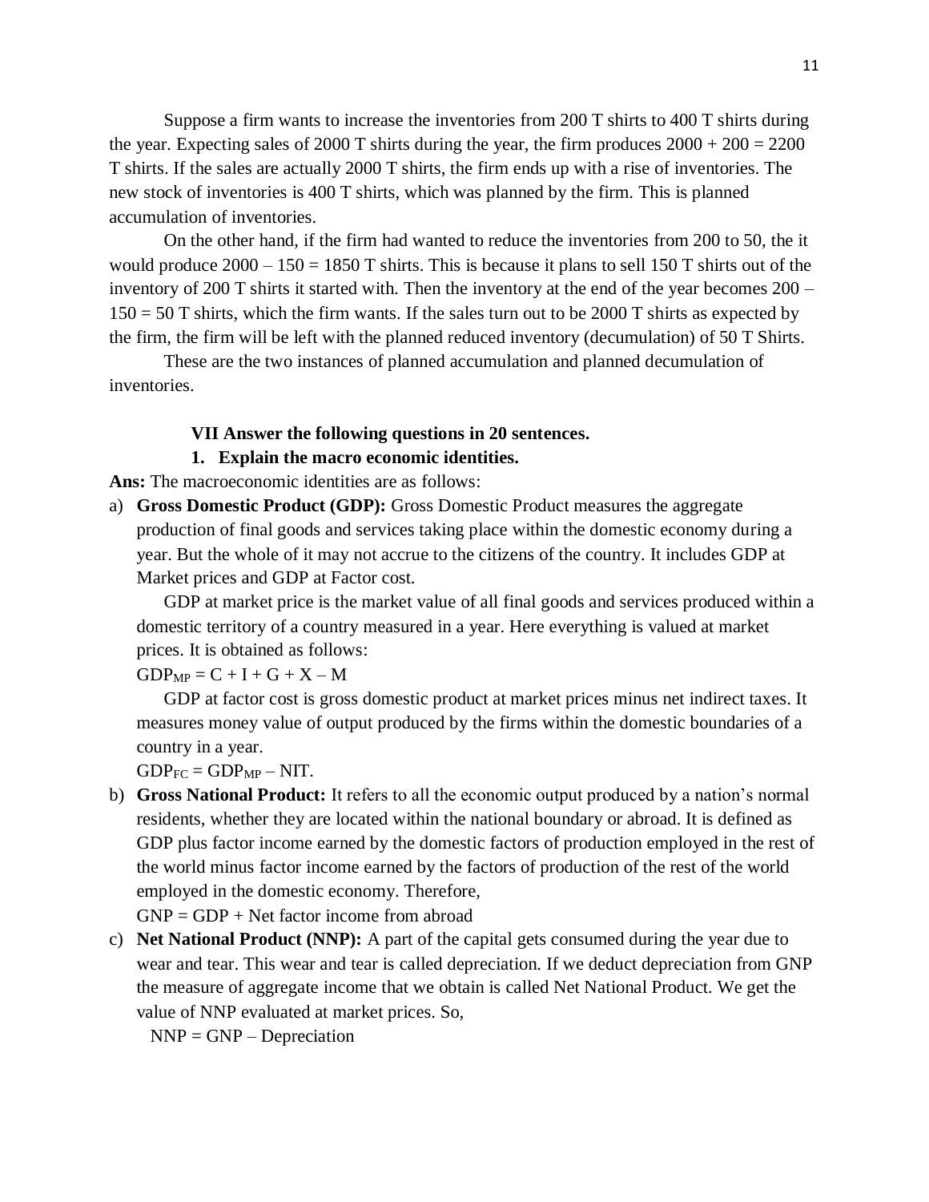Suppose a firm wants to increase the inventories from 200 T shirts to 400 T shirts during the year. Expecting sales of 2000 T shirts during the year, the firm produces 2000 + 200 = 2200 T shirts. If the sales are actually 2000 T shirts, the firm ends up with a rise of inventories. The new stock of inventories is 400 T shirts, which was planned by the firm. This is planned accumulation of inventories.

On the other hand, if the firm had wanted to reduce the inventories from 200 to 50, the it would produce 2000 – 150 = 1850 T shirts. This is because it plans to sell 150 T shirts out of the inventory of 200 T shirts it started with. Then the inventory at the end of the year becomes 200 – 150 = 50 T shirts, which the firm wants. If the sales turn out to be 2000 T shirts as expected by the firm, the firm will be left with the planned reduced inventory (decumulation) of 50 T Shirts.

These are the two instances of planned accumulation and planned decumulation of inventories.

**VII Answer the following questions in 20 sentences.**

**1. Explain the macro economic identities.**

**Ans:** The macroeconomic identities are as follows:

a) **Gross Domestic Product (GDP):** Gross Domestic Product measures the aggregate production of final goods and services taking place within the domestic economy during a year. But the whole of it may not accrue to the citizens of the country. It includes GDP at Market prices and GDP at Factor cost.

   GDP at market price is the market value of all final goods and services produced within a domestic territory of a country measured in a year. Here everything is valued at market prices. It is obtained as follows:

   $GDP_{MP} = C + I + G + X – M$

   GDP at factor cost is gross domestic product at market prices minus net indirect taxes. It measures money value of output produced by the firms within the domestic boundaries of a country in a year.

   $GDP_{FC} = GDP_{MP} – NIT$.

b) **Gross National Product:** It refers to all the economic output produced by a nation's normal residents, whether they are located within the national boundary or abroad. It is defined as GDP plus factor income earned by the domestic factors of production employed in the rest of the world minus factor income earned by the factors of production of the rest of the world employed in the domestic economy. Therefore,

   GNP = GDP + Net factor income from abroad

c) **Net National Product (NNP):** A part of the capital gets consumed during the year due to wear and tear. This wear and tear is called depreciation. If we deduct depreciation from GNP the measure of aggregate income that we obtain is called Net National Product. We get the value of NNP evaluated at market prices. So,

   NNP = GNP – Depreciation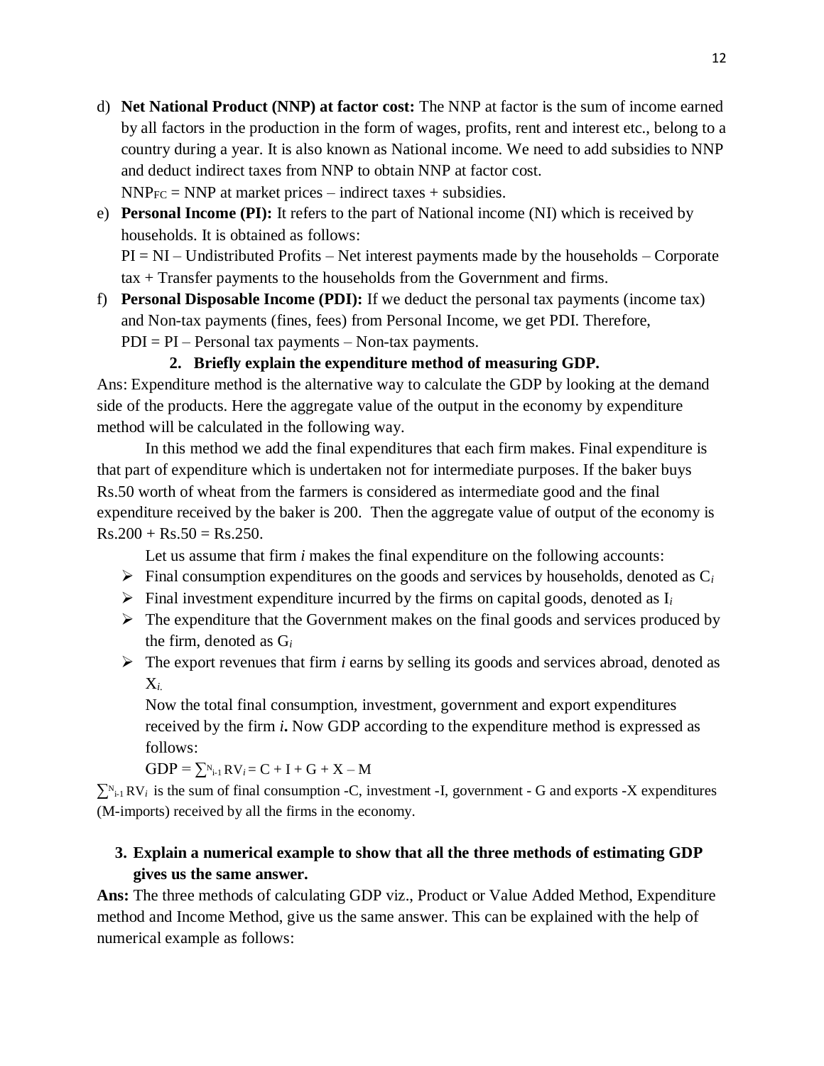d) **Net National Product (NNP) at factor cost:** The NNP at factor is the sum of income earned by all factors in the production in the form of wages, profits, rent and interest etc., belong to a country during a year. It is also known as National income. We need to add subsidies to NNP and deduct indirect taxes from NNP to obtain NNP at factor cost.

   $NNP_{FC}$ = NNP at market prices – indirect taxes + subsidies.

e) **Personal Income (PI):** It refers to the part of National income (NI) which is received by households. It is obtained as follows:

   PI = NI – Undistributed Profits – Net interest payments made by the households – Corporate tax + Transfer payments to the households from the Government and firms.

f) **Personal Disposable Income (PDI):** If we deduct the personal tax payments (income tax) and Non-tax payments (fines, fees) from Personal Income, we get PDI. Therefore,

   PDI = PI – Personal tax payments – Non-tax payments.

**2. Briefly explain the expenditure method of measuring GDP.**

Ans: Expenditure method is the alternative way to calculate the GDP by looking at the demand side of the products. Here the aggregate value of the output in the economy by expenditure method will be calculated in the following way.

In this method we add the final expenditures that each firm makes. Final expenditure is that part of expenditure which is undertaken not for intermediate purposes. If the baker buys Rs.50 worth of wheat from the farmers is considered as intermediate good and the final expenditure received by the baker is 200. Then the aggregate value of output of the economy is Rs.200 + Rs.50 = Rs.250.

Let us assume that firm *i* makes the final expenditure on the following accounts:

- Final consumption expenditures on the goods and services by households, denoted as $C_i$
- Final investment expenditure incurred by the firms on capital goods, denoted as $I_i$
- The expenditure that the Government makes on the final goods and services produced by the firm, denoted as $G_i$
- The export revenues that firm *i* earns by selling its goods and services abroad, denoted as $X_i$.

  Now the total final consumption, investment, government and export expenditures received by the firm ***i*.** Now GDP according to the expenditure method is expressed as follows:

  $GDP = \sum_{i-1}^{N} RV_i = C + I + G + X - M$

$\sum_{i-1}^{N} RV_i$ is the sum of final consumption -C, investment -I, government - G and exports -X expenditures (M-imports) received by all the firms in the economy.

**3. Explain a numerical example to show that all the three methods of estimating GDP gives us the same answer.**

**Ans:** The three methods of calculating GDP viz., Product or Value Added Method, Expenditure method and Income Method, give us the same answer. This can be explained with the help of numerical example as follows: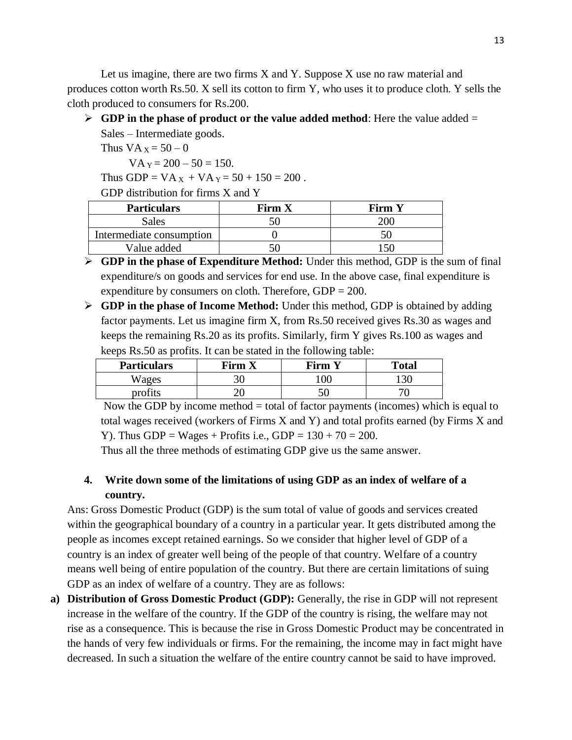Let us imagine, there are two firms X and Y. Suppose X use no raw material and produces cotton worth Rs.50. X sell its cotton to firm Y, who uses it to produce cloth. Y sells the cloth produced to consumers for Rs.200.

- **GDP in the phase of product or the value added method**: Here the value added = Sales – Intermediate goods.

  Thus $VA_X = 50 - 0$

  $VA_Y = 200 - 50 = 150$.

  Thus $GDP = VA_X + VA_Y = 50 + 150 = 200$ .

  GDP distribution for firms X and Y

| Particulars | Firm X | Firm Y |
| --- | --- | --- |
| Sales | 50 | 200 |
| Intermediate consumption | 0 | 50 |
| Value added | 50 | 150 |

- **GDP in the phase of Expenditure Method:** Under this method, GDP is the sum of final expenditure/s on goods and services for end use. In the above case, final expenditure is expenditure by consumers on cloth. Therefore, GDP = 200.
- **GDP in the phase of Income Method:** Under this method, GDP is obtained by adding factor payments. Let us imagine firm X, from Rs.50 received gives Rs.30 as wages and keeps the remaining Rs.20 as its profits. Similarly, firm Y gives Rs.100 as wages and keeps Rs.50 as profits. It can be stated in the following table:

| Particulars | Firm X | Firm Y | Total |
| --- | --- | --- | --- |
| Wages | 30 | 100 | 130 |
| profits | 20 | 50 | 70 |

  Now the GDP by income method = total of factor payments (incomes) which is equal to total wages received (workers of Firms X and Y) and total profits earned (by Firms X and Y). Thus GDP = Wages + Profits i.e., GDP = 130 + 70 = 200.

  Thus all the three methods of estimating GDP give us the same answer.

**4. Write down some of the limitations of using GDP as an index of welfare of a country.**

Ans: Gross Domestic Product (GDP) is the sum total of value of goods and services created within the geographical boundary of a country in a particular year. It gets distributed among the people as incomes except retained earnings. So we consider that higher level of GDP of a country is an index of greater well being of the people of that country. Welfare of a country means well being of entire population of the country. But there are certain limitations of suing GDP as an index of welfare of a country. They are as follows:

**a) Distribution of Gross Domestic Product (GDP):** Generally, the rise in GDP will not represent increase in the welfare of the country. If the GDP of the country is rising, the welfare may not rise as a consequence. This is because the rise in Gross Domestic Product may be concentrated in the hands of very few individuals or firms. For the remaining, the income may in fact might have decreased. In such a situation the welfare of the entire country cannot be said to have improved.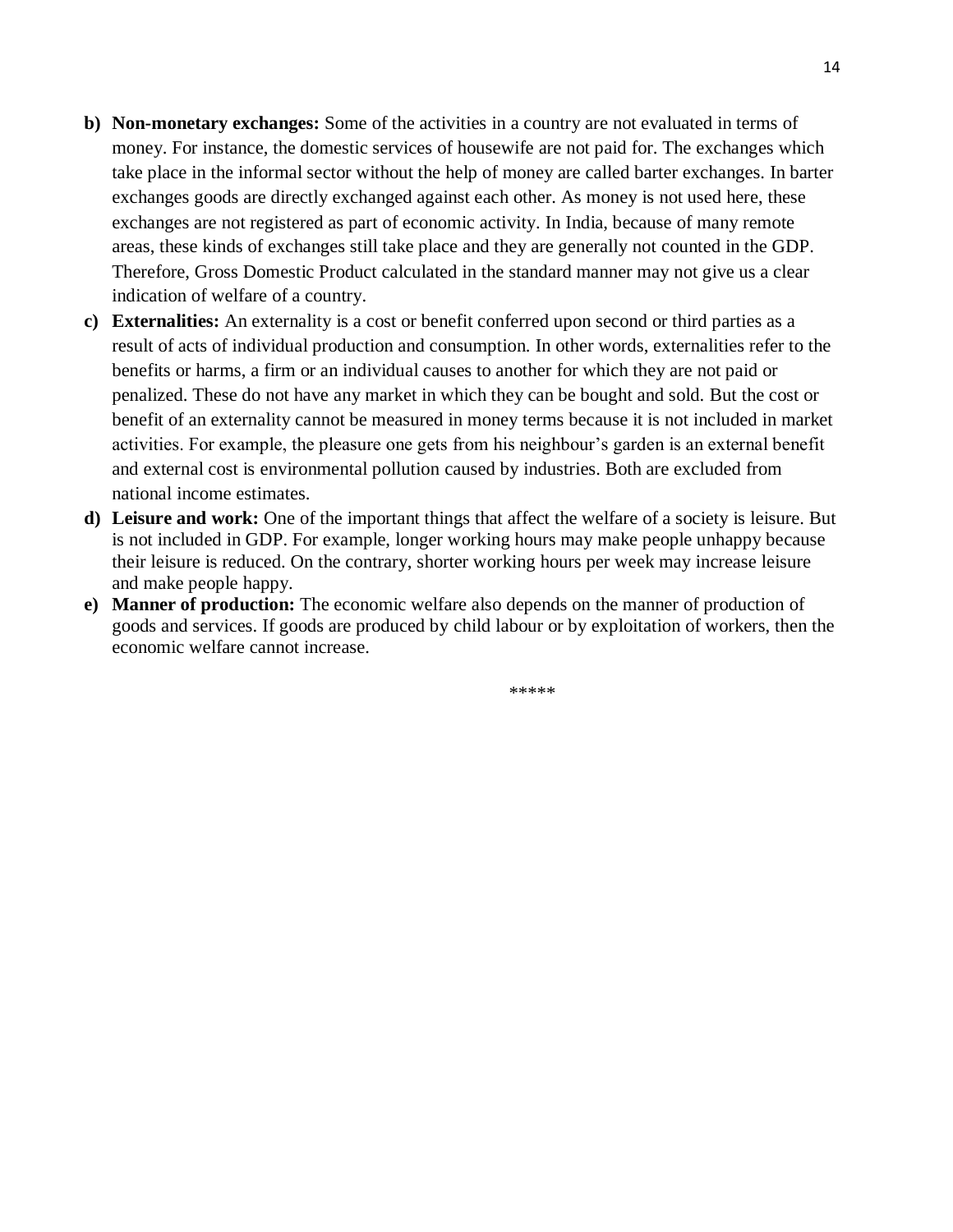b) **Non-monetary exchanges:** Some of the activities in a country are not evaluated in terms of money. For instance, the domestic services of housewife are not paid for. The exchanges which take place in the informal sector without the help of money are called barter exchanges. In barter exchanges goods are directly exchanged against each other. As money is not used here, these exchanges are not registered as part of economic activity. In India, because of many remote areas, these kinds of exchanges still take place and they are generally not counted in the GDP. Therefore, Gross Domestic Product calculated in the standard manner may not give us a clear indication of welfare of a country.

c) **Externalities:** An externality is a cost or benefit conferred upon second or third parties as a result of acts of individual production and consumption. In other words, externalities refer to the benefits or harms, a firm or an individual causes to another for which they are not paid or penalized. These do not have any market in which they can be bought and sold. But the cost or benefit of an externality cannot be measured in money terms because it is not included in market activities. For example, the pleasure one gets from his neighbour's garden is an external benefit and external cost is environmental pollution caused by industries. Both are excluded from national income estimates.

d) **Leisure and work:** One of the important things that affect the welfare of a society is leisure. But is not included in GDP. For example, longer working hours may make people unhappy because their leisure is reduced. On the contrary, shorter working hours per week may increase leisure and make people happy.

e) **Manner of production:** The economic welfare also depends on the manner of production of goods and services. If goods are produced by child labour or by exploitation of workers, then the economic welfare cannot increase.

*****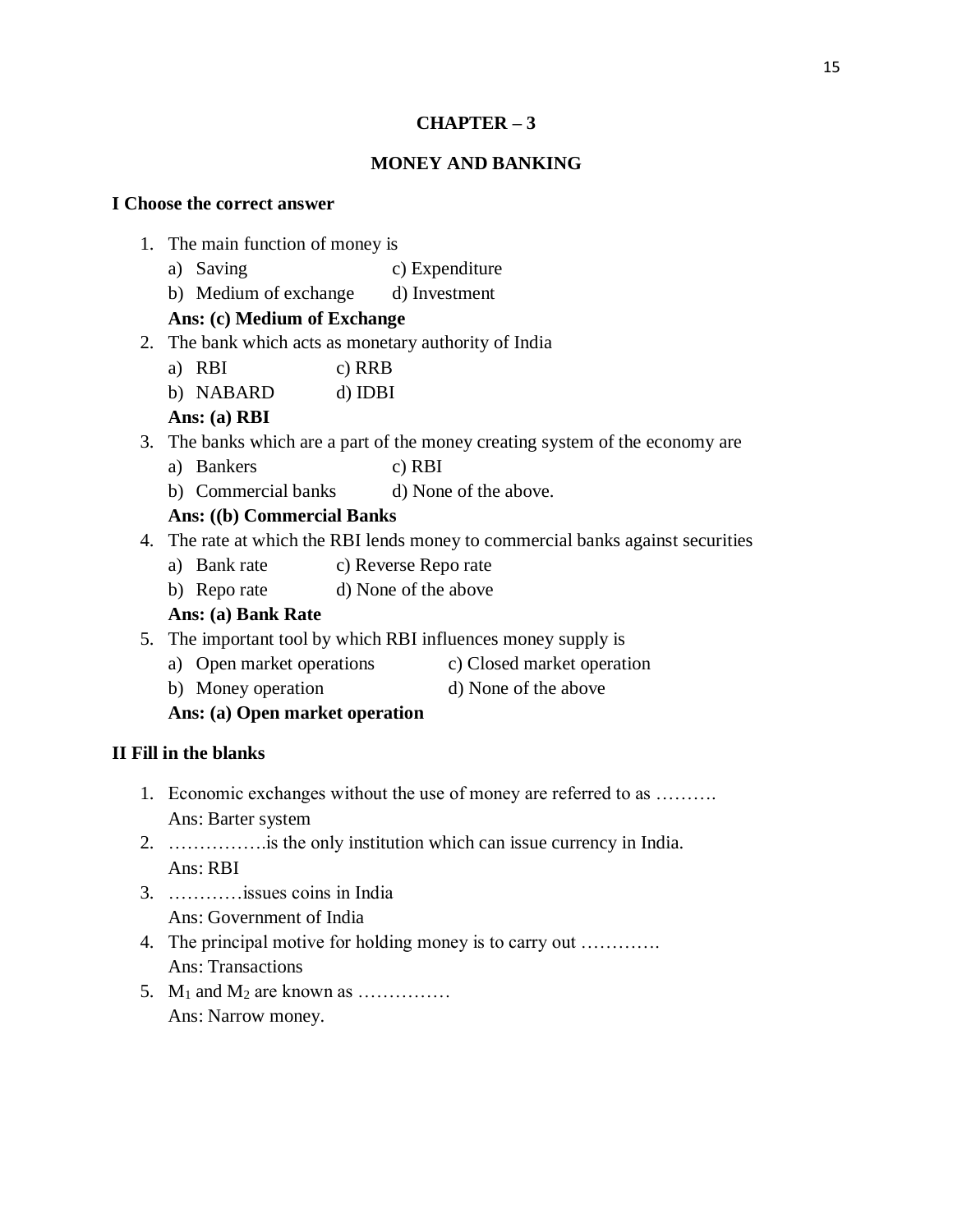# CHAPTER – 3

## MONEY AND BANKING

### I Choose the correct answer

1. The main function of money is
   a) Saving    c) Expenditure
   b) Medium of exchange    d) Investment
   **Ans: (c) Medium of Exchange**
2. The bank which acts as monetary authority of India
   a) RBI    c) RRB
   b) NABARD    d) IDBI
   **Ans: (a) RBI**
3. The banks which are a part of the money creating system of the economy are
   a) Bankers    c) RBI
   b) Commercial banks    d) None of the above.
   **Ans: ((b) Commercial Banks**
4. The rate at which the RBI lends money to commercial banks against securities
   a) Bank rate    c) Reverse Repo rate
   b) Repo rate    d) None of the above
   **Ans: (a) Bank Rate**
5. The important tool by which RBI influences money supply is
   a) Open market operations    c) Closed market operation
   b) Money operation    d) None of the above
   **Ans: (a) Open market operation**

### II Fill in the blanks

1. Economic exchanges without the use of money are referred to as ……….
   Ans: Barter system
2. …………….is the only institution which can issue currency in India.
   Ans: RBI
3. …………issues coins in India
   Ans: Government of India
4. The principal motive for holding money is to carry out ………….
   Ans: Transactions
5. $M_1$ and $M_2$ are known as ……………
   Ans: Narrow money.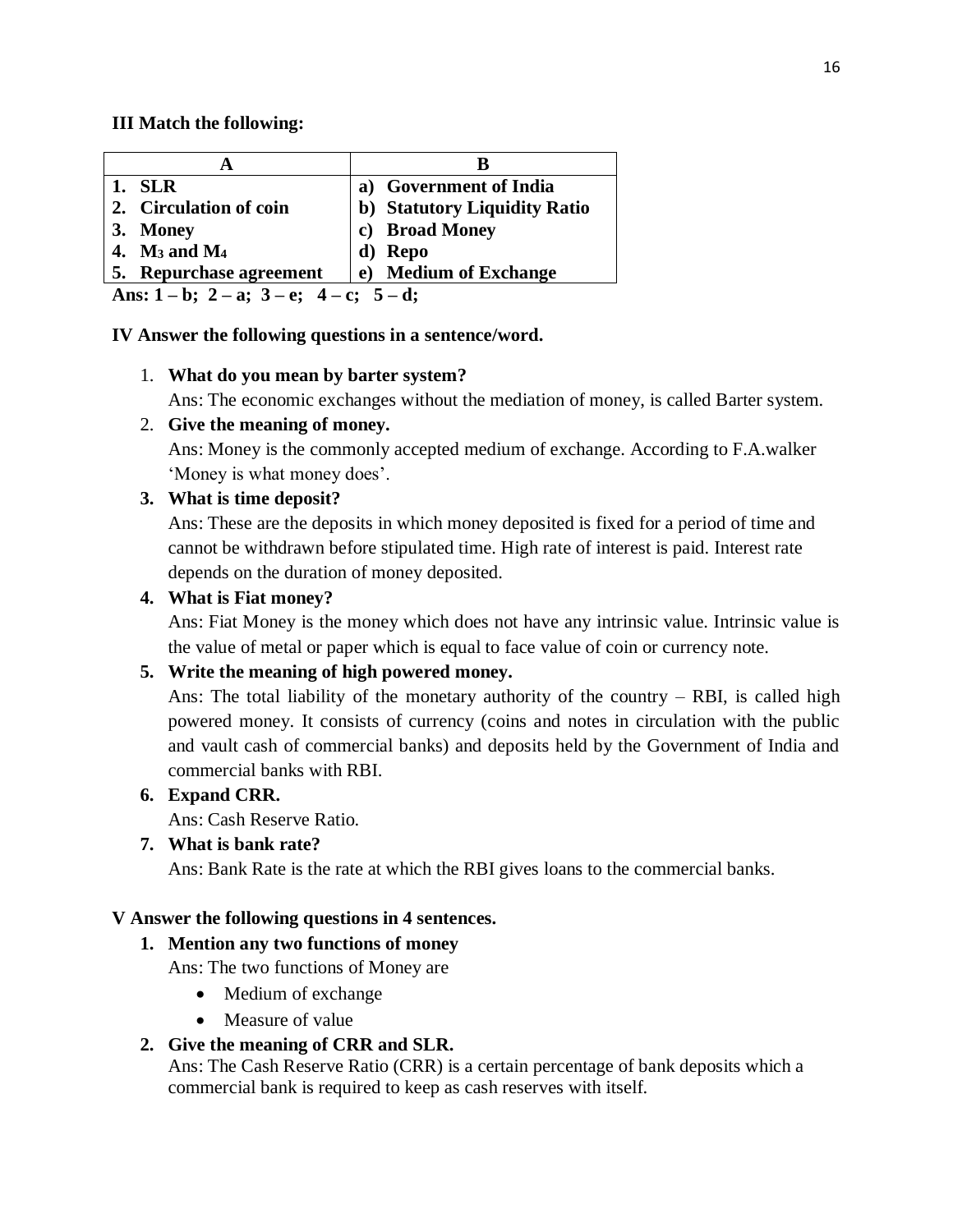**III Match the following:**

| A | B |
|---|---|
| 1. SLR | a) Government of India |
| 2. Circulation of coin | b) Statutory Liquidity Ratio |
| 3. Money | c) Broad Money |
| 4. $M_3$ and $M_4$ | d) Repo |
| 5. Repurchase agreement | e) Medium of Exchange |

**Ans: 1 – b; 2 – a; 3 – e; 4 – c; 5 – d;**

**IV Answer the following questions in a sentence/word.**

1. **What do you mean by barter system?**
   Ans: The economic exchanges without the mediation of money, is called Barter system.
2. **Give the meaning of money.**
   Ans: Money is the commonly accepted medium of exchange. According to F.A.walker 'Money is what money does'.
3. **What is time deposit?**
   Ans: These are the deposits in which money deposited is fixed for a period of time and cannot be withdrawn before stipulated time. High rate of interest is paid. Interest rate depends on the duration of money deposited.
4. **What is Fiat money?**
   Ans: Fiat Money is the money which does not have any intrinsic value. Intrinsic value is the value of metal or paper which is equal to face value of coin or currency note.
5. **Write the meaning of high powered money.**
   Ans: The total liability of the monetary authority of the country – RBI, is called high powered money. It consists of currency (coins and notes in circulation with the public and vault cash of commercial banks) and deposits held by the Government of India and commercial banks with RBI.
6. **Expand CRR.**
   Ans: Cash Reserve Ratio.
7. **What is bank rate?**
   Ans: Bank Rate is the rate at which the RBI gives loans to the commercial banks.

**V Answer the following questions in 4 sentences.**

1. **Mention any two functions of money**
   Ans: The two functions of Money are
   - Medium of exchange
   - Measure of value
2. **Give the meaning of CRR and SLR.**
   Ans: The Cash Reserve Ratio (CRR) is a certain percentage of bank deposits which a commercial bank is required to keep as cash reserves with itself.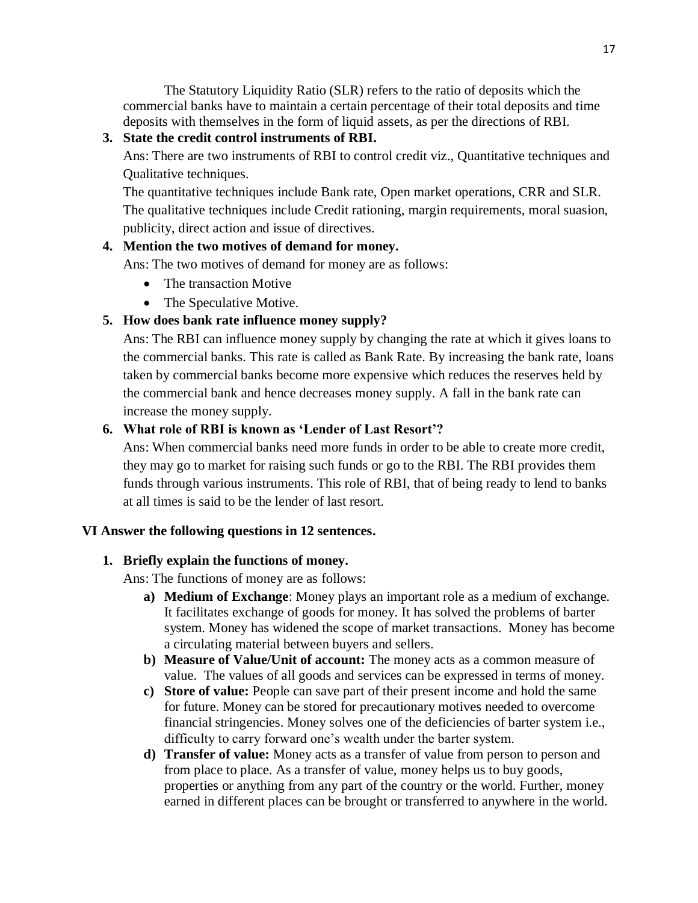The Statutory Liquidity Ratio (SLR) refers to the ratio of deposits which the commercial banks have to maintain a certain percentage of their total deposits and time deposits with themselves in the form of liquid assets, as per the directions of RBI.

**3. State the credit control instruments of RBI.**

Ans: There are two instruments of RBI to control credit viz., Quantitative techniques and Qualitative techniques.

The quantitative techniques include Bank rate, Open market operations, CRR and SLR. The qualitative techniques include Credit rationing, margin requirements, moral suasion, publicity, direct action and issue of directives.

**4. Mention the two motives of demand for money.**

Ans: The two motives of demand for money are as follows:

- The transaction Motive
- The Speculative Motive.

**5. How does bank rate influence money supply?**

Ans: The RBI can influence money supply by changing the rate at which it gives loans to the commercial banks. This rate is called as Bank Rate. By increasing the bank rate, loans taken by commercial banks become more expensive which reduces the reserves held by the commercial bank and hence decreases money supply. A fall in the bank rate can increase the money supply.

**6. What role of RBI is known as 'Lender of Last Resort'?**

Ans: When commercial banks need more funds in order to be able to create more credit, they may go to market for raising such funds or go to the RBI. The RBI provides them funds through various instruments. This role of RBI, that of being ready to lend to banks at all times is said to be the lender of last resort.

## VI Answer the following questions in 12 sentences.

**1. Briefly explain the functions of money.**

Ans: The functions of money are as follows:

a) **Medium of Exchange**: Money plays an important role as a medium of exchange. It facilitates exchange of goods for money. It has solved the problems of barter system. Money has widened the scope of market transactions. Money has become a circulating material between buyers and sellers.

b) **Measure of Value/Unit of account:** The money acts as a common measure of value. The values of all goods and services can be expressed in terms of money.

c) **Store of value:** People can save part of their present income and hold the same for future. Money can be stored for precautionary motives needed to overcome financial stringencies. Money solves one of the deficiencies of barter system i.e., difficulty to carry forward one's wealth under the barter system.

d) **Transfer of value:** Money acts as a transfer of value from person to person and from place to place. As a transfer of value, money helps us to buy goods, properties or anything from any part of the country or the world. Further, money earned in different places can be brought or transferred to anywhere in the world.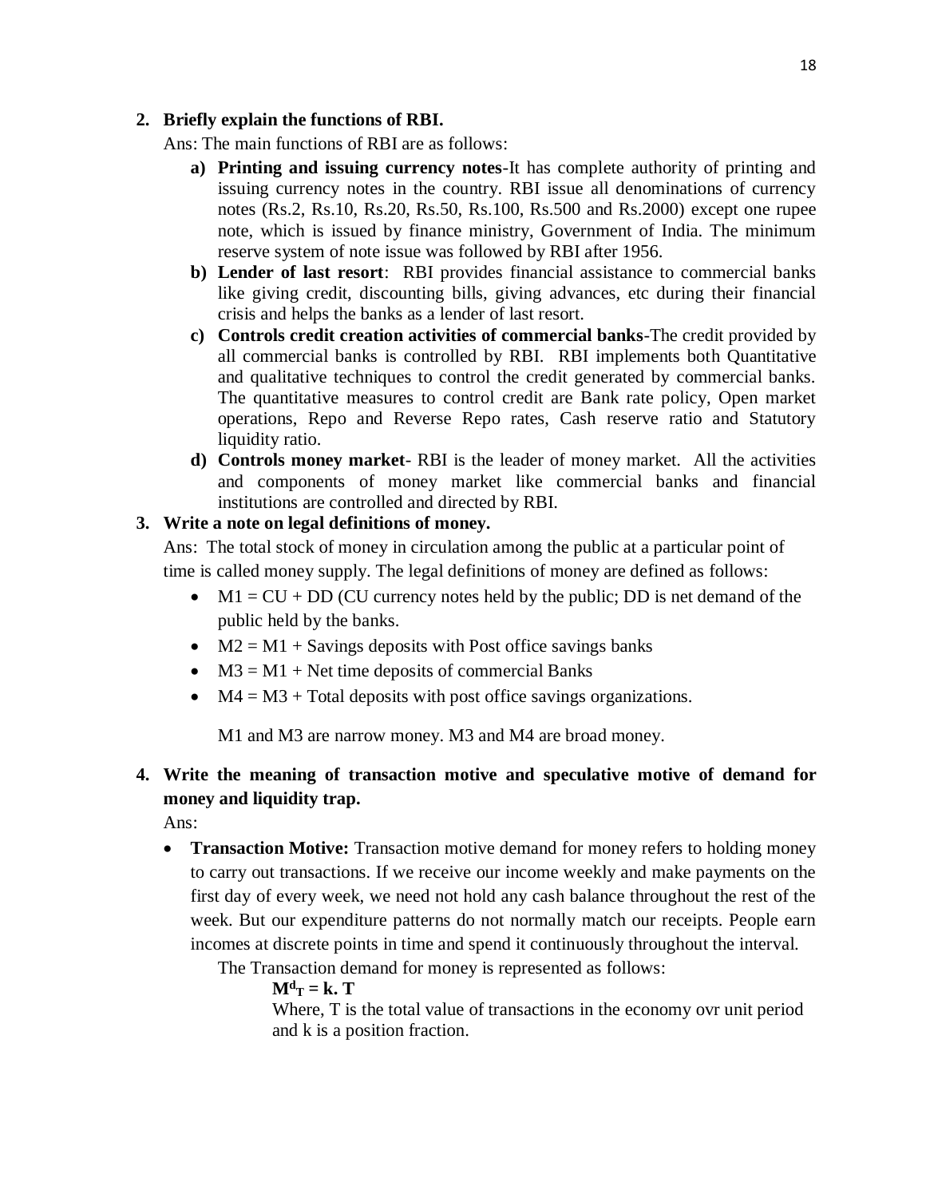**2. Briefly explain the functions of RBI.**

Ans: The main functions of RBI are as follows:

a) **Printing and issuing currency notes**-It has complete authority of printing and issuing currency notes in the country. RBI issue all denominations of currency notes (Rs.2, Rs.10, Rs.20, Rs.50, Rs.100, Rs.500 and Rs.2000) except one rupee note, which is issued by finance ministry, Government of India. The minimum reserve system of note issue was followed by RBI after 1956.

b) **Lender of last resort**: RBI provides financial assistance to commercial banks like giving credit, discounting bills, giving advances, etc during their financial crisis and helps the banks as a lender of last resort.

c) **Controls credit creation activities of commercial banks**-The credit provided by all commercial banks is controlled by RBI. RBI implements both Quantitative and qualitative techniques to control the credit generated by commercial banks. The quantitative measures to control credit are Bank rate policy, Open market operations, Repo and Reverse Repo rates, Cash reserve ratio and Statutory liquidity ratio.

d) **Controls money market**- RBI is the leader of money market. All the activities and components of money market like commercial banks and financial institutions are controlled and directed by RBI.

**3. Write a note on legal definitions of money.**

Ans: The total stock of money in circulation among the public at a particular point of time is called money supply. The legal definitions of money are defined as follows:

- M1 = CU + DD (CU currency notes held by the public; DD is net demand of the public held by the banks.
- M2 = M1 + Savings deposits with Post office savings banks
- M3 = M1 + Net time deposits of commercial Banks
- M4 = M3 + Total deposits with post office savings organizations.

M1 and M3 are narrow money. M3 and M4 are broad money.

**4. Write the meaning of transaction motive and speculative motive of demand for money and liquidity trap.**

Ans:

- **Transaction Motive:** Transaction motive demand for money refers to holding money to carry out transactions. If we receive our income weekly and make payments on the first day of every week, we need not hold any cash balance throughout the rest of the week. But our expenditure patterns do not normally match our receipts. People earn incomes at discrete points in time and spend it continuously throughout the interval.

  The Transaction demand for money is represented as follows:

  $$\mathbf{M^d_T = k.\ T}$$

  Where, T is the total value of transactions in the economy ovr unit period and k is a position fraction.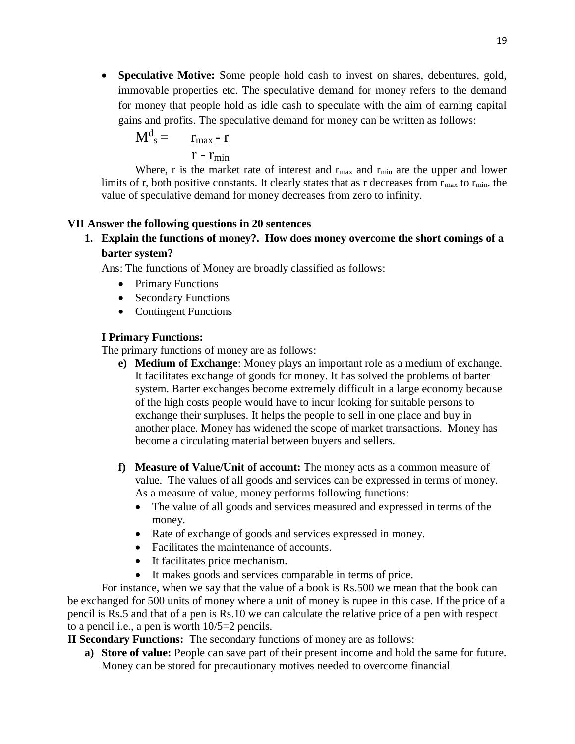- **Speculative Motive:** Some people hold cash to invest on shares, debentures, gold, immovable properties etc. The speculative demand for money refers to the demand for money that people hold as idle cash to speculate with the aim of earning capital gains and profits. The speculative demand for money can be written as follows:

$$M^d_s = \frac{r_{max} - r}{r - r_{min}}$$

Where, r is the market rate of interest and $r_{max}$ and $r_{min}$ are the upper and lower limits of r, both positive constants. It clearly states that as r decreases from $r_{max}$ to $r_{min}$, the value of speculative demand for money decreases from zero to infinity.

**VII Answer the following questions in 20 sentences**

1. **Explain the functions of money?. How does money overcome the short comings of a barter system?**

Ans: The functions of Money are broadly classified as follows:

- Primary Functions
- Secondary Functions
- Contingent Functions

**I Primary Functions:**

The primary functions of money are as follows:

e) **Medium of Exchange**: Money plays an important role as a medium of exchange. It facilitates exchange of goods for money. It has solved the problems of barter system. Barter exchanges become extremely difficult in a large economy because of the high costs people would have to incur looking for suitable persons to exchange their surpluses. It helps the people to sell in one place and buy in another place. Money has widened the scope of market transactions. Money has become a circulating material between buyers and sellers.

f) **Measure of Value/Unit of account:** The money acts as a common measure of value. The values of all goods and services can be expressed in terms of money. As a measure of value, money performs following functions:
   - The value of all goods and services measured and expressed in terms of the money.
   - Rate of exchange of goods and services expressed in money.
   - Facilitates the maintenance of accounts.
   - It facilitates price mechanism.
   - It makes goods and services comparable in terms of price.

For instance, when we say that the value of a book is Rs.500 we mean that the book can be exchanged for 500 units of money where a unit of money is rupee in this case. If the price of a pencil is Rs.5 and that of a pen is Rs.10 we can calculate the relative price of a pen with respect to a pencil i.e., a pen is worth 10/5=2 pencils.

**II Secondary Functions:** The secondary functions of money are as follows:

a) **Store of value:** People can save part of their present income and hold the same for future. Money can be stored for precautionary motives needed to overcome financial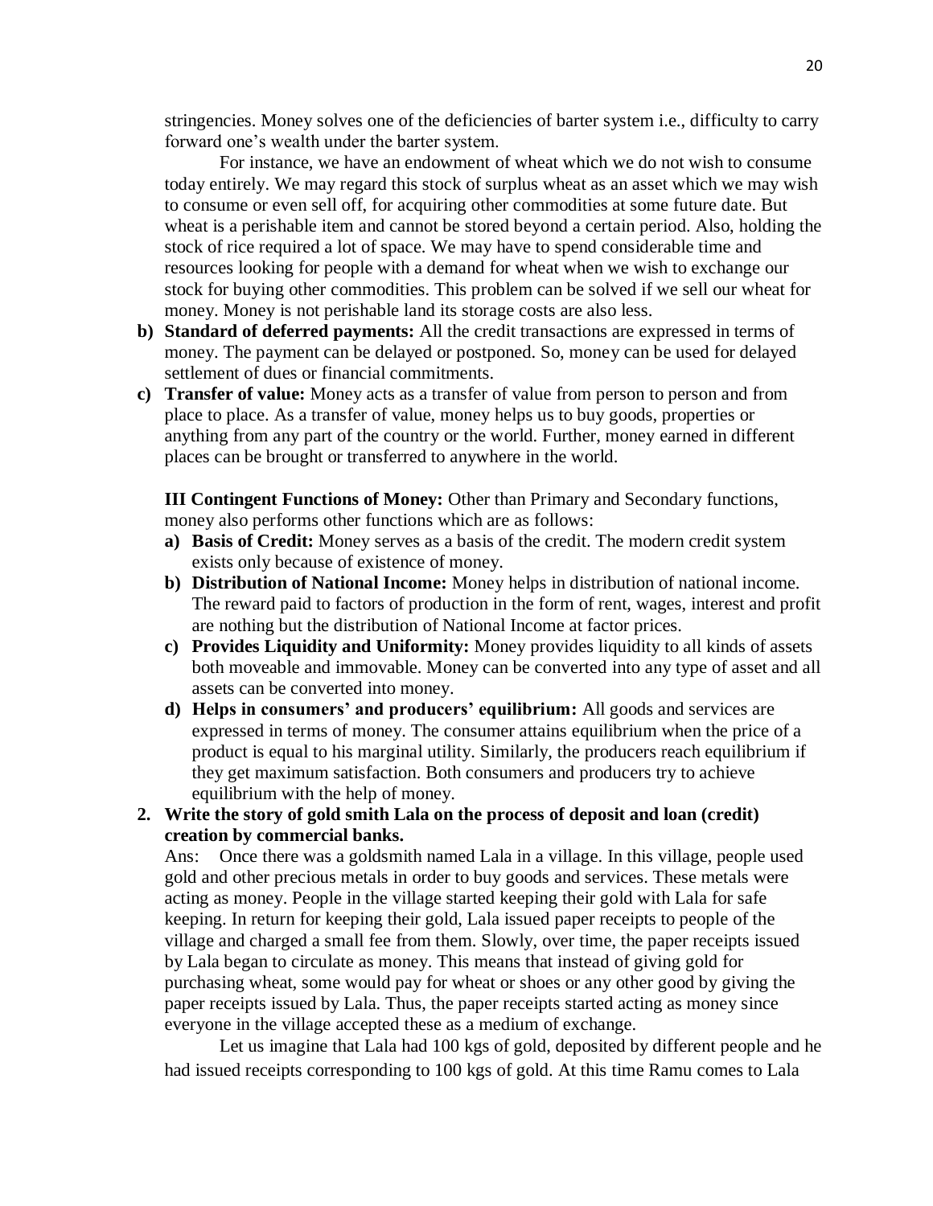stringencies. Money solves one of the deficiencies of barter system i.e., difficulty to carry forward one's wealth under the barter system.

For instance, we have an endowment of wheat which we do not wish to consume today entirely. We may regard this stock of surplus wheat as an asset which we may wish to consume or even sell off, for acquiring other commodities at some future date. But wheat is a perishable item and cannot be stored beyond a certain period. Also, holding the stock of rice required a lot of space. We may have to spend considerable time and resources looking for people with a demand for wheat when we wish to exchange our stock for buying other commodities. This problem can be solved if we sell our wheat for money. Money is not perishable land its storage costs are also less.

**b) Standard of deferred payments:** All the credit transactions are expressed in terms of money. The payment can be delayed or postponed. So, money can be used for delayed settlement of dues or financial commitments.

**c) Transfer of value:** Money acts as a transfer of value from person to person and from place to place. As a transfer of value, money helps us to buy goods, properties or anything from any part of the country or the world. Further, money earned in different places can be brought or transferred to anywhere in the world.

**III Contingent Functions of Money:** Other than Primary and Secondary functions, money also performs other functions which are as follows:

- **a) Basis of Credit:** Money serves as a basis of the credit. The modern credit system exists only because of existence of money.
- **b) Distribution of National Income:** Money helps in distribution of national income. The reward paid to factors of production in the form of rent, wages, interest and profit are nothing but the distribution of National Income at factor prices.
- **c) Provides Liquidity and Uniformity:** Money provides liquidity to all kinds of assets both moveable and immovable. Money can be converted into any type of asset and all assets can be converted into money.
- **d) Helps in consumers' and producers' equilibrium:** All goods and services are expressed in terms of money. The consumer attains equilibrium when the price of a product is equal to his marginal utility. Similarly, the producers reach equilibrium if they get maximum satisfaction. Both consumers and producers try to achieve equilibrium with the help of money.

**2. Write the story of gold smith Lala on the process of deposit and loan (credit) creation by commercial banks.**

Ans: Once there was a goldsmith named Lala in a village. In this village, people used gold and other precious metals in order to buy goods and services. These metals were acting as money. People in the village started keeping their gold with Lala for safe keeping. In return for keeping their gold, Lala issued paper receipts to people of the village and charged a small fee from them. Slowly, over time, the paper receipts issued by Lala began to circulate as money. This means that instead of giving gold for purchasing wheat, some would pay for wheat or shoes or any other good by giving the paper receipts issued by Lala. Thus, the paper receipts started acting as money since everyone in the village accepted these as a medium of exchange.

Let us imagine that Lala had 100 kgs of gold, deposited by different people and he had issued receipts corresponding to 100 kgs of gold. At this time Ramu comes to Lala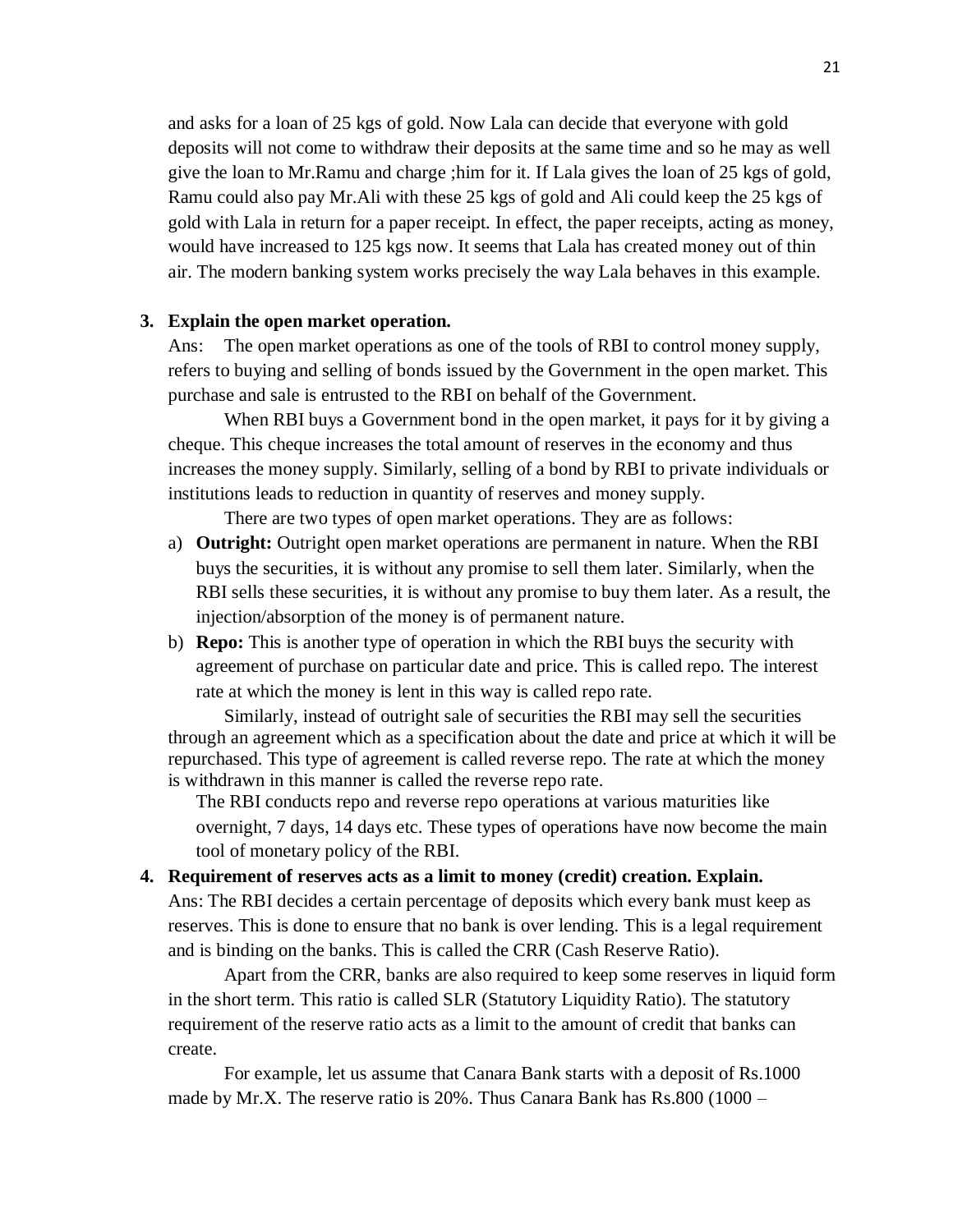and asks for a loan of 25 kgs of gold. Now Lala can decide that everyone with gold deposits will not come to withdraw their deposits at the same time and so he may as well give the loan to Mr.Ramu and charge ;him for it. If Lala gives the loan of 25 kgs of gold, Ramu could also pay Mr.Ali with these 25 kgs of gold and Ali could keep the 25 kgs of gold with Lala in return for a paper receipt. In effect, the paper receipts, acting as money, would have increased to 125 kgs now. It seems that Lala has created money out of thin air. The modern banking system works precisely the way Lala behaves in this example.

**3. Explain the open market operation.**

Ans: The open market operations as one of the tools of RBI to control money supply, refers to buying and selling of bonds issued by the Government in the open market. This purchase and sale is entrusted to the RBI on behalf of the Government.

When RBI buys a Government bond in the open market, it pays for it by giving a cheque. This cheque increases the total amount of reserves in the economy and thus increases the money supply. Similarly, selling of a bond by RBI to private individuals or institutions leads to reduction in quantity of reserves and money supply.

There are two types of open market operations. They are as follows:

a) **Outright:** Outright open market operations are permanent in nature. When the RBI buys the securities, it is without any promise to sell them later. Similarly, when the RBI sells these securities, it is without any promise to buy them later. As a result, the injection/absorption of the money is of permanent nature.

b) **Repo:** This is another type of operation in which the RBI buys the security with agreement of purchase on particular date and price. This is called repo. The interest rate at which the money is lent in this way is called repo rate.

Similarly, instead of outright sale of securities the RBI may sell the securities through an agreement which as a specification about the date and price at which it will be repurchased. This type of agreement is called reverse repo. The rate at which the money is withdrawn in this manner is called the reverse repo rate.

The RBI conducts repo and reverse repo operations at various maturities like overnight, 7 days, 14 days etc. These types of operations have now become the main tool of monetary policy of the RBI.

**4. Requirement of reserves acts as a limit to money (credit) creation. Explain.**

Ans: The RBI decides a certain percentage of deposits which every bank must keep as reserves. This is done to ensure that no bank is over lending. This is a legal requirement and is binding on the banks. This is called the CRR (Cash Reserve Ratio).

Apart from the CRR, banks are also required to keep some reserves in liquid form in the short term. This ratio is called SLR (Statutory Liquidity Ratio). The statutory requirement of the reserve ratio acts as a limit to the amount of credit that banks can create.

For example, let us assume that Canara Bank starts with a deposit of Rs.1000 made by Mr.X. The reserve ratio is 20%. Thus Canara Bank has Rs.800 (1000 –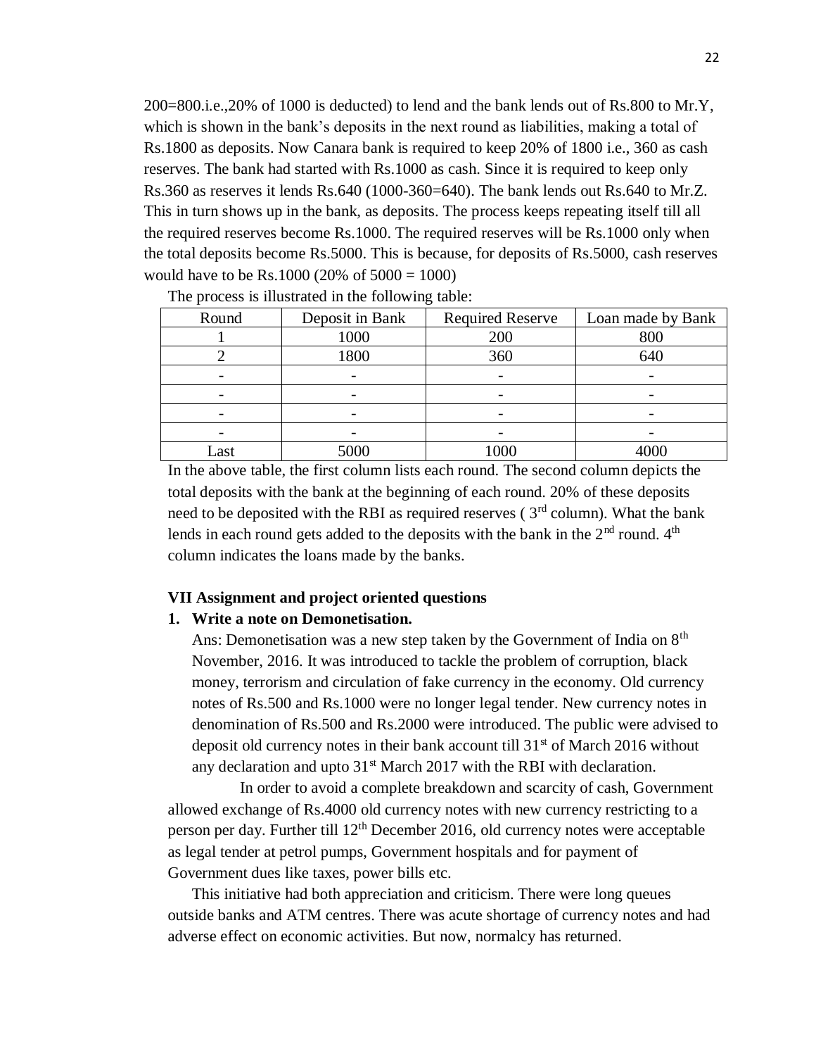200=800.i.e.,20% of 1000 is deducted) to lend and the bank lends out of Rs.800 to Mr.Y, which is shown in the bank's deposits in the next round as liabilities, making a total of Rs.1800 as deposits. Now Canara bank is required to keep 20% of 1800 i.e., 360 as cash reserves. The bank had started with Rs.1000 as cash. Since it is required to keep only Rs.360 as reserves it lends Rs.640 (1000-360=640). The bank lends out Rs.640 to Mr.Z. This in turn shows up in the bank, as deposits. The process keeps repeating itself till all the required reserves become Rs.1000. The required reserves will be Rs.1000 only when the total deposits become Rs.5000. This is because, for deposits of Rs.5000, cash reserves would have to be Rs.1000 (20% of 5000 = 1000)

The process is illustrated in the following table:

| Round | Deposit in Bank | Required Reserve | Loan made by Bank |
|---|---|---|---|
| 1 | 1000 | 200 | 800 |
| 2 | 1800 | 360 | 640 |
| - | - | - | - |
| - | - | - | - |
| - | - | - | - |
| - | - | - | - |
| Last | 5000 | 1000 | 4000 |

In the above table, the first column lists each round. The second column depicts the total deposits with the bank at the beginning of each round. 20% of these deposits need to be deposited with the RBI as required reserves ( 3rd column). What the bank lends in each round gets added to the deposits with the bank in the 2nd round. 4th column indicates the loans made by the banks.

**VII Assignment and project oriented questions**

**1. Write a note on Demonetisation.**

Ans: Demonetisation was a new step taken by the Government of India on 8th November, 2016. It was introduced to tackle the problem of corruption, black money, terrorism and circulation of fake currency in the economy. Old currency notes of Rs.500 and Rs.1000 were no longer legal tender. New currency notes in denomination of Rs.500 and Rs.2000 were introduced. The public were advised to deposit old currency notes in their bank account till 31st of March 2016 without any declaration and upto 31st March 2017 with the RBI with declaration.

In order to avoid a complete breakdown and scarcity of cash, Government allowed exchange of Rs.4000 old currency notes with new currency restricting to a person per day. Further till 12th December 2016, old currency notes were acceptable as legal tender at petrol pumps, Government hospitals and for payment of Government dues like taxes, power bills etc.

This initiative had both appreciation and criticism. There were long queues outside banks and ATM centres. There was acute shortage of currency notes and had adverse effect on economic activities. But now, normalcy has returned.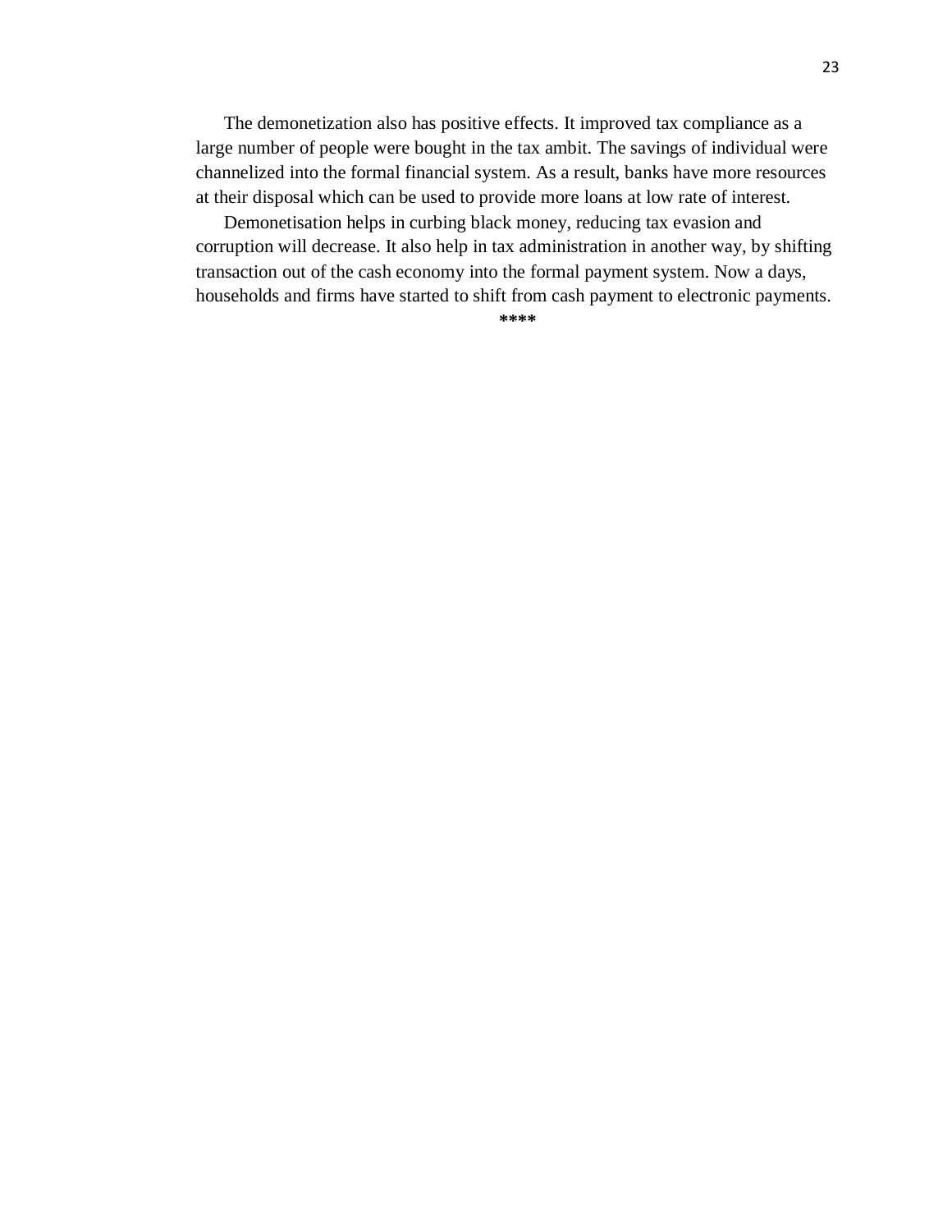The demonetization also has positive effects. It improved tax compliance as a large number of people were bought in the tax ambit. The savings of individual were channelized into the formal financial system. As a result, banks have more resources at their disposal which can be used to provide more loans at low rate of interest.

Demonetisation helps in curbing black money, reducing tax evasion and corruption will decrease. It also help in tax administration in another way, by shifting transaction out of the cash economy into the formal payment system. Now a days, households and firms have started to shift from cash payment to electronic payments.

****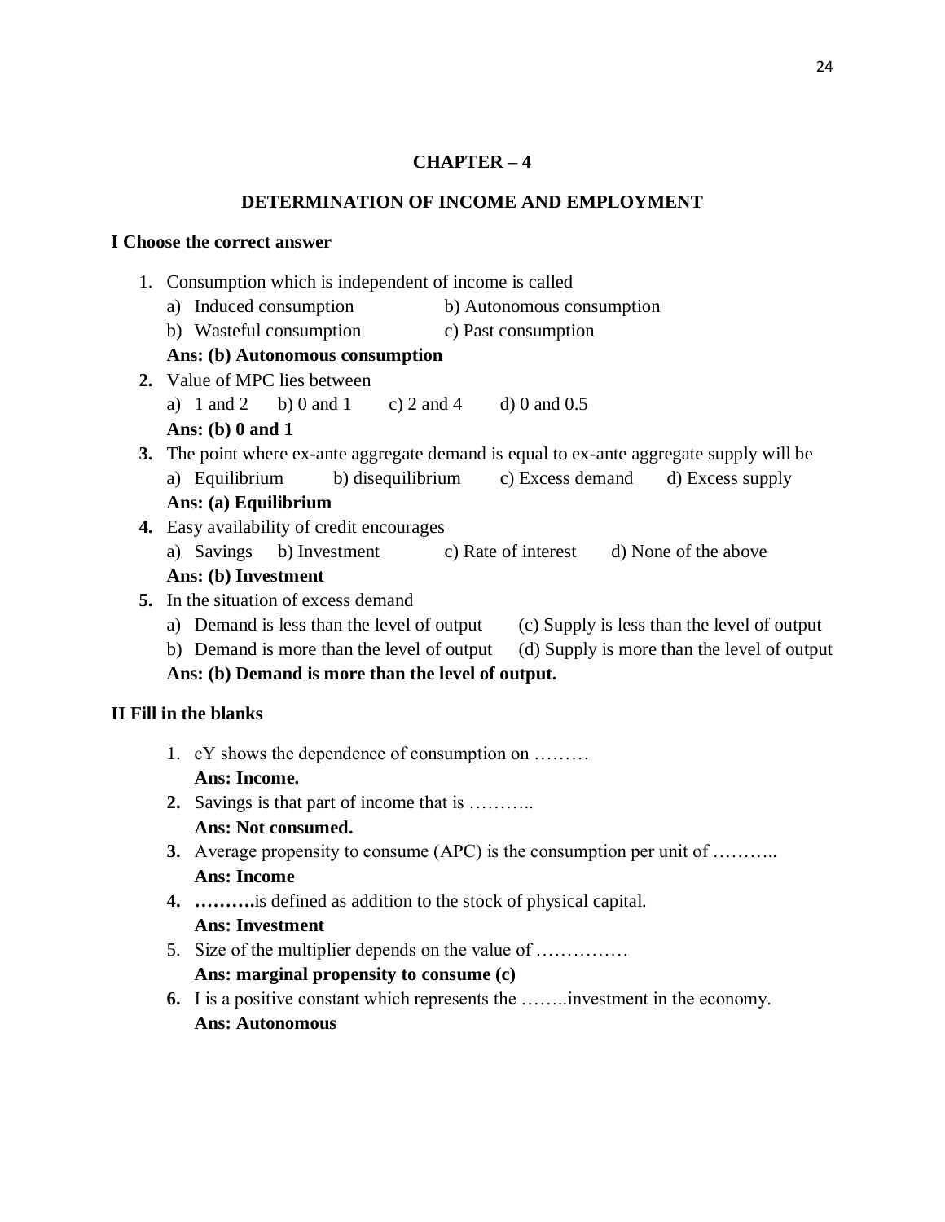## CHAPTER – 4

## DETERMINATION OF INCOME AND EMPLOYMENT

### I Choose the correct answer

1. Consumption which is independent of income is called
   a) Induced consumption  b) Autonomous consumption
   b) Wasteful consumption  c) Past consumption
   **Ans: (b) Autonomous consumption**
2. Value of MPC lies between
   a) 1 and 2  b) 0 and 1  c) 2 and 4  d) 0 and 0.5
   **Ans: (b) 0 and 1**
3. The point where ex-ante aggregate demand is equal to ex-ante aggregate supply will be
   a) Equilibrium  b) disequilibrium  c) Excess demand  d) Excess supply
   **Ans: (a) Equilibrium**
4. Easy availability of credit encourages
   a) Savings  b) Investment  c) Rate of interest  d) None of the above
   **Ans: (b) Investment**
5. In the situation of excess demand
   a) Demand is less than the level of output  (c) Supply is less than the level of output
   b) Demand is more than the level of output  (d) Supply is more than the level of output
   **Ans: (b) Demand is more than the level of output.**

### II Fill in the blanks

1. cY shows the dependence of consumption on ………
   **Ans: Income.**
2. Savings is that part of income that is ………..
   **Ans: Not consumed.**
3. Average propensity to consume (APC) is the consumption per unit of ………..
   **Ans: Income**
4. **……….**is defined as addition to the stock of physical capital.
   **Ans: Investment**
5. Size of the multiplier depends on the value of ……………
   **Ans: marginal propensity to consume (c)**
6. I is a positive constant which represents the ……..investment in the economy.
   **Ans: Autonomous**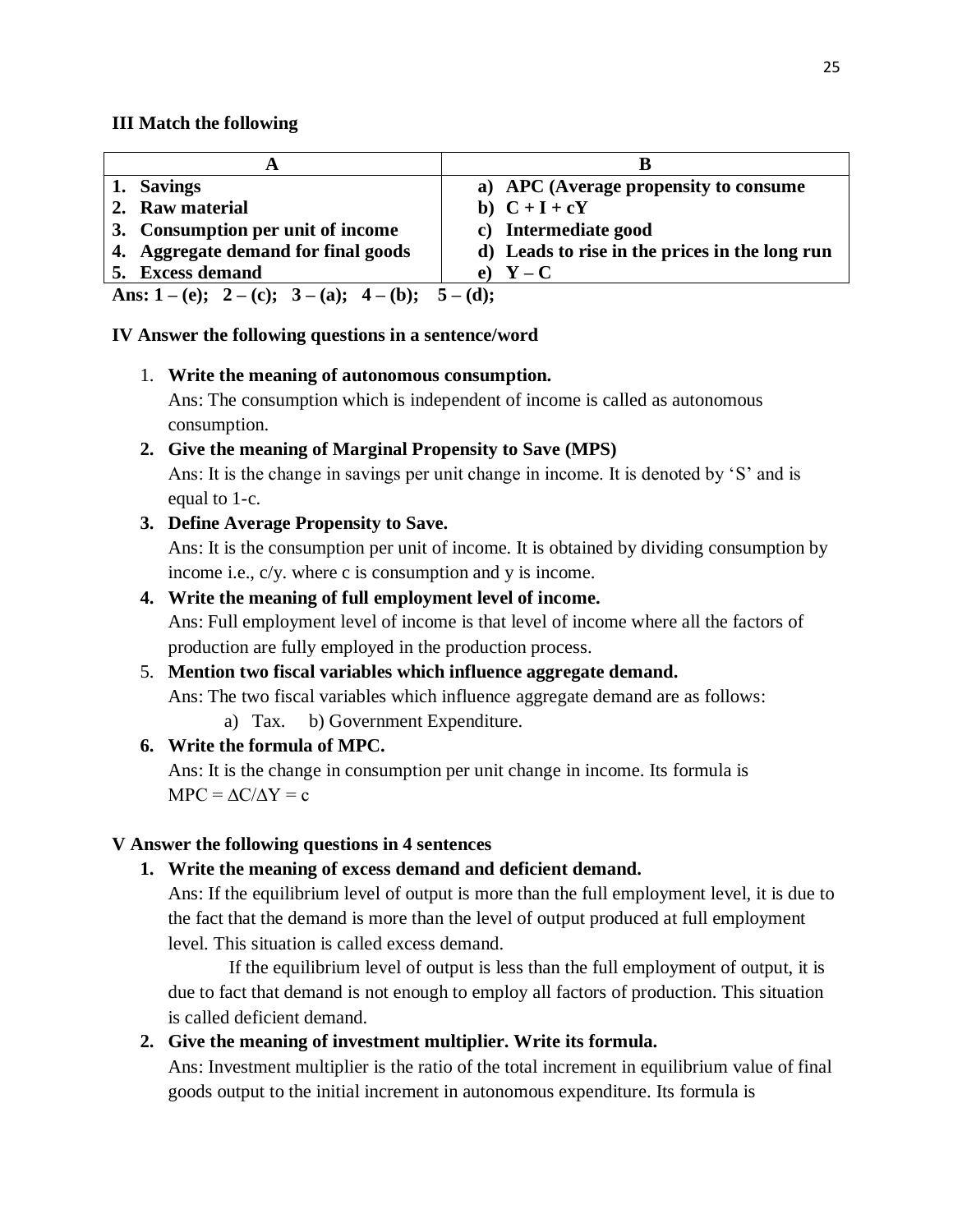**III Match the following**

| A | B |
|---|---|
| **1. Savings** | **a) APC (Average propensity to consume** |
| **2. Raw material** | **b) $C + I + cY$** |
| **3. Consumption per unit of income** | **c) Intermediate good** |
| **4. Aggregate demand for final goods** | **d) Leads to rise in the prices in the long run** |
| **5. Excess demand** | **e) $Y – C$** |

**Ans: 1 – (e); 2 – (c); 3 – (a); 4 – (b); 5 – (d);**

**IV Answer the following questions in a sentence/word**

1. **Write the meaning of autonomous consumption.**
   Ans: The consumption which is independent of income is called as autonomous consumption.
2. **Give the meaning of Marginal Propensity to Save (MPS)**
   Ans: It is the change in savings per unit change in income. It is denoted by 'S' and is equal to 1-c.
3. **Define Average Propensity to Save.**
   Ans: It is the consumption per unit of income. It is obtained by dividing consumption by income i.e., c/y. where c is consumption and y is income.
4. **Write the meaning of full employment level of income.**
   Ans: Full employment level of income is that level of income where all the factors of production are fully employed in the production process.
5. **Mention two fiscal variables which influence aggregate demand.**
   Ans: The two fiscal variables which influence aggregate demand are as follows:
   a) Tax. b) Government Expenditure.
6. **Write the formula of MPC.**
   Ans: It is the change in consumption per unit change in income. Its formula is
   $MPC = \Delta C/\Delta Y = c$

**V Answer the following questions in 4 sentences**

1. **Write the meaning of excess demand and deficient demand.**
   Ans: If the equilibrium level of output is more than the full employment level, it is due to the fact that the demand is more than the level of output produced at full employment level. This situation is called excess demand.

   If the equilibrium level of output is less than the full employment of output, it is due to fact that demand is not enough to employ all factors of production. This situation is called deficient demand.
2. **Give the meaning of investment multiplier. Write its formula.**
   Ans: Investment multiplier is the ratio of the total increment in equilibrium value of final goods output to the initial increment in autonomous expenditure. Its formula is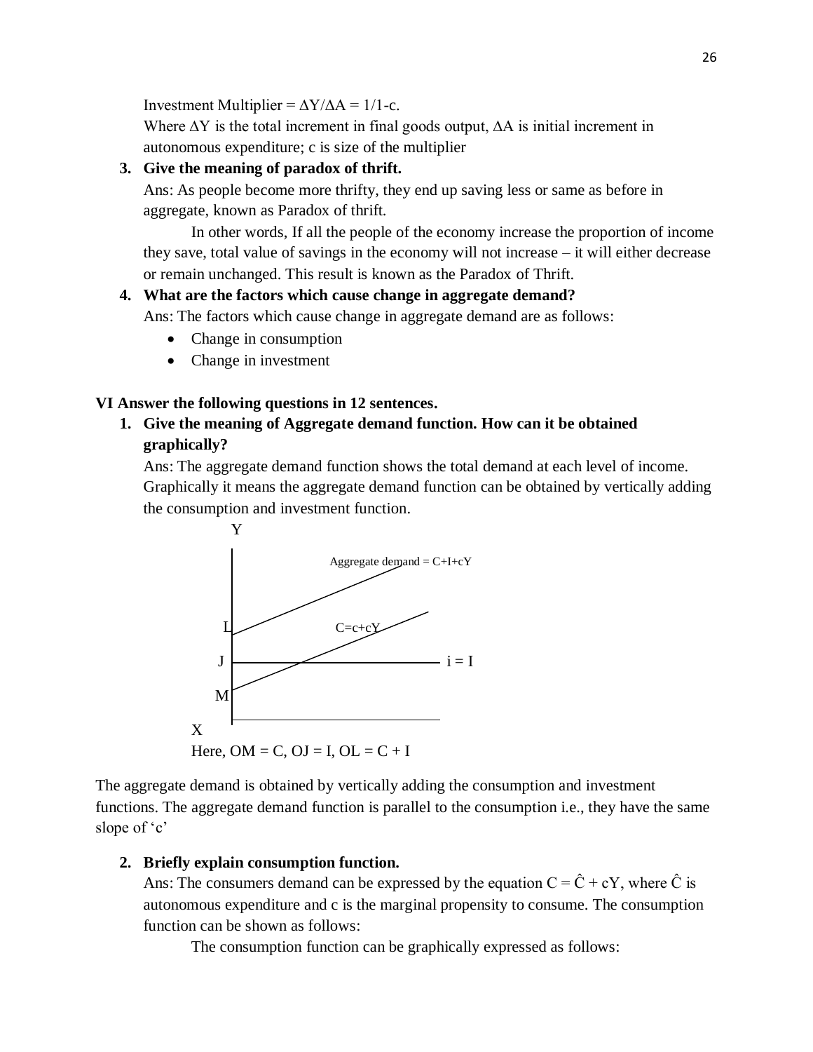Investment Multiplier = $\Delta Y/\Delta A = 1/1\text{-}c$.

Where $\Delta Y$ is the total increment in final goods output, $\Delta A$ is initial increment in autonomous expenditure; c is size of the multiplier

**3. Give the meaning of paradox of thrift.**

Ans: As people become more thrifty, they end up saving less or same as before in aggregate, known as Paradox of thrift.

In other words, If all the people of the economy increase the proportion of income they save, total value of savings in the economy will not increase – it will either decrease or remain unchanged. This result is known as the Paradox of Thrift.

**4. What are the factors which cause change in aggregate demand?**

Ans: The factors which cause change in aggregate demand are as follows:

- Change in consumption
- Change in investment

**VI Answer the following questions in 12 sentences.**

**1. Give the meaning of Aggregate demand function. How can it be obtained graphically?**

Ans: The aggregate demand function shows the total demand at each level of income. Graphically it means the aggregate demand function can be obtained by vertically adding the consumption and investment function.

Y

Aggregate demand = C+I+cY

L C=c+cY

J i = I

M

X

Here, OM = C, OJ = I, OL = C + I

The aggregate demand is obtained by vertically adding the consumption and investment functions. The aggregate demand function is parallel to the consumption i.e., they have the same slope of 'c'

**2. Briefly explain consumption function.**

Ans: The consumers demand can be expressed by the equation $C = \hat{C} + cY$, where $\hat{C}$ is autonomous expenditure and c is the marginal propensity to consume. The consumption function can be shown as follows:

The consumption function can be graphically expressed as follows: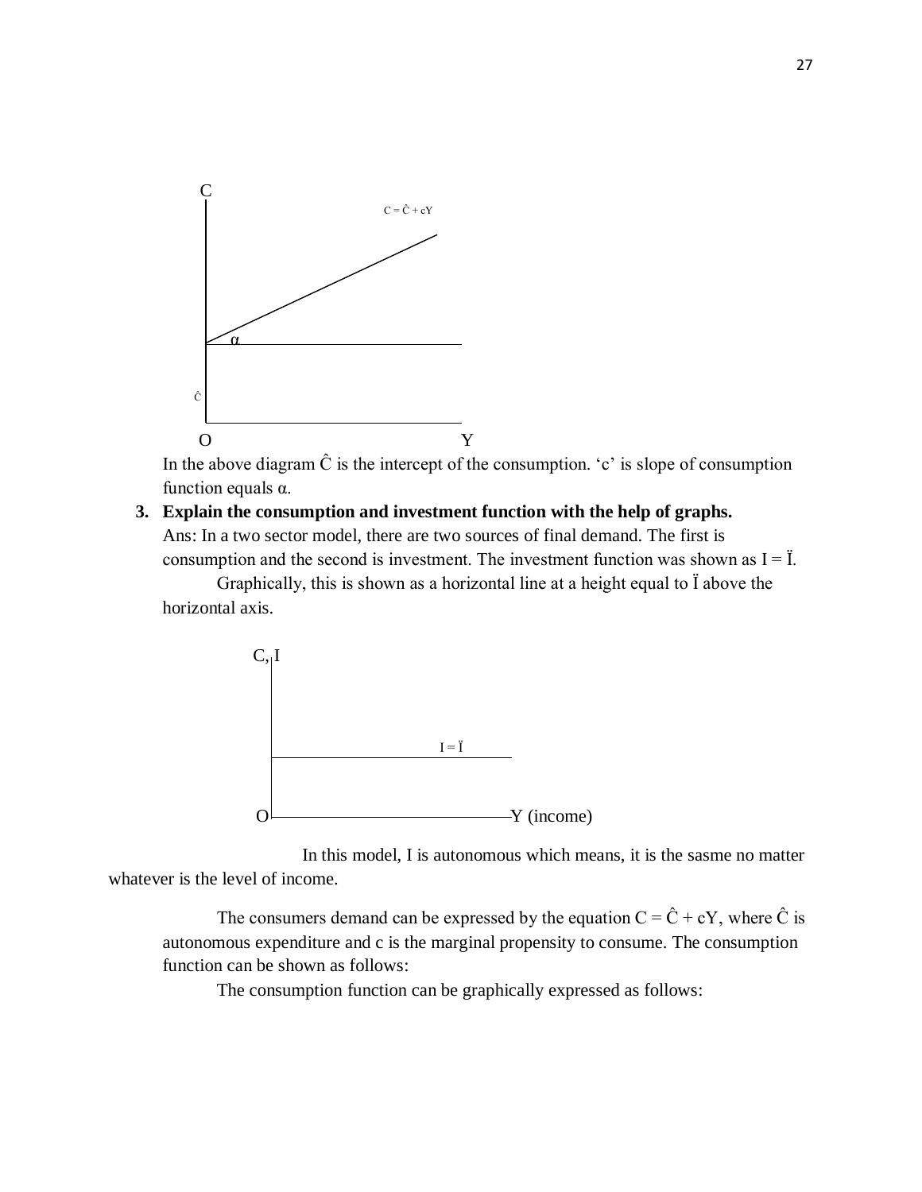In the above diagram $\hat{C}$ is the intercept of the consumption. 'c' is slope of consumption function equals α.

**3. Explain the consumption and investment function with the help of graphs.**

Ans: In a two sector model, there are two sources of final demand. The first is consumption and the second is investment. The investment function was shown as $I = \ddot{I}$.

Graphically, this is shown as a horizontal line at a height equal to $\ddot{I}$ above the horizontal axis.

In this model, I is autonomous which means, it is the sasme no matter whatever is the level of income.

The consumers demand can be expressed by the equation $C = \hat{C} + cY$, where $\hat{C}$ is autonomous expenditure and c is the marginal propensity to consume. The consumption function can be shown as follows:

The consumption function can be graphically expressed as follows: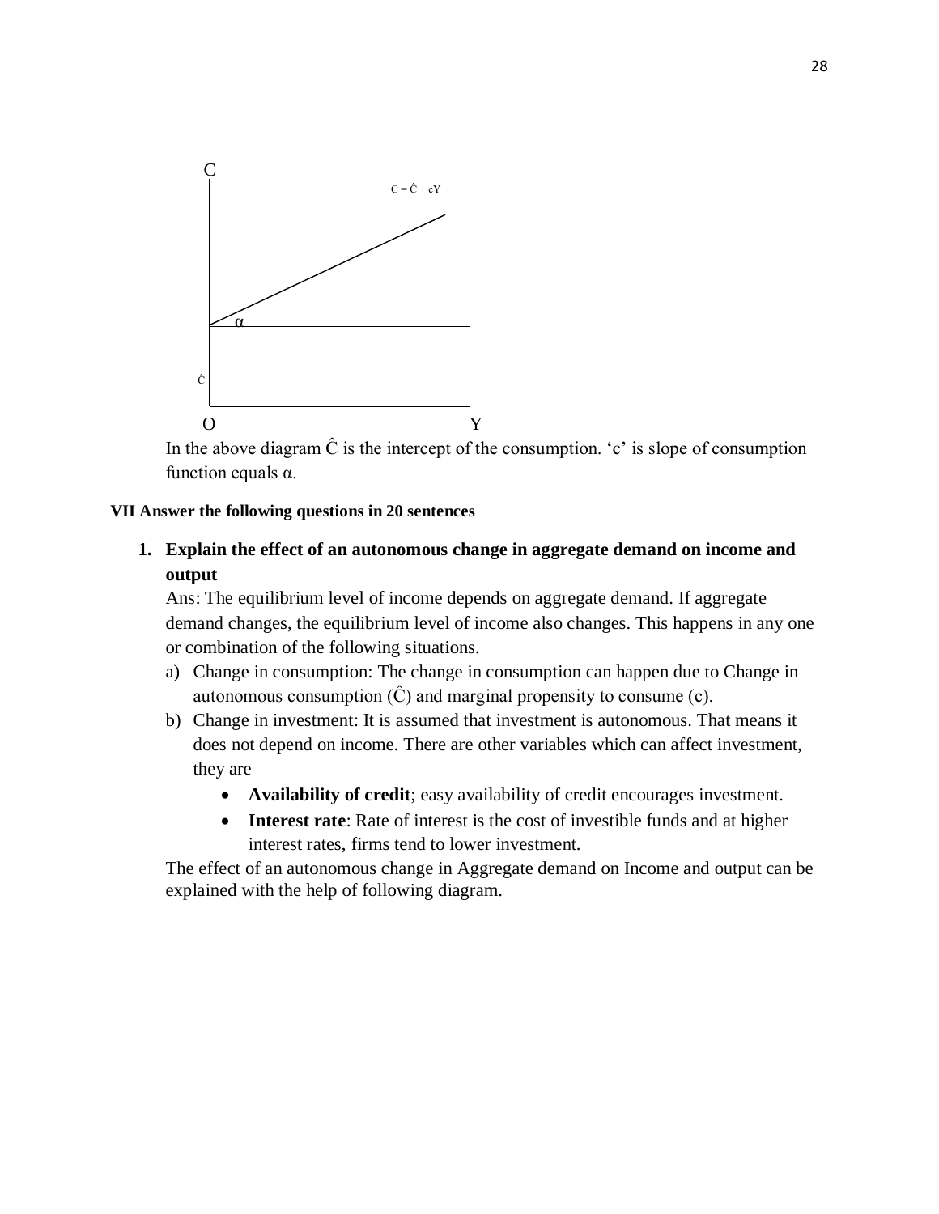In the above diagram $\hat{C}$ is the intercept of the consumption. 'c' is slope of consumption function equals α.

**VII Answer the following questions in 20 sentences**

1. **Explain the effect of an autonomous change in aggregate demand on income and output**

   Ans: The equilibrium level of income depends on aggregate demand. If aggregate demand changes, the equilibrium level of income also changes. This happens in any one or combination of the following situations.

   a) Change in consumption: The change in consumption can happen due to Change in autonomous consumption ($\hat{C}$) and marginal propensity to consume (c).

   b) Change in investment: It is assumed that investment is autonomous. That means it does not depend on income. There are other variables which can affect investment, they are

      - **Availability of credit**; easy availability of credit encourages investment.
      - **Interest rate**: Rate of interest is the cost of investible funds and at higher interest rates, firms tend to lower investment.

   The effect of an autonomous change in Aggregate demand on Income and output can be explained with the help of following diagram.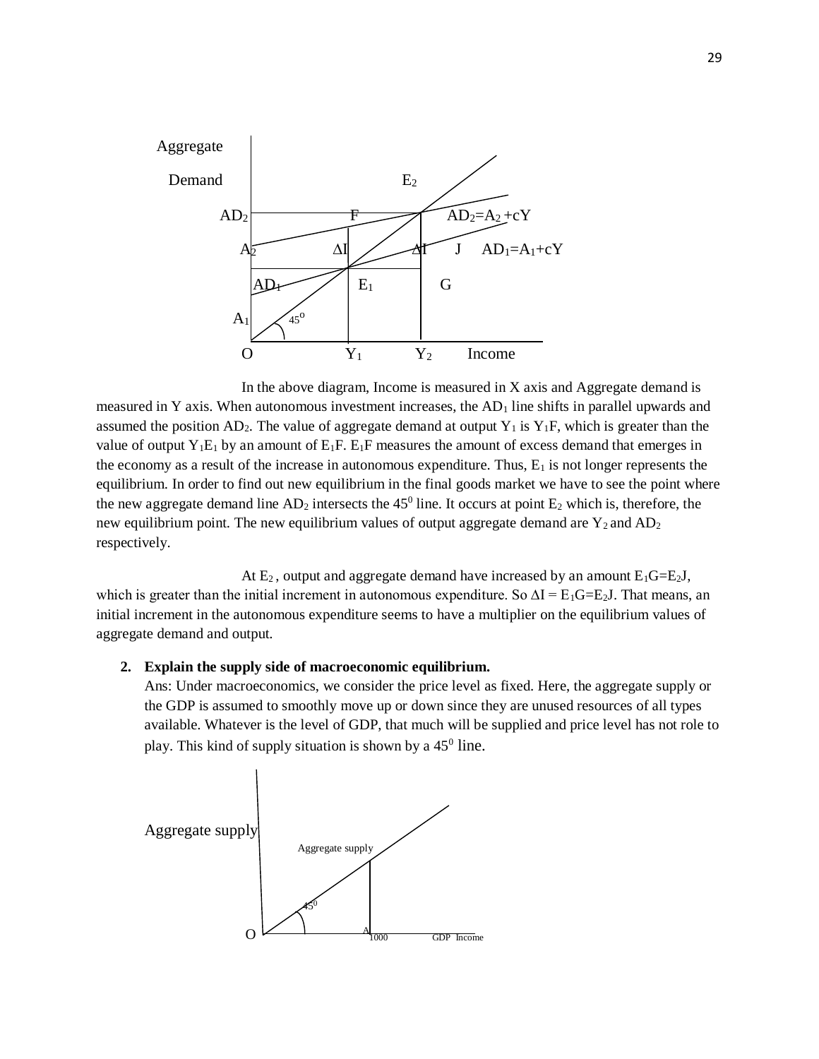In the above diagram, Income is measured in X axis and Aggregate demand is measured in Y axis. When autonomous investment increases, the $AD_1$ line shifts in parallel upwards and assumed the position $AD_2$. The value of aggregate demand at output $Y_1$ is $Y_1F$, which is greater than the value of output $Y_1E_1$ by an amount of $E_1F$. $E_1F$ measures the amount of excess demand that emerges in the economy as a result of the increase in autonomous expenditure. Thus, $E_1$ is not longer represents the equilibrium. In order to find out new equilibrium in the final goods market we have to see the point where the new aggregate demand line $AD_2$ intersects the $45^0$ line. It occurs at point $E_2$ which is, therefore, the new equilibrium point. The new equilibrium values of output aggregate demand are $Y_2$ and $AD_2$ respectively.

At $E_2$ , output and aggregate demand have increased by an amount $E_1G=E_2J$, which is greater than the initial increment in autonomous expenditure. So $\Delta I = E_1G=E_2J$. That means, an initial increment in the autonomous expenditure seems to have a multiplier on the equilibrium values of aggregate demand and output.

2. **Explain the supply side of macroeconomic equilibrium.**

   Ans: Under macroeconomics, we consider the price level as fixed. Here, the aggregate supply or the GDP is assumed to smoothly move up or down since they are unused resources of all types available. Whatever is the level of GDP, that much will be supplied and price level has not role to play. This kind of supply situation is shown by a $45^0$ line.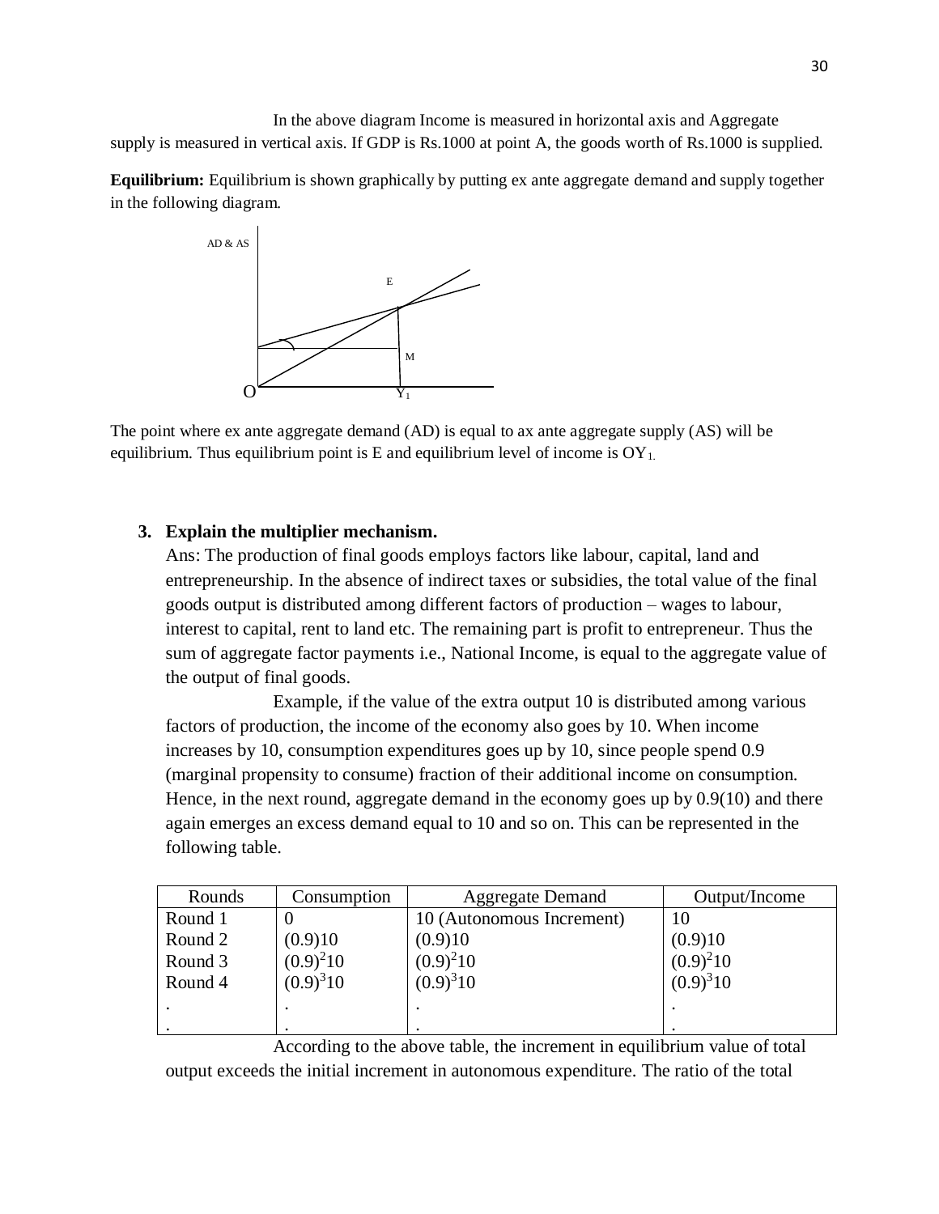In the above diagram Income is measured in horizontal axis and Aggregate supply is measured in vertical axis. If GDP is Rs.1000 at point A, the goods worth of Rs.1000 is supplied.

**Equilibrium:** Equilibrium is shown graphically by putting ex ante aggregate demand and supply together in the following diagram.

The point where ex ante aggregate demand (AD) is equal to ax ante aggregate supply (AS) will be equilibrium. Thus equilibrium point is E and equilibrium level of income is $OY_1$.

3. **Explain the multiplier mechanism.**

Ans: The production of final goods employs factors like labour, capital, land and entrepreneurship. In the absence of indirect taxes or subsidies, the total value of the final goods output is distributed among different factors of production – wages to labour, interest to capital, rent to land etc. The remaining part is profit to entrepreneur. Thus the sum of aggregate factor payments i.e., National Income, is equal to the aggregate value of the output of final goods.

Example, if the value of the extra output 10 is distributed among various factors of production, the income of the economy also goes by 10. When income increases by 10, consumption expenditures goes up by 10, since people spend 0.9 (marginal propensity to consume) fraction of their additional income on consumption. Hence, in the next round, aggregate demand in the economy goes up by 0.9(10) and there again emerges an excess demand equal to 10 and so on. This can be represented in the following table.

| Rounds | Consumption | Aggregate Demand | Output/Income |
|---|---|---|---|
| Round 1 | 0 | 10 (Autonomous Increment) | 10 |
| Round 2 | $(0.9)10$ | $(0.9)10$ | $(0.9)10$ |
| Round 3 | $(0.9)^2 10$ | $(0.9)^2 10$ | $(0.9)^2 10$ |
| Round 4 | $(0.9)^3 10$ | $(0.9)^3 10$ | $(0.9)^3 10$ |
| . | . | . | . |
| . | . | . | . |

According to the above table, the increment in equilibrium value of total output exceeds the initial increment in autonomous expenditure. The ratio of the total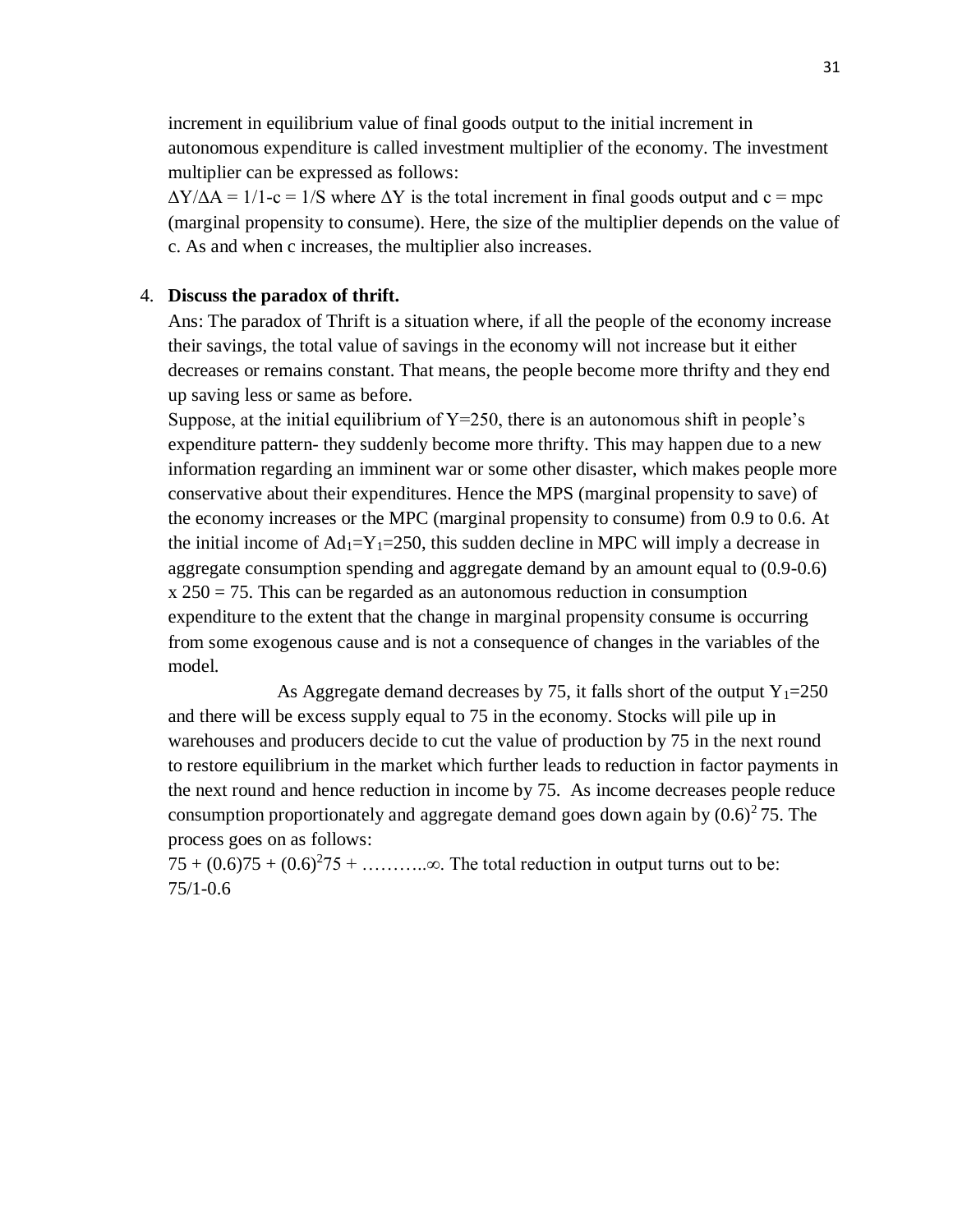increment in equilibrium value of final goods output to the initial increment in autonomous expenditure is called investment multiplier of the economy. The investment multiplier can be expressed as follows:

$\Delta Y/\Delta A = 1/1\text{-}c = 1/S$ where $\Delta Y$ is the total increment in final goods output and c = mpc (marginal propensity to consume). Here, the size of the multiplier depends on the value of c. As and when c increases, the multiplier also increases.

4. **Discuss the paradox of thrift.**

Ans: The paradox of Thrift is a situation where, if all the people of the economy increase their savings, the total value of savings in the economy will not increase but it either decreases or remains constant. That means, the people become more thrifty and they end up saving less or same as before.

Suppose, at the initial equilibrium of Y=250, there is an autonomous shift in people's expenditure pattern- they suddenly become more thrifty. This may happen due to a new information regarding an imminent war or some other disaster, which makes people more conservative about their expenditures. Hence the MPS (marginal propensity to save) of the economy increases or the MPC (marginal propensity to consume) from 0.9 to 0.6. At the initial income of $Ad_1=Y_1=250$, this sudden decline in MPC will imply a decrease in aggregate consumption spending and aggregate demand by an amount equal to (0.9-0.6) x 250 = 75. This can be regarded as an autonomous reduction in consumption expenditure to the extent that the change in marginal propensity consume is occurring from some exogenous cause and is not a consequence of changes in the variables of the model.

As Aggregate demand decreases by 75, it falls short of the output $Y_1=250$ and there will be excess supply equal to 75 in the economy. Stocks will pile up in warehouses and producers decide to cut the value of production by 75 in the next round to restore equilibrium in the market which further leads to reduction in factor payments in the next round and hence reduction in income by 75. As income decreases people reduce consumption proportionately and aggregate demand goes down again by $(0.6)^2$ 75. The process goes on as follows:

$75 + (0.6)75 + (0.6)^2 75 + \ldots\ldots\ldots\ldots\infty$. The total reduction in output turns out to be: 75/1-0.6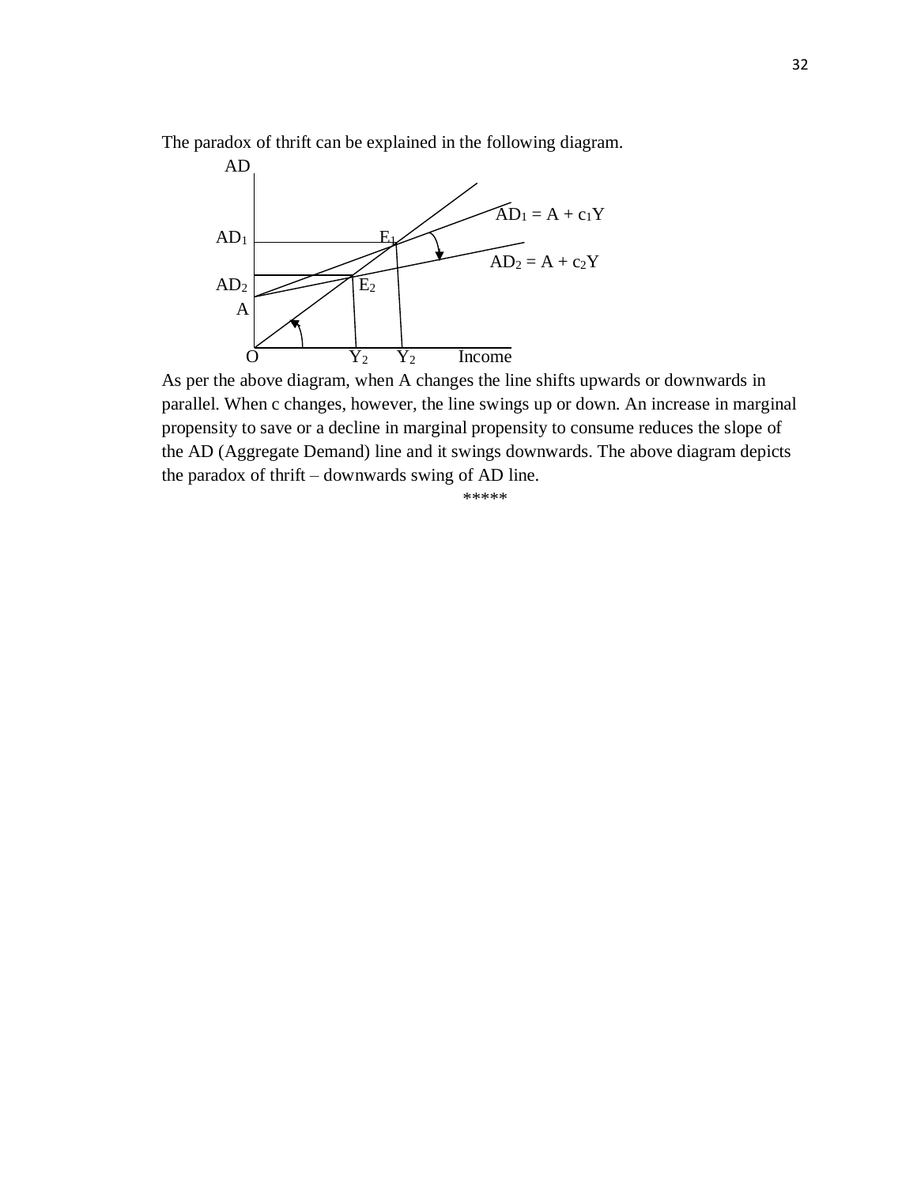The paradox of thrift can be explained in the following diagram.

AD

$AD_1 = A + c_1Y$

$AD_1$ $E_1$

$AD_2 = A + c_2Y$

$AD_2$ $E_2$

A

O $Y_2$ $Y_2$ Income

As per the above diagram, when A changes the line shifts upwards or downwards in parallel. When c changes, however, the line swings up or down. An increase in marginal propensity to save or a decline in marginal propensity to consume reduces the slope of the AD (Aggregate Demand) line and it swings downwards. The above diagram depicts the paradox of thrift – downwards swing of AD line.

*****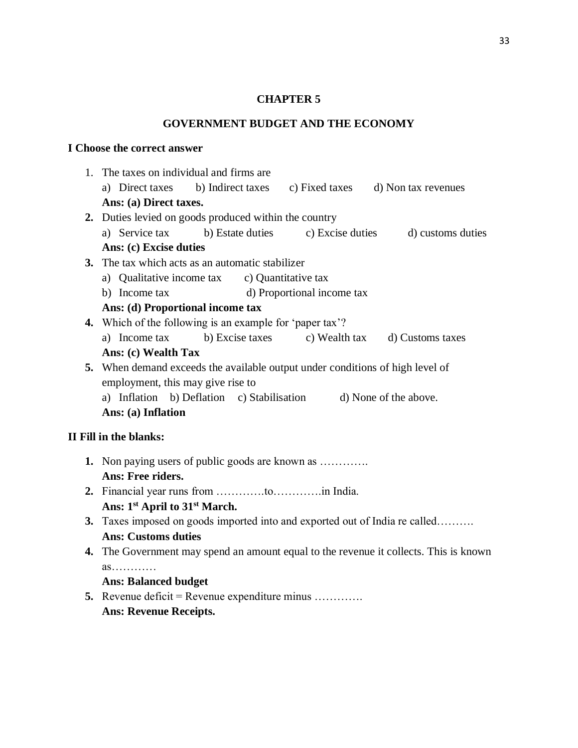# CHAPTER 5

## GOVERNMENT BUDGET AND THE ECONOMY

### I Choose the correct answer

1. The taxes on individual and firms are
   a) Direct taxes  b) Indirect taxes  c) Fixed taxes  d) Non tax revenues
   **Ans: (a) Direct taxes.**
2. Duties levied on goods produced within the country
   a) Service tax  b) Estate duties  c) Excise duties  d) customs duties
   **Ans: (c) Excise duties**
3. The tax which acts as an automatic stabilizer
   a) Qualitative income tax  c) Quantitative tax
   b) Income tax  d) Proportional income tax
   **Ans: (d) Proportional income tax**
4. Which of the following is an example for 'paper tax'?
   a) Income tax  b) Excise taxes  c) Wealth tax  d) Customs taxes
   **Ans: (c) Wealth Tax**
5. When demand exceeds the available output under conditions of high level of employment, this may give rise to
   a) Inflation  b) Deflation  c) Stabilisation  d) None of the above.
   **Ans: (a) Inflation**

### II Fill in the blanks:

1. Non paying users of public goods are known as ………….
   **Ans: Free riders.**
2. Financial year runs from ………….to………….in India.
   **Ans: 1st April to 31st March.**
3. Taxes imposed on goods imported into and exported out of India re called……….
   **Ans: Customs duties**
4. The Government may spend an amount equal to the revenue it collects. This is known as…………
   **Ans: Balanced budget**
5. Revenue deficit = Revenue expenditure minus ………….
   **Ans: Revenue Receipts.**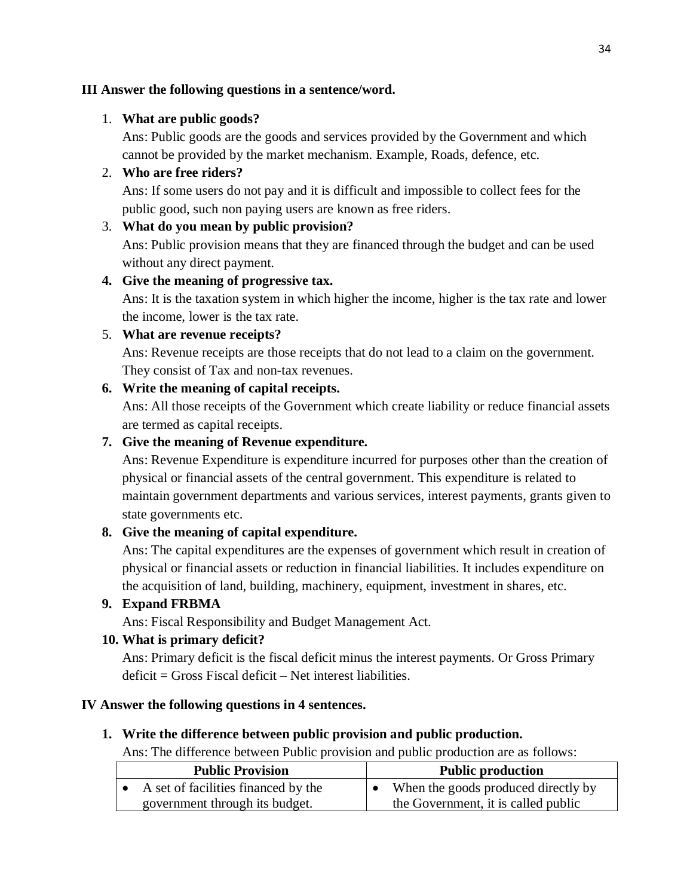### III Answer the following questions in a sentence/word.

1. **What are public goods?**
   Ans: Public goods are the goods and services provided by the Government and which cannot be provided by the market mechanism. Example, Roads, defence, etc.
2. **Who are free riders?**
   Ans: If some users do not pay and it is difficult and impossible to collect fees for the public good, such non paying users are known as free riders.
3. **What do you mean by public provision?**
   Ans: Public provision means that they are financed through the budget and can be used without any direct payment.
4. **Give the meaning of progressive tax.**
   Ans: It is the taxation system in which higher the income, higher is the tax rate and lower the income, lower is the tax rate.
5. **What are revenue receipts?**
   Ans: Revenue receipts are those receipts that do not lead to a claim on the government. They consist of Tax and non-tax revenues.
6. **Write the meaning of capital receipts.**
   Ans: All those receipts of the Government which create liability or reduce financial assets are termed as capital receipts.
7. **Give the meaning of Revenue expenditure.**
   Ans: Revenue Expenditure is expenditure incurred for purposes other than the creation of physical or financial assets of the central government. This expenditure is related to maintain government departments and various services, interest payments, grants given to state governments etc.
8. **Give the meaning of capital expenditure.**
   Ans: The capital expenditures are the expenses of government which result in creation of physical or financial assets or reduction in financial liabilities. It includes expenditure on the acquisition of land, building, machinery, equipment, investment in shares, etc.
9. **Expand FRBMA**
   Ans: Fiscal Responsibility and Budget Management Act.
10. **What is primary deficit?**
    Ans: Primary deficit is the fiscal deficit minus the interest payments. Or Gross Primary deficit = Gross Fiscal deficit – Net interest liabilities.

### IV Answer the following questions in 4 sentences.

1. **Write the difference between public provision and public production.**
   Ans: The difference between Public provision and public production are as follows:

| Public Provision | Public production |
|---|---|
| • A set of facilities financed by the government through its budget. | • When the goods produced directly by the Government, it is called public |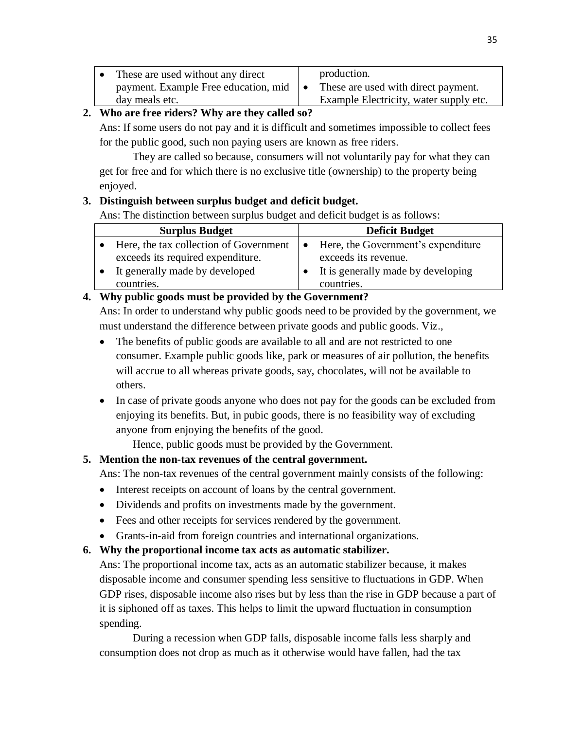| | |
|---|---|
| • These are used without any direct payment. Example Free education, mid day meals etc. | production.<br>• These are used with direct payment. Example Electricity, water supply etc. |

**2. Who are free riders? Why are they called so?**

Ans: If some users do not pay and it is difficult and sometimes impossible to collect fees for the public good, such non paying users are known as free riders.

They are called so because, consumers will not voluntarily pay for what they can get for free and for which there is no exclusive title (ownership) to the property being enjoyed.

**3. Distinguish between surplus budget and deficit budget.**

Ans: The distinction between surplus budget and deficit budget is as follows:

| Surplus Budget | Deficit Budget |
|---|---|
| • Here, the tax collection of Government exceeds its required expenditure. | • Here, the Government's expenditure exceeds its revenue. |
| • It generally made by developed countries. | • It is generally made by developing countries. |

**4. Why public goods must be provided by the Government?**

Ans: In order to understand why public goods need to be provided by the government, we must understand the difference between private goods and public goods. Viz.,

- The benefits of public goods are available to all and are not restricted to one consumer. Example public goods like, park or measures of air pollution, the benefits will accrue to all whereas private goods, say, chocolates, will not be available to others.
- In case of private goods anyone who does not pay for the goods can be excluded from enjoying its benefits. But, in pubic goods, there is no feasibility way of excluding anyone from enjoying the benefits of the good.

Hence, public goods must be provided by the Government.

**5. Mention the non-tax revenues of the central government.**

Ans: The non-tax revenues of the central government mainly consists of the following:

- Interest receipts on account of loans by the central government.
- Dividends and profits on investments made by the government.
- Fees and other receipts for services rendered by the government.
- Grants-in-aid from foreign countries and international organizations.

**6. Why the proportional income tax acts as automatic stabilizer.**

Ans: The proportional income tax, acts as an automatic stabilizer because, it makes disposable income and consumer spending less sensitive to fluctuations in GDP. When GDP rises, disposable income also rises but by less than the rise in GDP because a part of it is siphoned off as taxes. This helps to limit the upward fluctuation in consumption spending.

During a recession when GDP falls, disposable income falls less sharply and consumption does not drop as much as it otherwise would have fallen, had the tax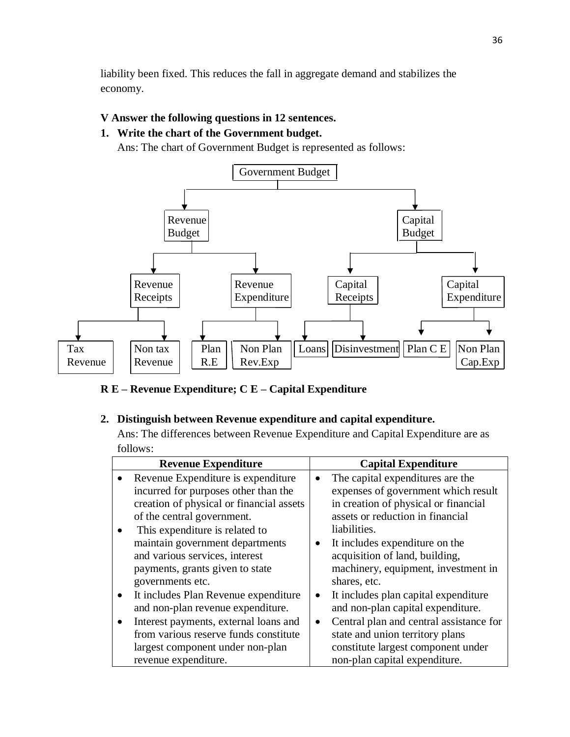liability been fixed. This reduces the fall in aggregate demand and stabilizes the economy.

**V Answer the following questions in 12 sentences.**

**1. Write the chart of the Government budget.**

Ans: The chart of Government Budget is represented as follows:

- Government Budget
  - Revenue Budget
    - Revenue Receipts
      - Tax Revenue
      - Non tax Revenue
    - Revenue Expenditure
      - Plan R.E
      - Non Plan Rev.Exp
  - Capital Budget
    - Capital Receipts
      - Loans
      - Disinvestment
    - Capital Expenditure
      - Plan C E
      - Non Plan Cap.Exp

**R E – Revenue Expenditure; C E – Capital Expenditure**

**2. Distinguish between Revenue expenditure and capital expenditure.**

Ans: The differences between Revenue Expenditure and Capital Expenditure are as follows:

| Revenue Expenditure | Capital Expenditure |
|---|---|
| • Revenue Expenditure is expenditure incurred for purposes other than the creation of physical or financial assets of the central government. | • The capital expenditures are the expenses of government which result in creation of physical or financial assets or reduction in financial liabilities. |
| • This expenditure is related to maintain government departments and various services, interest payments, grants given to state governments etc. | • It includes expenditure on the acquisition of land, building, machinery, equipment, investment in shares, etc. |
| • It includes Plan Revenue expenditure and non-plan revenue expenditure. | • It includes plan capital expenditure and non-plan capital expenditure. |
| • Interest payments, external loans and from various reserve funds constitute largest component under non-plan revenue expenditure. | • Central plan and central assistance for state and union territory plans constitute largest component under non-plan capital expenditure. |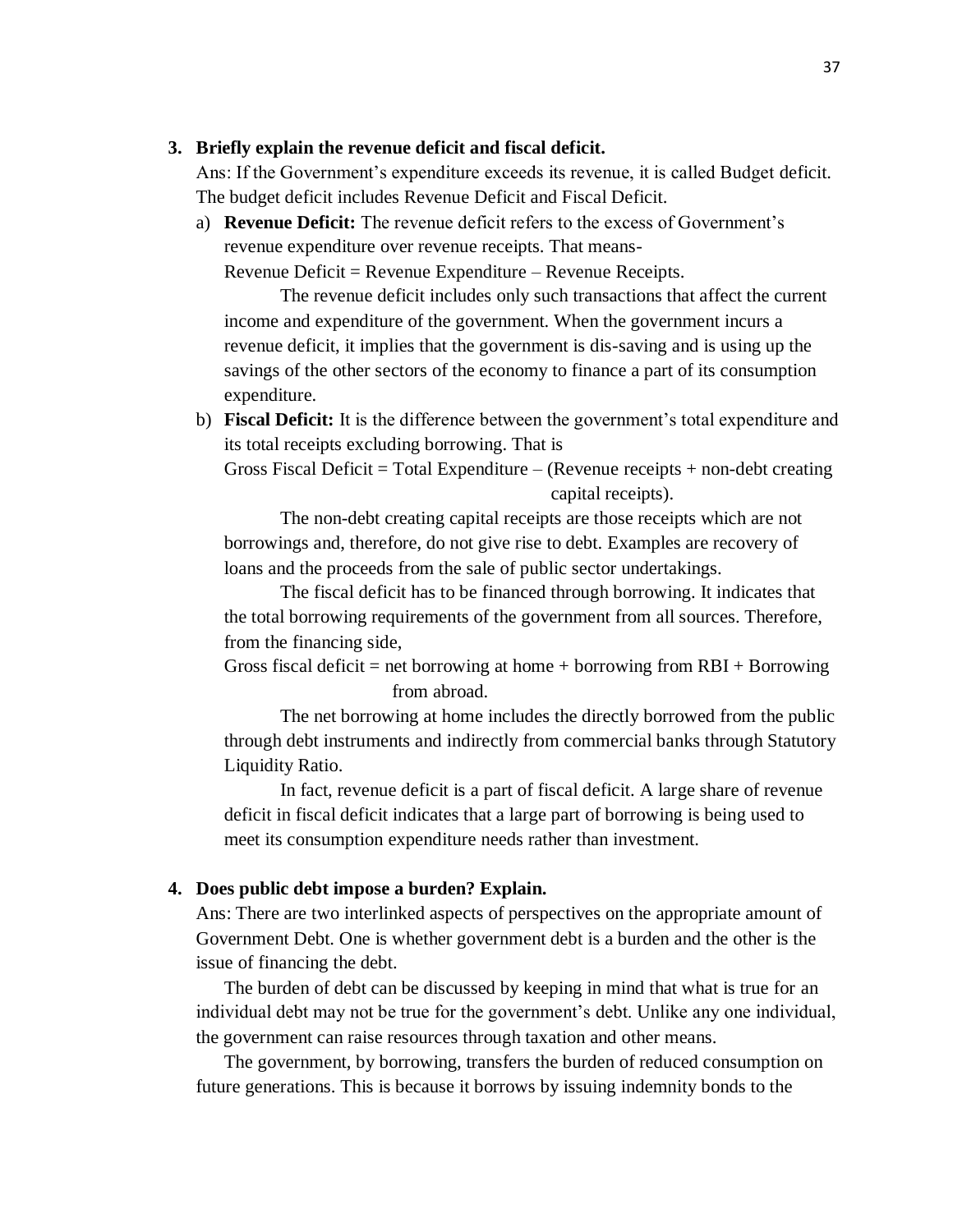**3. Briefly explain the revenue deficit and fiscal deficit.**

Ans: If the Government's expenditure exceeds its revenue, it is called Budget deficit. The budget deficit includes Revenue Deficit and Fiscal Deficit.

a) **Revenue Deficit:** The revenue deficit refers to the excess of Government's revenue expenditure over revenue receipts. That means-
Revenue Deficit = Revenue Expenditure – Revenue Receipts.

The revenue deficit includes only such transactions that affect the current income and expenditure of the government. When the government incurs a revenue deficit, it implies that the government is dis-saving and is using up the savings of the other sectors of the economy to finance a part of its consumption expenditure.

b) **Fiscal Deficit:** It is the difference between the government's total expenditure and its total receipts excluding borrowing. That is
Gross Fiscal Deficit = Total Expenditure – (Revenue receipts + non-debt creating capital receipts).

The non-debt creating capital receipts are those receipts which are not borrowings and, therefore, do not give rise to debt. Examples are recovery of loans and the proceeds from the sale of public sector undertakings.

The fiscal deficit has to be financed through borrowing. It indicates that the total borrowing requirements of the government from all sources. Therefore, from the financing side,
Gross fiscal deficit = net borrowing at home + borrowing from RBI + Borrowing from abroad.

The net borrowing at home includes the directly borrowed from the public through debt instruments and indirectly from commercial banks through Statutory Liquidity Ratio.

In fact, revenue deficit is a part of fiscal deficit. A large share of revenue deficit in fiscal deficit indicates that a large part of borrowing is being used to meet its consumption expenditure needs rather than investment.

**4. Does public debt impose a burden? Explain.**

Ans: There are two interlinked aspects of perspectives on the appropriate amount of Government Debt. One is whether government debt is a burden and the other is the issue of financing the debt.

The burden of debt can be discussed by keeping in mind that what is true for an individual debt may not be true for the government's debt. Unlike any one individual, the government can raise resources through taxation and other means.

The government, by borrowing, transfers the burden of reduced consumption on future generations. This is because it borrows by issuing indemnity bonds to the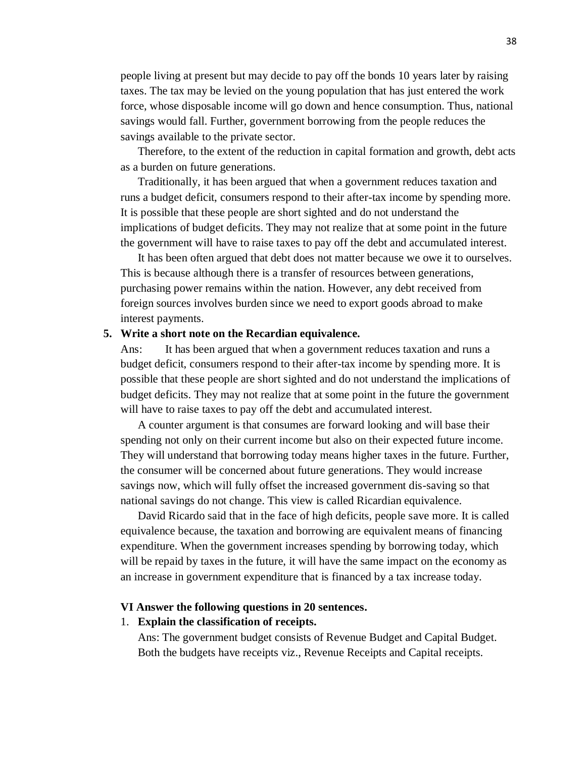people living at present but may decide to pay off the bonds 10 years later by raising taxes. The tax may be levied on the young population that has just entered the work force, whose disposable income will go down and hence consumption. Thus, national savings would fall. Further, government borrowing from the people reduces the savings available to the private sector.

Therefore, to the extent of the reduction in capital formation and growth, debt acts as a burden on future generations.

Traditionally, it has been argued that when a government reduces taxation and runs a budget deficit, consumers respond to their after-tax income by spending more. It is possible that these people are short sighted and do not understand the implications of budget deficits. They may not realize that at some point in the future the government will have to raise taxes to pay off the debt and accumulated interest.

It has been often argued that debt does not matter because we owe it to ourselves. This is because although there is a transfer of resources between generations, purchasing power remains within the nation. However, any debt received from foreign sources involves burden since we need to export goods abroad to make interest payments.

**5. Write a short note on the Recardian equivalence.**

Ans: It has been argued that when a government reduces taxation and runs a budget deficit, consumers respond to their after-tax income by spending more. It is possible that these people are short sighted and do not understand the implications of budget deficits. They may not realize that at some point in the future the government will have to raise taxes to pay off the debt and accumulated interest.

A counter argument is that consumes are forward looking and will base their spending not only on their current income but also on their expected future income. They will understand that borrowing today means higher taxes in the future. Further, the consumer will be concerned about future generations. They would increase savings now, which will fully offset the increased government dis-saving so that national savings do not change. This view is called Ricardian equivalence.

David Ricardo said that in the face of high deficits, people save more. It is called equivalence because, the taxation and borrowing are equivalent means of financing expenditure. When the government increases spending by borrowing today, which will be repaid by taxes in the future, it will have the same impact on the economy as an increase in government expenditure that is financed by a tax increase today.

**VI Answer the following questions in 20 sentences.**

1. **Explain the classification of receipts.**

   Ans: The government budget consists of Revenue Budget and Capital Budget. Both the budgets have receipts viz., Revenue Receipts and Capital receipts.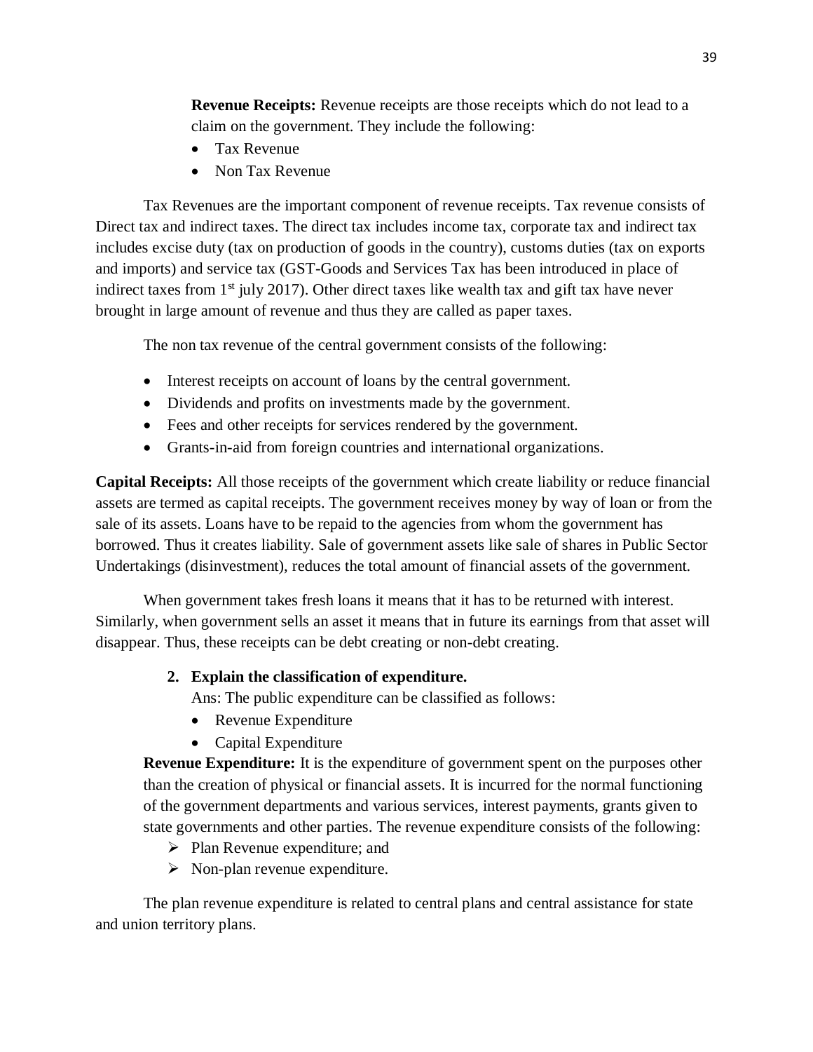**Revenue Receipts:** Revenue receipts are those receipts which do not lead to a claim on the government. They include the following:

- Tax Revenue
- Non Tax Revenue

Tax Revenues are the important component of revenue receipts. Tax revenue consists of Direct tax and indirect taxes. The direct tax includes income tax, corporate tax and indirect tax includes excise duty (tax on production of goods in the country), customs duties (tax on exports and imports) and service tax (GST-Goods and Services Tax has been introduced in place of indirect taxes from 1st july 2017). Other direct taxes like wealth tax and gift tax have never brought in large amount of revenue and thus they are called as paper taxes.

The non tax revenue of the central government consists of the following:

- Interest receipts on account of loans by the central government.
- Dividends and profits on investments made by the government.
- Fees and other receipts for services rendered by the government.
- Grants-in-aid from foreign countries and international organizations.

**Capital Receipts:** All those receipts of the government which create liability or reduce financial assets are termed as capital receipts. The government receives money by way of loan or from the sale of its assets. Loans have to be repaid to the agencies from whom the government has borrowed. Thus it creates liability. Sale of government assets like sale of shares in Public Sector Undertakings (disinvestment), reduces the total amount of financial assets of the government.

When government takes fresh loans it means that it has to be returned with interest. Similarly, when government sells an asset it means that in future its earnings from that asset will disappear. Thus, these receipts can be debt creating or non-debt creating.

2. **Explain the classification of expenditure.**

   Ans: The public expenditure can be classified as follows:

   - Revenue Expenditure
   - Capital Expenditure

**Revenue Expenditure:** It is the expenditure of government spent on the purposes other than the creation of physical or financial assets. It is incurred for the normal functioning of the government departments and various services, interest payments, grants given to state governments and other parties. The revenue expenditure consists of the following:

- Plan Revenue expenditure; and
- Non-plan revenue expenditure.

The plan revenue expenditure is related to central plans and central assistance for state and union territory plans.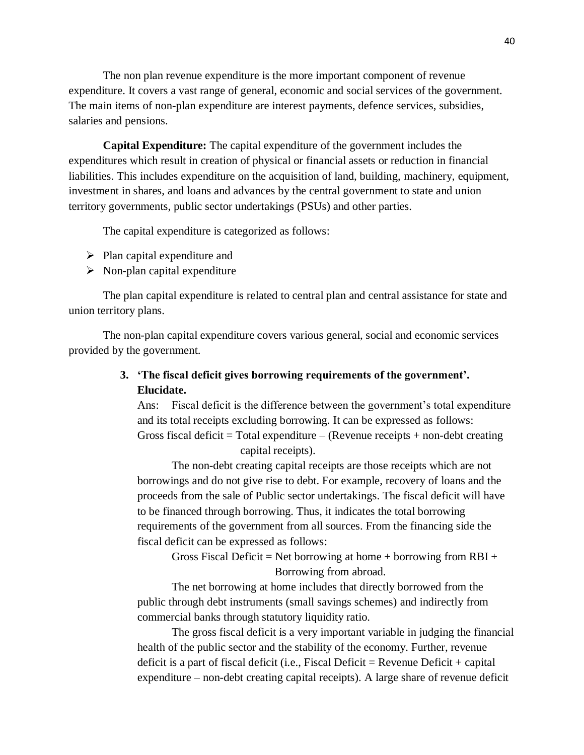The non plan revenue expenditure is the more important component of revenue expenditure. It covers a vast range of general, economic and social services of the government. The main items of non-plan expenditure are interest payments, defence services, subsidies, salaries and pensions.

**Capital Expenditure:** The capital expenditure of the government includes the expenditures which result in creation of physical or financial assets or reduction in financial liabilities. This includes expenditure on the acquisition of land, building, machinery, equipment, investment in shares, and loans and advances by the central government to state and union territory governments, public sector undertakings (PSUs) and other parties.

The capital expenditure is categorized as follows:

- Plan capital expenditure and
- Non-plan capital expenditure

The plan capital expenditure is related to central plan and central assistance for state and union territory plans.

The non-plan capital expenditure covers various general, social and economic services provided by the government.

3. **'The fiscal deficit gives borrowing requirements of the government'. Elucidate.**

Ans: Fiscal deficit is the difference between the government's total expenditure and its total receipts excluding borrowing. It can be expressed as follows:

Gross fiscal deficit = Total expenditure – (Revenue receipts + non-debt creating capital receipts).

The non-debt creating capital receipts are those receipts which are not borrowings and do not give rise to debt. For example, recovery of loans and the proceeds from the sale of Public sector undertakings. The fiscal deficit will have to be financed through borrowing. Thus, it indicates the total borrowing requirements of the government from all sources. From the financing side the fiscal deficit can be expressed as follows:

Gross Fiscal Deficit = Net borrowing at home + borrowing from RBI + Borrowing from abroad.

The net borrowing at home includes that directly borrowed from the public through debt instruments (small savings schemes) and indirectly from commercial banks through statutory liquidity ratio.

The gross fiscal deficit is a very important variable in judging the financial health of the public sector and the stability of the economy. Further, revenue deficit is a part of fiscal deficit (i.e., Fiscal Deficit = Revenue Deficit + capital expenditure – non-debt creating capital receipts). A large share of revenue deficit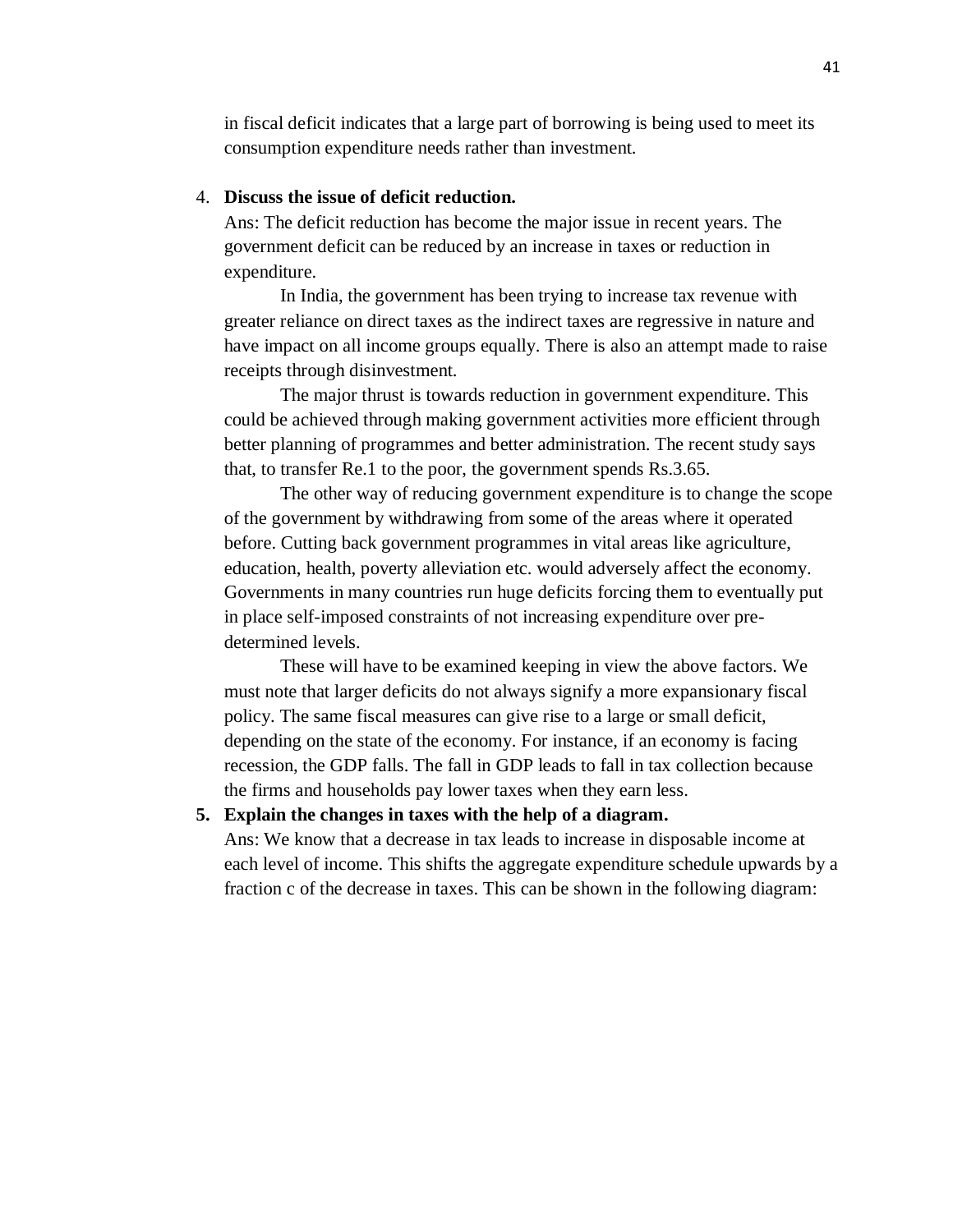in fiscal deficit indicates that a large part of borrowing is being used to meet its consumption expenditure needs rather than investment.

4. **Discuss the issue of deficit reduction.**

   Ans: The deficit reduction has become the major issue in recent years. The government deficit can be reduced by an increase in taxes or reduction in expenditure.

   In India, the government has been trying to increase tax revenue with greater reliance on direct taxes as the indirect taxes are regressive in nature and have impact on all income groups equally. There is also an attempt made to raise receipts through disinvestment.

   The major thrust is towards reduction in government expenditure. This could be achieved through making government activities more efficient through better planning of programmes and better administration. The recent study says that, to transfer Re.1 to the poor, the government spends Rs.3.65.

   The other way of reducing government expenditure is to change the scope of the government by withdrawing from some of the areas where it operated before. Cutting back government programmes in vital areas like agriculture, education, health, poverty alleviation etc. would adversely affect the economy. Governments in many countries run huge deficits forcing them to eventually put in place self-imposed constraints of not increasing expenditure over pre-determined levels.

   These will have to be examined keeping in view the above factors. We must note that larger deficits do not always signify a more expansionary fiscal policy. The same fiscal measures can give rise to a large or small deficit, depending on the state of the economy. For instance, if an economy is facing recession, the GDP falls. The fall in GDP leads to fall in tax collection because the firms and households pay lower taxes when they earn less.

5. **Explain the changes in taxes with the help of a diagram.**

   Ans: We know that a decrease in tax leads to increase in disposable income at each level of income. This shifts the aggregate expenditure schedule upwards by a fraction c of the decrease in taxes. This can be shown in the following diagram: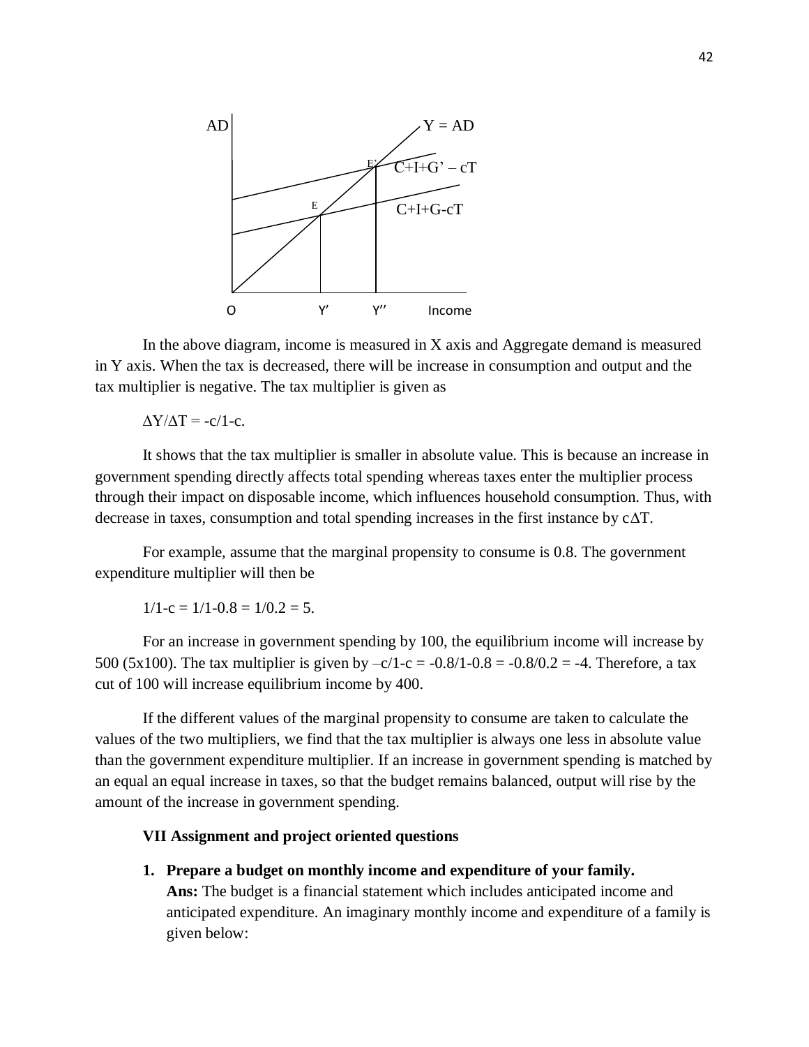In the above diagram, income is measured in X axis and Aggregate demand is measured in Y axis. When the tax is decreased, there will be increase in consumption and output and the tax multiplier is negative. The tax multiplier is given as

$\Delta Y/\Delta T = -c/1-c$.

It shows that the tax multiplier is smaller in absolute value. This is because an increase in government spending directly affects total spending whereas taxes enter the multiplier process through their impact on disposable income, which influences household consumption. Thus, with decrease in taxes, consumption and total spending increases in the first instance by $c\Delta T$.

For example, assume that the marginal propensity to consume is 0.8. The government expenditure multiplier will then be

$1/1-c = 1/1-0.8 = 1/0.2 = 5$.

For an increase in government spending by 100, the equilibrium income will increase by 500 (5x100). The tax multiplier is given by $-c/1-c = -0.8/1-0.8 = -0.8/0.2 = -4$. Therefore, a tax cut of 100 will increase equilibrium income by 400.

If the different values of the marginal propensity to consume are taken to calculate the values of the two multipliers, we find that the tax multiplier is always one less in absolute value than the government expenditure multiplier. If an increase in government spending is matched by an equal an equal increase in taxes, so that the budget remains balanced, output will rise by the amount of the increase in government spending.

**VII Assignment and project oriented questions**

1. **Prepare a budget on monthly income and expenditure of your family.**
   **Ans:** The budget is a financial statement which includes anticipated income and anticipated expenditure. An imaginary monthly income and expenditure of a family is given below: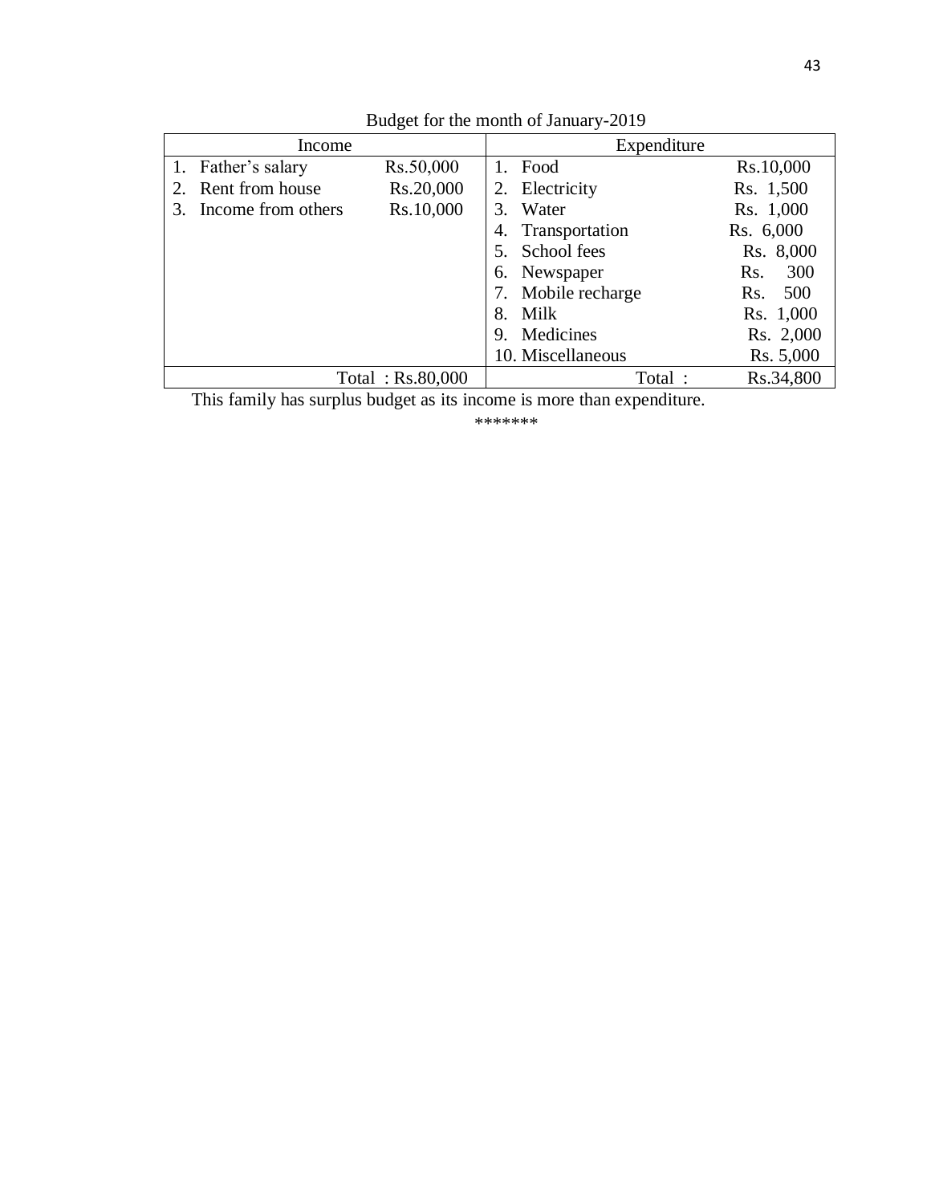Budget for the month of January-2019

| Income | | Expenditure | |
|---|---|---|---|
| 1. Father's salary | Rs.50,000 | 1. Food | Rs.10,000 |
| 2. Rent from house | Rs.20,000 | 2. Electricity | Rs. 1,500 |
| 3. Income from others | Rs.10,000 | 3. Water | Rs. 1,000 |
| | | 4. Transportation | Rs. 6,000 |
| | | 5. School fees | Rs. 8,000 |
| | | 6. Newspaper | Rs. 300 |
| | | 7. Mobile recharge | Rs. 500 |
| | | 8. Milk | Rs. 1,000 |
| | | 9. Medicines | Rs. 2,000 |
| | | 10. Miscellaneous | Rs. 5,000 |
| | Total : Rs.80,000 | Total : | Rs.34,800 |

This family has surplus budget as its income is more than expenditure.

*******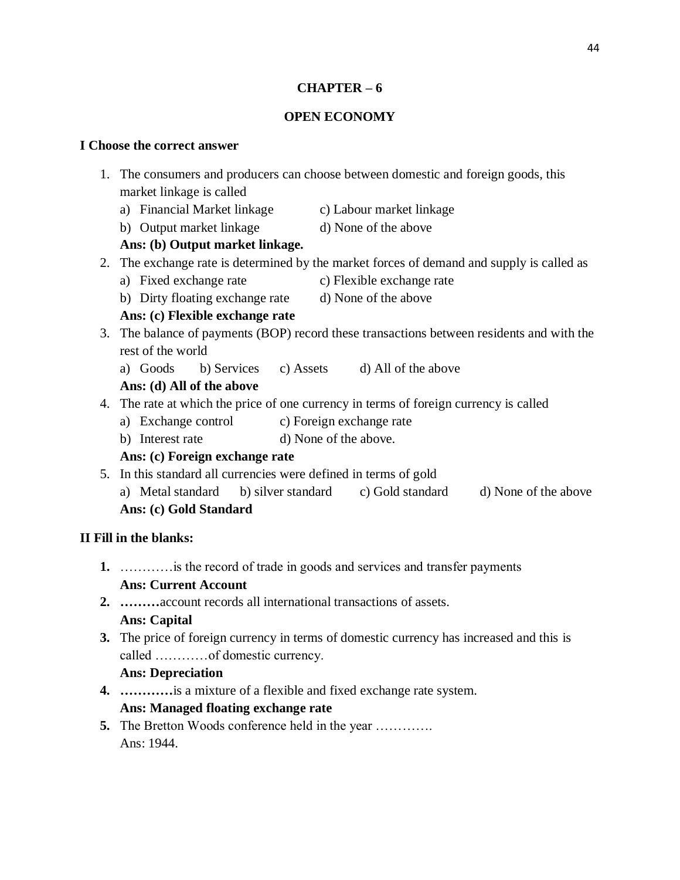# CHAPTER – 6

## OPEN ECONOMY

### I Choose the correct answer

1. The consumers and producers can choose between domestic and foreign goods, this market linkage is called
   a) Financial Market linkage c) Labour market linkage
   b) Output market linkage d) None of the above
   **Ans: (b) Output market linkage.**
2. The exchange rate is determined by the market forces of demand and supply is called as
   a) Fixed exchange rate c) Flexible exchange rate
   b) Dirty floating exchange rate d) None of the above
   **Ans: (c) Flexible exchange rate**
3. The balance of payments (BOP) record these transactions between residents and with the rest of the world
   a) Goods b) Services c) Assets d) All of the above
   **Ans: (d) All of the above**
4. The rate at which the price of one currency in terms of foreign currency is called
   a) Exchange control c) Foreign exchange rate
   b) Interest rate d) None of the above.
   **Ans: (c) Foreign exchange rate**
5. In this standard all currencies were defined in terms of gold
   a) Metal standard b) silver standard c) Gold standard d) None of the above
   **Ans: (c) Gold Standard**

### II Fill in the blanks:

1. …………is the record of trade in goods and services and transfer payments
   **Ans: Current Account**
2. **………**account records all international transactions of assets.
   **Ans: Capital**
3. The price of foreign currency in terms of domestic currency has increased and this is called …………of domestic currency.
   **Ans: Depreciation**
4. **…………**is a mixture of a flexible and fixed exchange rate system.
   **Ans: Managed floating exchange rate**
5. The Bretton Woods conference held in the year ………….
   Ans: 1944.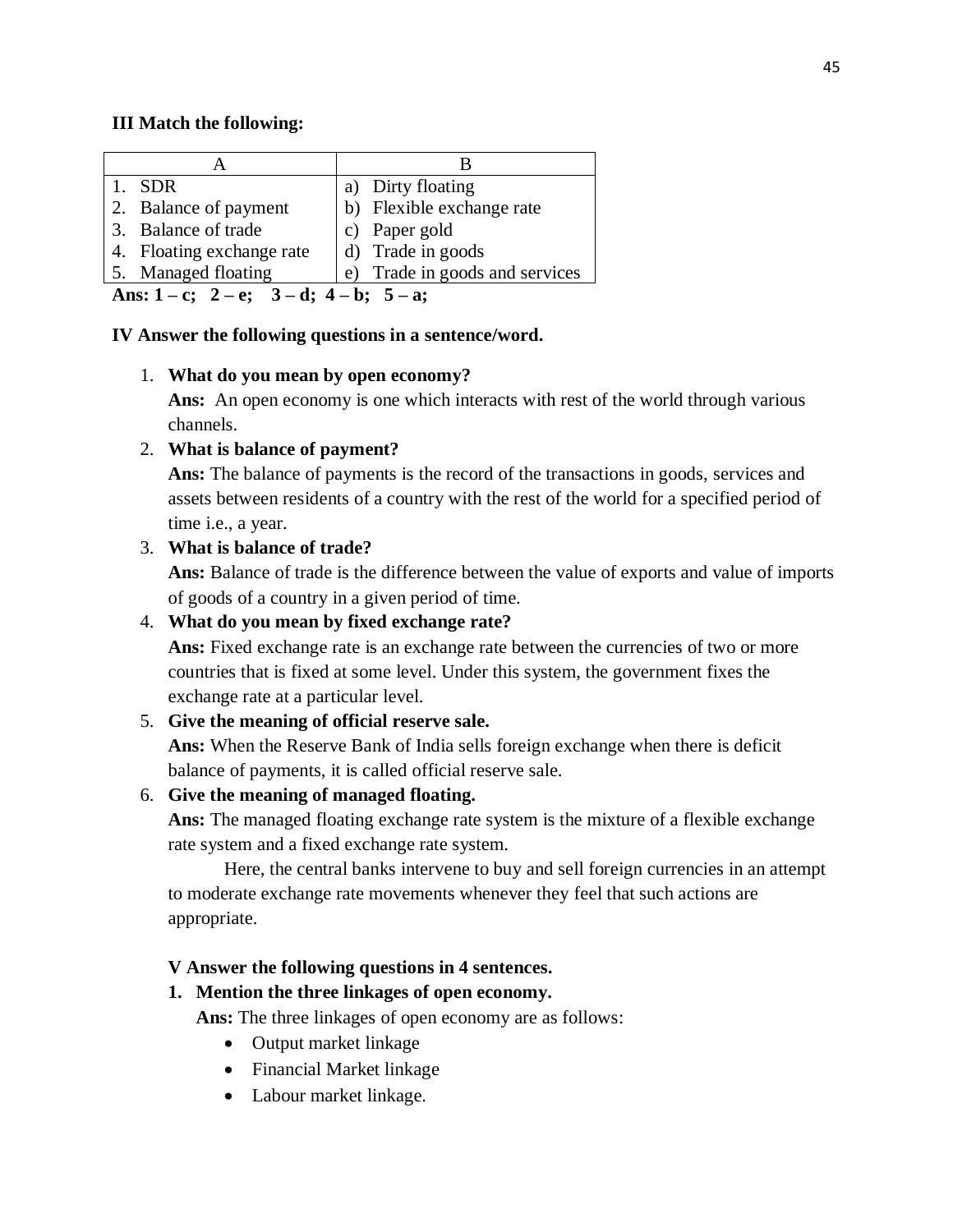**III Match the following:**

| A | B |
|---|---|
| 1. SDR | a) Dirty floating |
| 2. Balance of payment | b) Flexible exchange rate |
| 3. Balance of trade | c) Paper gold |
| 4. Floating exchange rate | d) Trade in goods |
| 5. Managed floating | e) Trade in goods and services |

**Ans: 1 – c; 2 – e; 3 – d; 4 – b; 5 – a;**

**IV Answer the following questions in a sentence/word.**

1. **What do you mean by open economy?**
   **Ans:** An open economy is one which interacts with rest of the world through various channels.
2. **What is balance of payment?**
   **Ans:** The balance of payments is the record of the transactions in goods, services and assets between residents of a country with the rest of the world for a specified period of time i.e., a year.
3. **What is balance of trade?**
   **Ans:** Balance of trade is the difference between the value of exports and value of imports of goods of a country in a given period of time.
4. **What do you mean by fixed exchange rate?**
   **Ans:** Fixed exchange rate is an exchange rate between the currencies of two or more countries that is fixed at some level. Under this system, the government fixes the exchange rate at a particular level.
5. **Give the meaning of official reserve sale.**
   **Ans:** When the Reserve Bank of India sells foreign exchange when there is deficit balance of payments, it is called official reserve sale.
6. **Give the meaning of managed floating.**
   **Ans:** The managed floating exchange rate system is the mixture of a flexible exchange rate system and a fixed exchange rate system.

   Here, the central banks intervene to buy and sell foreign currencies in an attempt to moderate exchange rate movements whenever they feel that such actions are appropriate.

**V Answer the following questions in 4 sentences.**

1. **Mention the three linkages of open economy.**
   **Ans:** The three linkages of open economy are as follows:
   - Output market linkage
   - Financial Market linkage
   - Labour market linkage.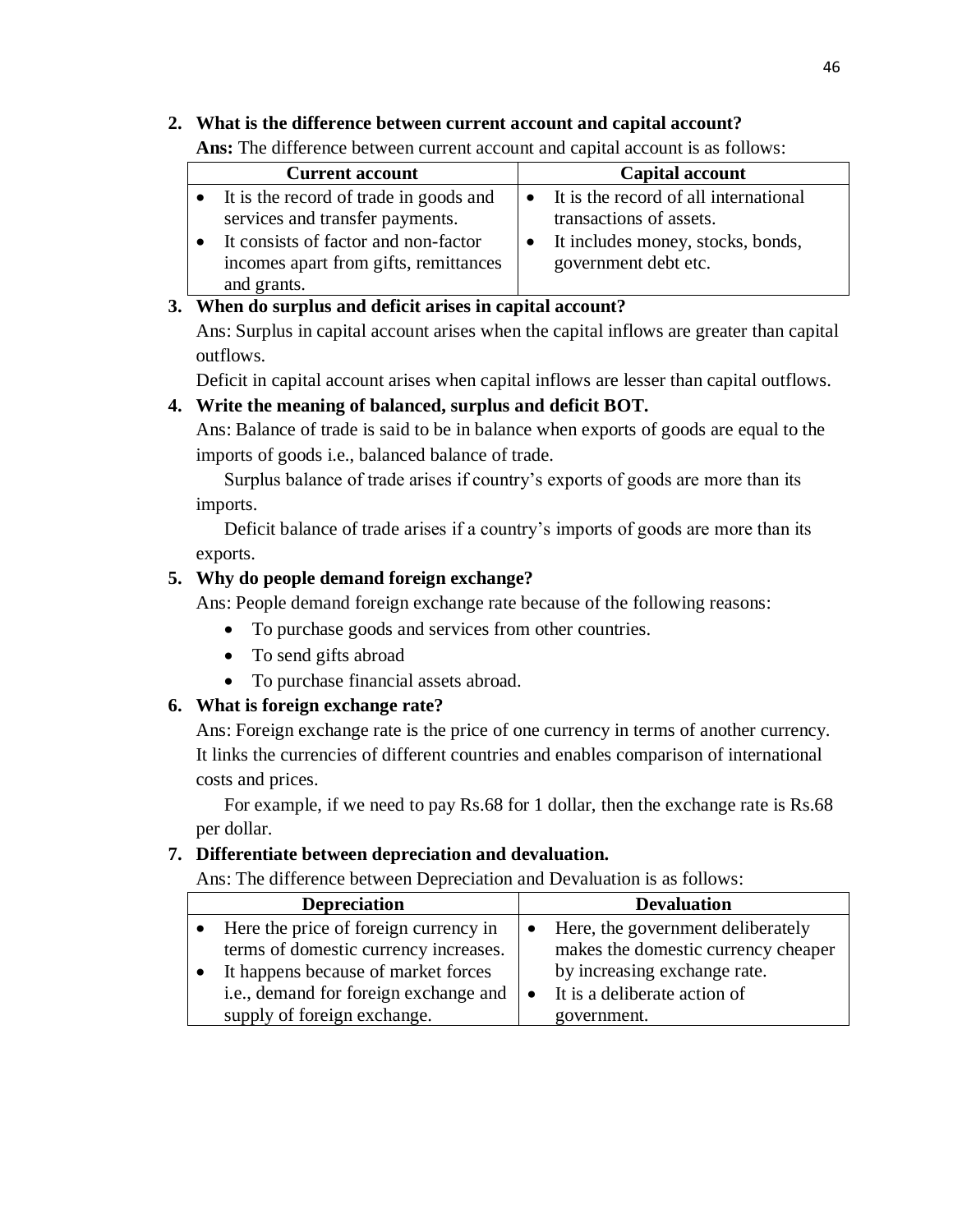**2. What is the difference between current account and capital account?**

**Ans:** The difference between current account and capital account is as follows:

| Current account | Capital account |
|---|---|
| • It is the record of trade in goods and services and transfer payments.<br>• It consists of factor and non-factor incomes apart from gifts, remittances and grants. | • It is the record of all international transactions of assets.<br>• It includes money, stocks, bonds, government debt etc. |

**3. When do surplus and deficit arises in capital account?**

Ans: Surplus in capital account arises when the capital inflows are greater than capital outflows.

Deficit in capital account arises when capital inflows are lesser than capital outflows.

**4. Write the meaning of balanced, surplus and deficit BOT.**

Ans: Balance of trade is said to be in balance when exports of goods are equal to the imports of goods i.e., balanced balance of trade.

Surplus balance of trade arises if country's exports of goods are more than its imports.

Deficit balance of trade arises if a country's imports of goods are more than its exports.

**5. Why do people demand foreign exchange?**

Ans: People demand foreign exchange rate because of the following reasons:

- To purchase goods and services from other countries.
- To send gifts abroad
- To purchase financial assets abroad.

**6. What is foreign exchange rate?**

Ans: Foreign exchange rate is the price of one currency in terms of another currency. It links the currencies of different countries and enables comparison of international costs and prices.

For example, if we need to pay Rs.68 for 1 dollar, then the exchange rate is Rs.68 per dollar.

**7. Differentiate between depreciation and devaluation.**

Ans: The difference between Depreciation and Devaluation is as follows:

| Depreciation | Devaluation |
|---|---|
| • Here the price of foreign currency in terms of domestic currency increases.<br>• It happens because of market forces i.e., demand for foreign exchange and supply of foreign exchange. | • Here, the government deliberately makes the domestic currency cheaper by increasing exchange rate.<br>• It is a deliberate action of government. |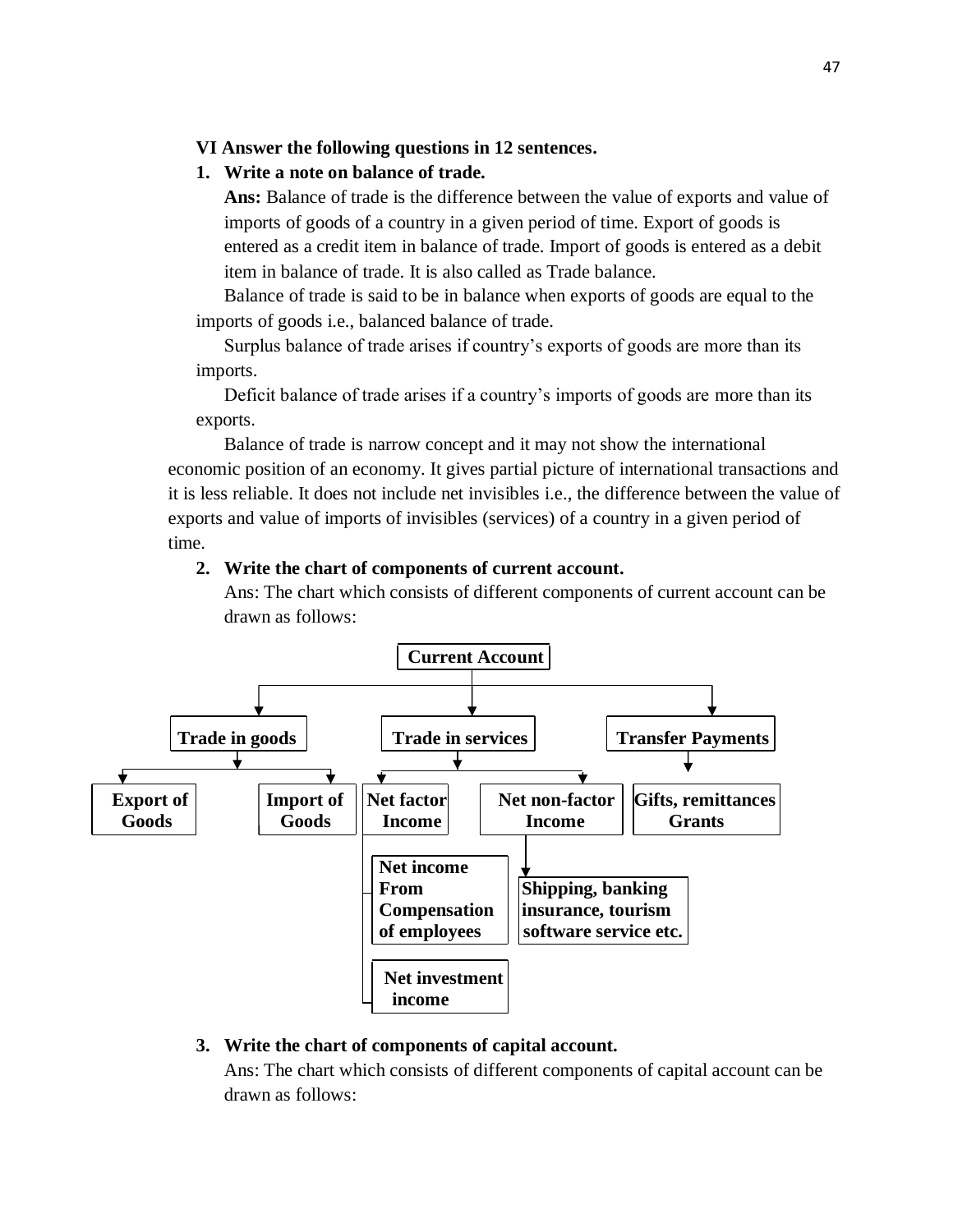**VI Answer the following questions in 12 sentences.**

1. **Write a note on balance of trade.**

   **Ans:** Balance of trade is the difference between the value of exports and value of imports of goods of a country in a given period of time. Export of goods is entered as a credit item in balance of trade. Import of goods is entered as a debit item in balance of trade. It is also called as Trade balance.

   Balance of trade is said to be in balance when exports of goods are equal to the imports of goods i.e., balanced balance of trade.

   Surplus balance of trade arises if country's exports of goods are more than its imports.

   Deficit balance of trade arises if a country's imports of goods are more than its exports.

   Balance of trade is narrow concept and it may not show the international economic position of an economy. It gives partial picture of international transactions and it is less reliable. It does not include net invisibles i.e., the difference between the value of exports and value of imports of invisibles (services) of a country in a given period of time.

2. **Write the chart of components of current account.**

   Ans: The chart which consists of different components of current account can be drawn as follows:

```
Current Account
├── Trade in goods
│   ├── Export of Goods
│   └── Import of Goods
├── Trade in services
│   ├── Net factor Income
│   │   ├── Net income From Compensation of employees
│   │   └── Net investment income
│   └── Net non-factor Income
│       └── Shipping, banking insurance, tourism software service etc.
└── Transfer Payments
    └── Gifts, remittances Grants
```

3. **Write the chart of components of capital account.**

   Ans: The chart which consists of different components of capital account can be drawn as follows: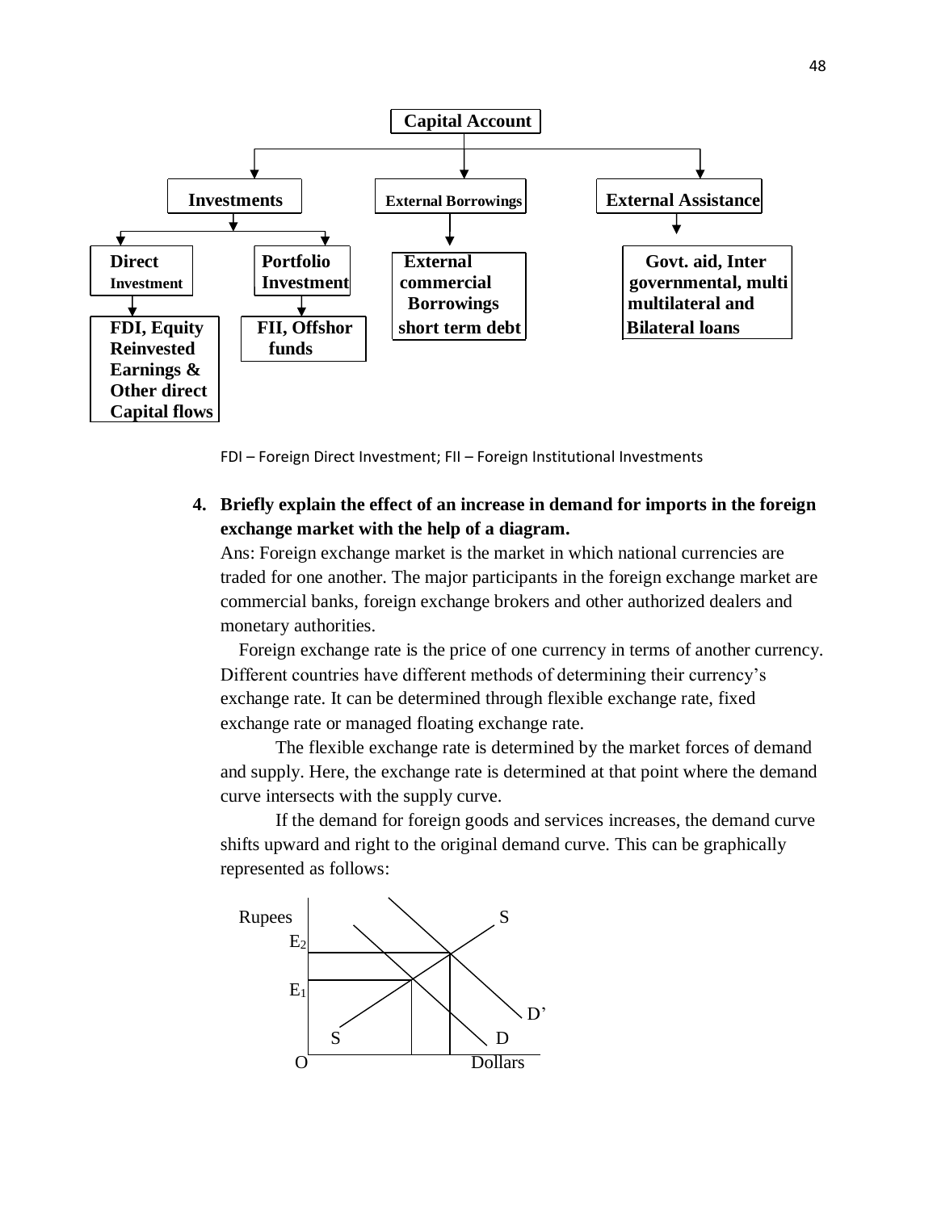Capital Account

- Investments
  - Direct Investment
    - FDI, Equity Reinvested Earnings & Other direct Capital flows
  - Portfolio Investment
    - FII, Offshor funds
- External Borrowings
  - External commercial Borrowings short term debt
- External Assistance
  - Govt. aid, Inter governmental, multi multilateral and Bilateral loans

FDI – Foreign Direct Investment; FII – Foreign Institutional Investments

**4. Briefly explain the effect of an increase in demand for imports in the foreign exchange market with the help of a diagram.**

Ans: Foreign exchange market is the market in which national currencies are traded for one another. The major participants in the foreign exchange market are commercial banks, foreign exchange brokers and other authorized dealers and monetary authorities.

Foreign exchange rate is the price of one currency in terms of another currency. Different countries have different methods of determining their currency's exchange rate. It can be determined through flexible exchange rate, fixed exchange rate or managed floating exchange rate.

The flexible exchange rate is determined by the market forces of demand and supply. Here, the exchange rate is determined at that point where the demand curve intersects with the supply curve.

If the demand for foreign goods and services increases, the demand curve shifts upward and right to the original demand curve. This can be graphically represented as follows:

Rupees, $E_2$, $E_1$, S, S, D, D', O, Dollars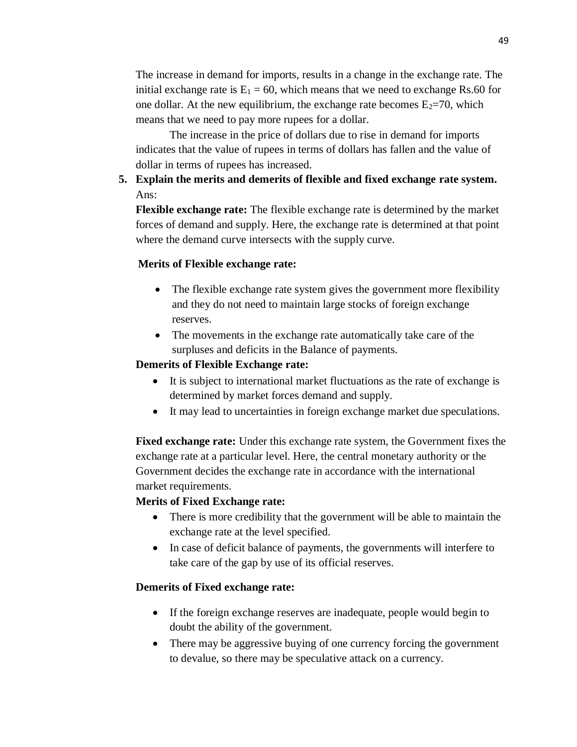The increase in demand for imports, results in a change in the exchange rate. The initial exchange rate is $E_1 = 60$, which means that we need to exchange Rs.60 for one dollar. At the new equilibrium, the exchange rate becomes $E_2=70$, which means that we need to pay more rupees for a dollar.

The increase in the price of dollars due to rise in demand for imports indicates that the value of rupees in terms of dollars has fallen and the value of dollar in terms of rupees has increased.

5. **Explain the merits and demerits of flexible and fixed exchange rate system.**

Ans:

**Flexible exchange rate:** The flexible exchange rate is determined by the market forces of demand and supply. Here, the exchange rate is determined at that point where the demand curve intersects with the supply curve.

**Merits of Flexible exchange rate:**

- The flexible exchange rate system gives the government more flexibility and they do not need to maintain large stocks of foreign exchange reserves.
- The movements in the exchange rate automatically take care of the surpluses and deficits in the Balance of payments.

**Demerits of Flexible Exchange rate:**

- It is subject to international market fluctuations as the rate of exchange is determined by market forces demand and supply.
- It may lead to uncertainties in foreign exchange market due speculations.

**Fixed exchange rate:** Under this exchange rate system, the Government fixes the exchange rate at a particular level. Here, the central monetary authority or the Government decides the exchange rate in accordance with the international market requirements.

**Merits of Fixed Exchange rate:**

- There is more credibility that the government will be able to maintain the exchange rate at the level specified.
- In case of deficit balance of payments, the governments will interfere to take care of the gap by use of its official reserves.

**Demerits of Fixed exchange rate:**

- If the foreign exchange reserves are inadequate, people would begin to doubt the ability of the government.
- There may be aggressive buying of one currency forcing the government to devalue, so there may be speculative attack on a currency.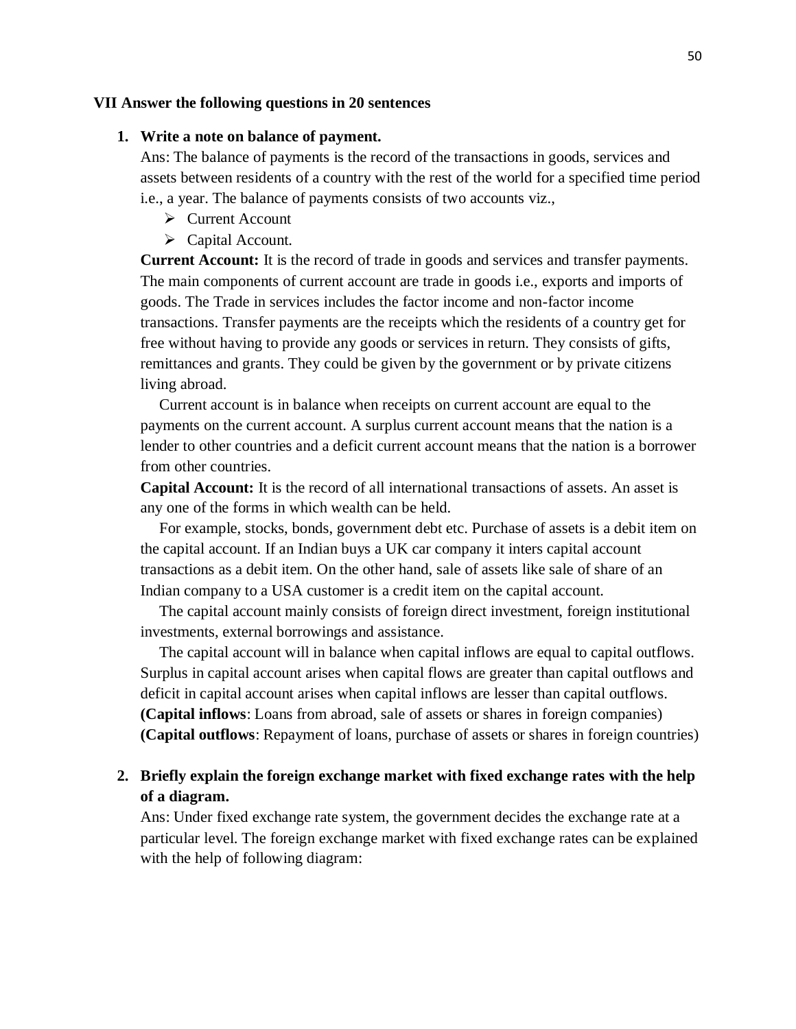**VII Answer the following questions in 20 sentences**

1. **Write a note on balance of payment.**

   Ans: The balance of payments is the record of the transactions in goods, services and assets between residents of a country with the rest of the world for a specified time period i.e., a year. The balance of payments consists of two accounts viz.,

   - Current Account
   - Capital Account.

   **Current Account:** It is the record of trade in goods and services and transfer payments. The main components of current account are trade in goods i.e., exports and imports of goods. The Trade in services includes the factor income and non-factor income transactions. Transfer payments are the receipts which the residents of a country get for free without having to provide any goods or services in return. They consists of gifts, remittances and grants. They could be given by the government or by private citizens living abroad.

   Current account is in balance when receipts on current account are equal to the payments on the current account. A surplus current account means that the nation is a lender to other countries and a deficit current account means that the nation is a borrower from other countries.

   **Capital Account:** It is the record of all international transactions of assets. An asset is any one of the forms in which wealth can be held.

   For example, stocks, bonds, government debt etc. Purchase of assets is a debit item on the capital account. If an Indian buys a UK car company it inters capital account transactions as a debit item. On the other hand, sale of assets like sale of share of an Indian company to a USA customer is a credit item on the capital account.

   The capital account mainly consists of foreign direct investment, foreign institutional investments, external borrowings and assistance.

   The capital account will in balance when capital inflows are equal to capital outflows. Surplus in capital account arises when capital flows are greater than capital outflows and deficit in capital account arises when capital inflows are lesser than capital outflows.
   **(Capital inflows**: Loans from abroad, sale of assets or shares in foreign companies)
   **(Capital outflows**: Repayment of loans, purchase of assets or shares in foreign countries)

2. **Briefly explain the foreign exchange market with fixed exchange rates with the help of a diagram.**

   Ans: Under fixed exchange rate system, the government decides the exchange rate at a particular level. The foreign exchange market with fixed exchange rates can be explained with the help of following diagram: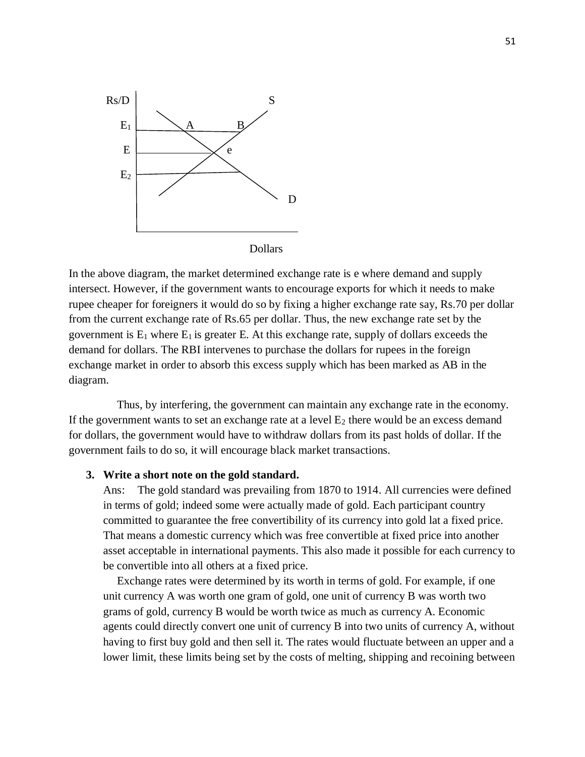In the above diagram, the market determined exchange rate is e where demand and supply intersect. However, if the government wants to encourage exports for which it needs to make rupee cheaper for foreigners it would do so by fixing a higher exchange rate say, Rs.70 per dollar from the current exchange rate of Rs.65 per dollar. Thus, the new exchange rate set by the government is $E_1$ where $E_1$ is greater E. At this exchange rate, supply of dollars exceeds the demand for dollars. The RBI intervenes to purchase the dollars for rupees in the foreign exchange market in order to absorb this excess supply which has been marked as AB in the diagram.

Thus, by interfering, the government can maintain any exchange rate in the economy. If the government wants to set an exchange rate at a level $E_2$ there would be an excess demand for dollars, the government would have to withdraw dollars from its past holds of dollar. If the government fails to do so, it will encourage black market transactions.

3. **Write a short note on the gold standard.**

   Ans: The gold standard was prevailing from 1870 to 1914. All currencies were defined in terms of gold; indeed some were actually made of gold. Each participant country committed to guarantee the free convertibility of its currency into gold lat a fixed price. That means a domestic currency which was free convertible at fixed price into another asset acceptable in international payments. This also made it possible for each currency to be convertible into all others at a fixed price.

   Exchange rates were determined by its worth in terms of gold. For example, if one unit currency A was worth one gram of gold, one unit of currency B was worth two grams of gold, currency B would be worth twice as much as currency A. Economic agents could directly convert one unit of currency B into two units of currency A, without having to first buy gold and then sell it. The rates would fluctuate between an upper and a lower limit, these limits being set by the costs of melting, shipping and recoining between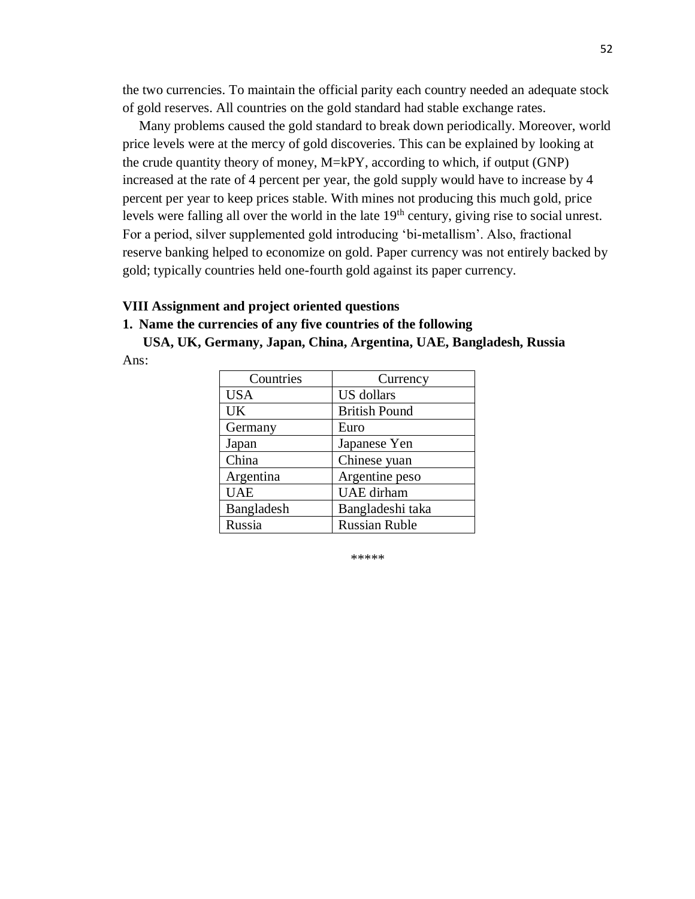the two currencies. To maintain the official parity each country needed an adequate stock of gold reserves. All countries on the gold standard had stable exchange rates.

Many problems caused the gold standard to break down periodically. Moreover, world price levels were at the mercy of gold discoveries. This can be explained by looking at the crude quantity theory of money, M=kPY, according to which, if output (GNP) increased at the rate of 4 percent per year, the gold supply would have to increase by 4 percent per year to keep prices stable. With mines not producing this much gold, price levels were falling all over the world in the late 19th century, giving rise to social unrest. For a period, silver supplemented gold introducing 'bi-metallism'. Also, fractional reserve banking helped to economize on gold. Paper currency was not entirely backed by gold; typically countries held one-fourth gold against its paper currency.

### VIII Assignment and project oriented questions

**1. Name the currencies of any five countries of the following**

**USA, UK, Germany, Japan, China, Argentina, UAE, Bangladesh, Russia**

Ans:

| Countries | Currency |
|---|---|
| USA | US dollars |
| UK | British Pound |
| Germany | Euro |
| Japan | Japanese Yen |
| China | Chinese yuan |
| Argentina | Argentine peso |
| UAE | UAE dirham |
| Bangladesh | Bangladeshi taka |
| Russia | Russian Ruble |

*****